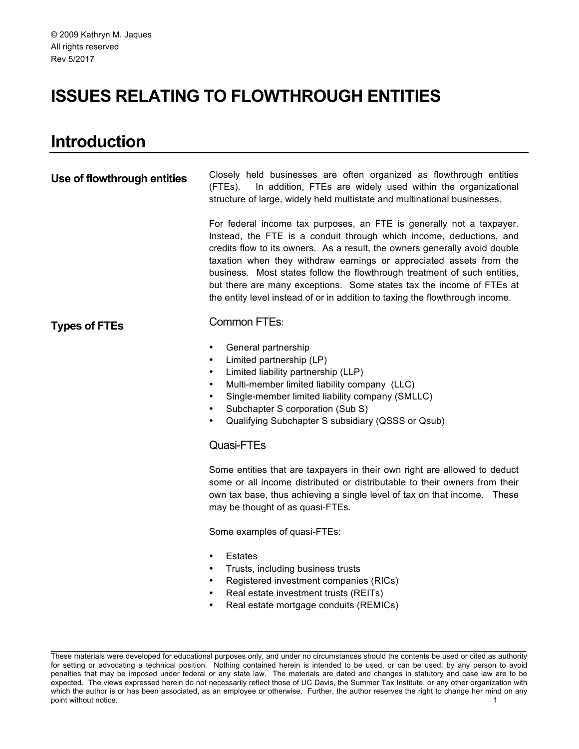© 2009 Kathryn M. Jaques
All rights reserved
Rev 5/2017

# ISSUES RELATING TO FLOWTHROUGH ENTITIES

## Introduction

### Use of flowthrough entities

Closely held businesses are often organized as flowthrough entities (FTEs). In addition, FTEs are widely used within the organizational structure of large, widely held multistate and multinational businesses.

For federal income tax purposes, an FTE is generally not a taxpayer. Instead, the FTE is a conduit through which income, deductions, and credits flow to its owners. As a result, the owners generally avoid double taxation when they withdraw earnings or appreciated assets from the business. Most states follow the flowthrough treatment of such entities, but there are many exceptions. Some states tax the income of FTEs at the entity level instead of or in addition to taxing the flowthrough income.

### Types of FTEs

Common FTEs:

- General partnership
- Limited partnership (LP)
- Limited liability partnership (LLP)
- Multi-member limited liability company (LLC)
- Single-member limited liability company (SMLLC)
- Subchapter S corporation (Sub S)
- Qualifying Subchapter S subsidiary (QSSS or Qsub)

Quasi-FTEs

Some entities that are taxpayers in their own right are allowed to deduct some or all income distributed or distributable to their owners from their own tax base, thus achieving a single level of tax on that income. These may be thought of as quasi-FTEs.

Some examples of quasi-FTEs:

- Estates
- Trusts, including business trusts
- Registered investment companies (RICs)
- Real estate investment trusts (REITs)
- Real estate mortgage conduits (REMICs)

---

These materials were developed for educational purposes only, and under no circumstances should the contents be used or cited as authority for setting or advocating a technical position. Nothing contained herein is intended to be used, or can be used, by any person to avoid penalties that may be imposed under federal or any state law. The materials are dated and changes in statutory and case law are to be expected. The views expressed herein do not necessarily reflect those of UC Davis, the Summer Tax Institute, or any other organization with which the author is or has been associated, as an employee or otherwise. Further, the author reserves the right to change her mind on any point without notice.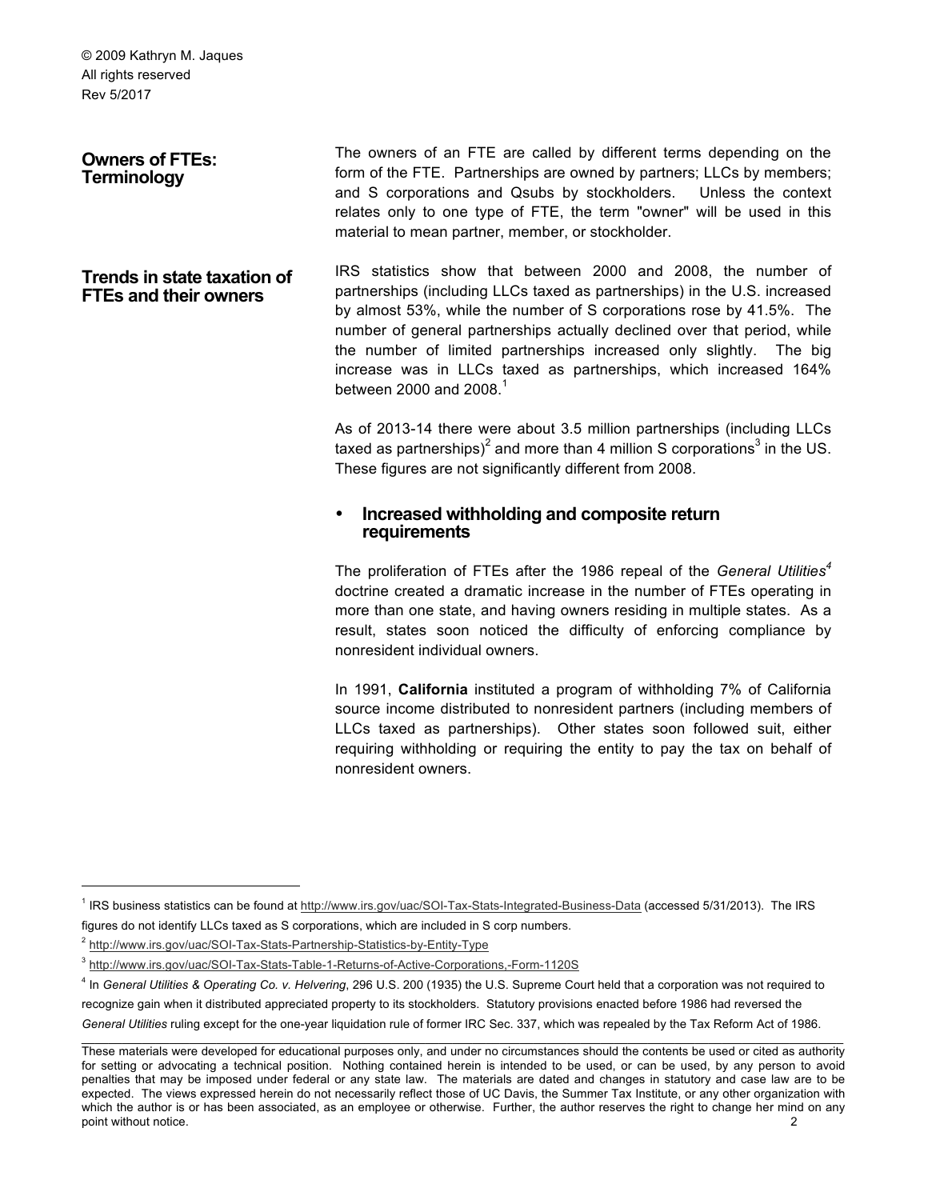## Owners of FTEs: Terminology

The owners of an FTE are called by different terms depending on the form of the FTE. Partnerships are owned by partners; LLCs by members; and S corporations and Qsubs by stockholders. Unless the context relates only to one type of FTE, the term "owner" will be used in this material to mean partner, member, or stockholder.

## Trends in state taxation of FTEs and their owners

IRS statistics show that between 2000 and 2008, the number of partnerships (including LLCs taxed as partnerships) in the U.S. increased by almost 53%, while the number of S corporations rose by 41.5%. The number of general partnerships actually declined over that period, while the number of limited partnerships increased only slightly. The big increase was in LLCs taxed as partnerships, which increased 164% between 2000 and 2008.[1]

As of 2013-14 there were about 3.5 million partnerships (including LLCs taxed as partnerships)[2] and more than 4 million S corporations[3] in the US. These figures are not significantly different from 2008.

- **Increased withholding and composite return requirements**

The proliferation of FTEs after the 1986 repeal of the *General Utilities*[4] doctrine created a dramatic increase in the number of FTEs operating in more than one state, and having owners residing in multiple states. As a result, states soon noticed the difficulty of enforcing compliance by nonresident individual owners.

In 1991, **California** instituted a program of withholding 7% of California source income distributed to nonresident partners (including members of LLCs taxed as partnerships). Other states soon followed suit, either requiring withholding or requiring the entity to pay the tax on behalf of nonresident owners.

---

[1] IRS business statistics can be found at http://www.irs.gov/uac/SOI-Tax-Stats-Integrated-Business-Data (accessed 5/31/2013). The IRS figures do not identify LLCs taxed as S corporations, which are included in S corp numbers.

[2] http://www.irs.gov/uac/SOI-Tax-Stats-Partnership-Statistics-by-Entity-Type

[3] http://www.irs.gov/uac/SOI-Tax-Stats-Table-1-Returns-of-Active-Corporations,-Form-1120S

[4] In *General Utilities & Operating Co. v. Helvering*, 296 U.S. 200 (1935) the U.S. Supreme Court held that a corporation was not required to recognize gain when it distributed appreciated property to its stockholders. Statutory provisions enacted before 1986 had reversed the *General Utilities* ruling except for the one-year liquidation rule of former IRC Sec. 337, which was repealed by the Tax Reform Act of 1986.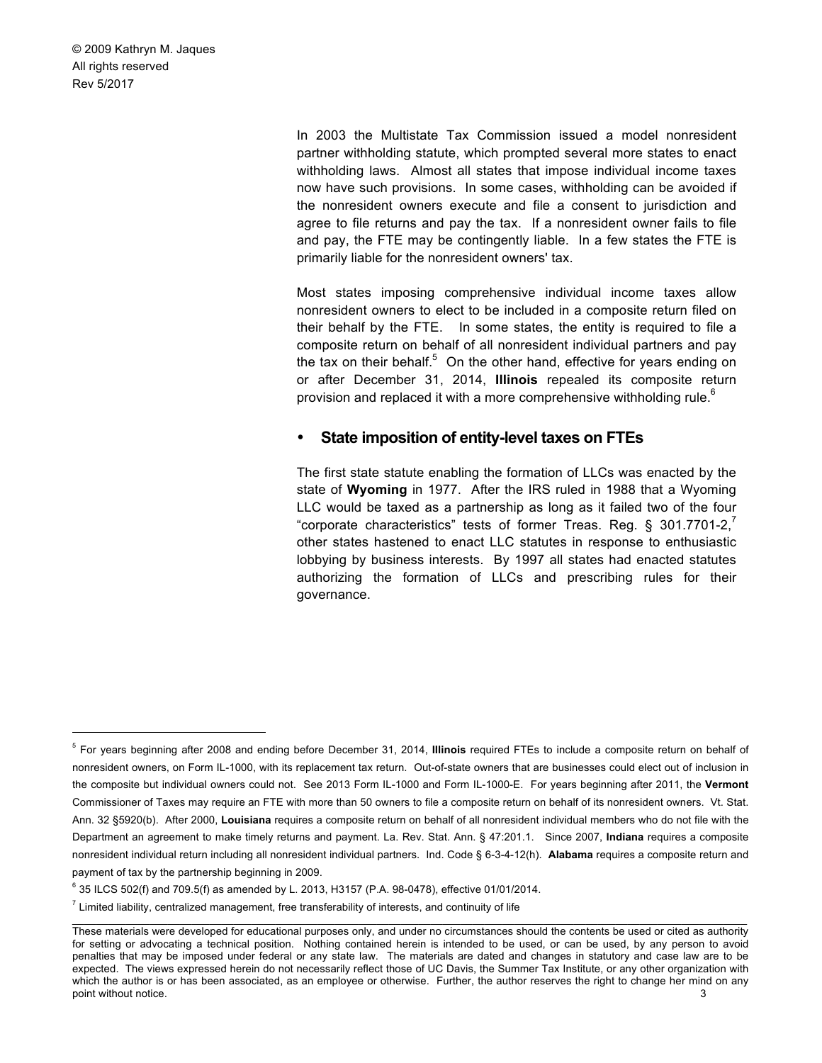In 2003 the Multistate Tax Commission issued a model nonresident partner withholding statute, which prompted several more states to enact withholding laws. Almost all states that impose individual income taxes now have such provisions. In some cases, withholding can be avoided if the nonresident owners execute and file a consent to jurisdiction and agree to file returns and pay the tax. If a nonresident owner fails to file and pay, the FTE may be contingently liable. In a few states the FTE is primarily liable for the nonresident owners' tax.

Most states imposing comprehensive individual income taxes allow nonresident owners to elect to be included in a composite return filed on their behalf by the FTE. In some states, the entity is required to file a composite return on behalf of all nonresident individual partners and pay the tax on their behalf.[5] On the other hand, effective for years ending on or after December 31, 2014, **Illinois** repealed its composite return provision and replaced it with a more comprehensive withholding rule.[6]

- **State imposition of entity-level taxes on FTEs**

The first state statute enabling the formation of LLCs was enacted by the state of **Wyoming** in 1977. After the IRS ruled in 1988 that a Wyoming LLC would be taxed as a partnership as long as it failed two of the four "corporate characteristics" tests of former Treas. Reg. § 301.7701-2,[7] other states hastened to enact LLC statutes in response to enthusiastic lobbying by business interests. By 1997 all states had enacted statutes authorizing the formation of LLCs and prescribing rules for their governance.

---

[5] For years beginning after 2008 and ending before December 31, 2014, **Illinois** required FTEs to include a composite return on behalf of nonresident owners, on Form IL-1000, with its replacement tax return. Out-of-state owners that are businesses could elect out of inclusion in the composite but individual owners could not. See 2013 Form IL-1000 and Form IL-1000-E. For years beginning after 2011, the **Vermont** Commissioner of Taxes may require an FTE with more than 50 owners to file a composite return on behalf of its nonresident owners. Vt. Stat. Ann. 32 §5920(b). After 2000, **Louisiana** requires a composite return on behalf of all nonresident individual members who do not file with the Department an agreement to make timely returns and payment. La. Rev. Stat. Ann. § 47:201.1. Since 2007, **Indiana** requires a composite nonresident individual return including all nonresident individual partners. Ind. Code § 6-3-4-12(h). **Alabama** requires a composite return and payment of tax by the partnership beginning in 2009.

[6] 35 ILCS 502(f) and 709.5(f) as amended by L. 2013, H3157 (P.A. 98-0478), effective 01/01/2014.

[7] Limited liability, centralized management, free transferability of interests, and continuity of life

These materials were developed for educational purposes only, and under no circumstances should the contents be used or cited as authority for setting or advocating a technical position. Nothing contained herein is intended to be used, or can be used, by any person to avoid penalties that may be imposed under federal or any state law. The materials are dated and changes in statutory and case law are to be expected. The views expressed herein do not necessarily reflect those of UC Davis, the Summer Tax Institute, or any other organization with which the author is or has been associated, as an employee or otherwise. Further, the author reserves the right to change her mind on any point without notice.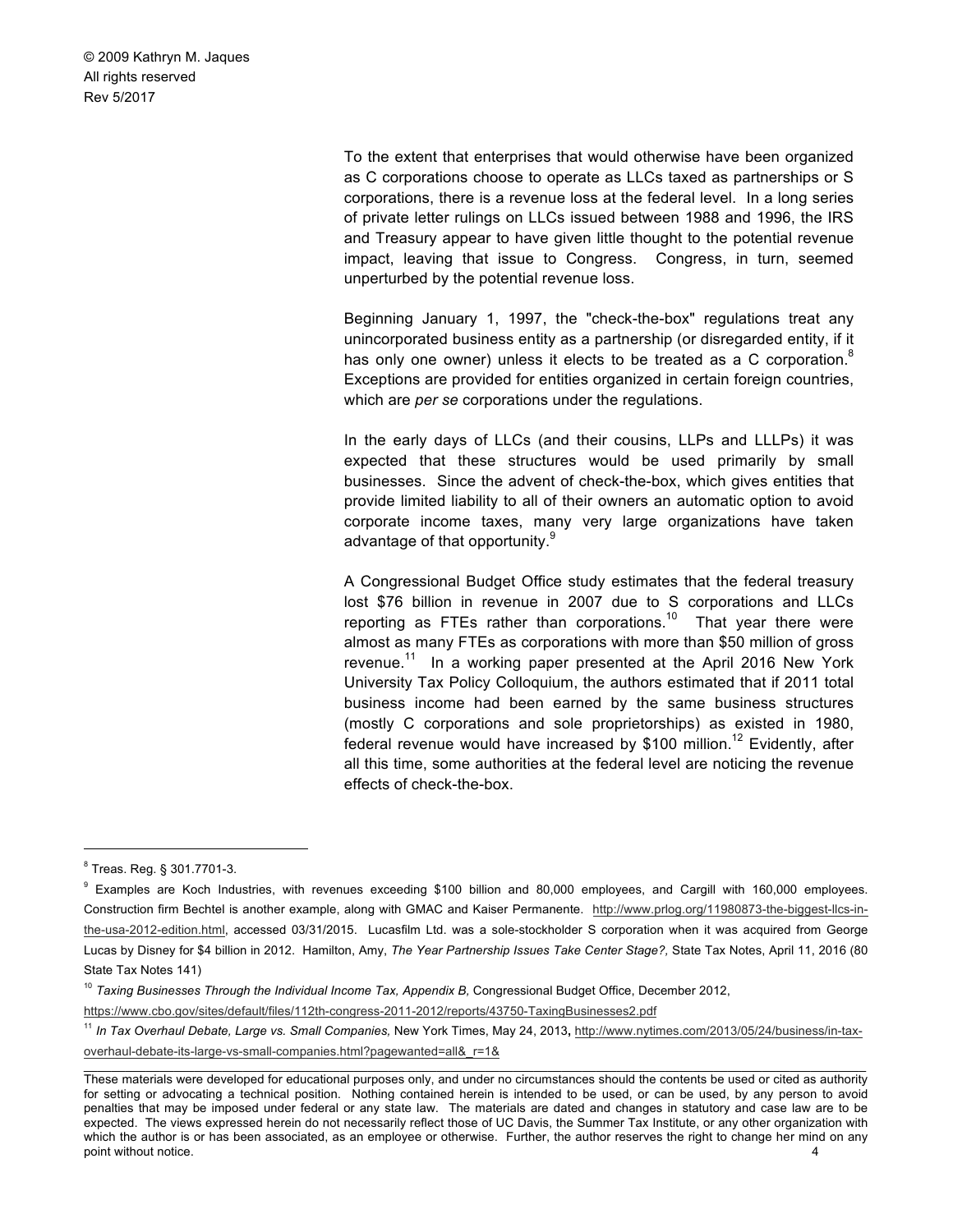To the extent that enterprises that would otherwise have been organized as C corporations choose to operate as LLCs taxed as partnerships or S corporations, there is a revenue loss at the federal level. In a long series of private letter rulings on LLCs issued between 1988 and 1996, the IRS and Treasury appear to have given little thought to the potential revenue impact, leaving that issue to Congress. Congress, in turn, seemed unperturbed by the potential revenue loss.

Beginning January 1, 1997, the "check-the-box" regulations treat any unincorporated business entity as a partnership (or disregarded entity, if it has only one owner) unless it elects to be treated as a C corporation.[8] Exceptions are provided for entities organized in certain foreign countries, which are *per se* corporations under the regulations.

In the early days of LLCs (and their cousins, LLPs and LLLPs) it was expected that these structures would be used primarily by small businesses. Since the advent of check-the-box, which gives entities that provide limited liability to all of their owners an automatic option to avoid corporate income taxes, many very large organizations have taken advantage of that opportunity.[9]

A Congressional Budget Office study estimates that the federal treasury lost $76 billion in revenue in 2007 due to S corporations and LLCs reporting as FTEs rather than corporations.[10] That year there were almost as many FTEs as corporations with more than $50 million of gross revenue.[11] In a working paper presented at the April 2016 New York University Tax Policy Colloquium, the authors estimated that if 2011 total business income had been earned by the same business structures (mostly C corporations and sole proprietorships) as existed in 1980, federal revenue would have increased by $100 million.[12] Evidently, after all this time, some authorities at the federal level are noticing the revenue effects of check-the-box.

---

[8] Treas. Reg. § 301.7701-3.

[9] Examples are Koch Industries, with revenues exceeding $100 billion and 80,000 employees, and Cargill with 160,000 employees. Construction firm Bechtel is another example, along with GMAC and Kaiser Permanente. http://www.prlog.org/11980873-the-biggest-llcs-in-the-usa-2012-edition.html, accessed 03/31/2015. Lucasfilm Ltd. was a sole-stockholder S corporation when it was acquired from George Lucas by Disney for $4 billion in 2012. Hamilton, Amy, *The Year Partnership Issues Take Center Stage?,* State Tax Notes, April 11, 2016 (80 State Tax Notes 141)

[10] *Taxing Businesses Through the Individual Income Tax, Appendix B,* Congressional Budget Office, December 2012, https://www.cbo.gov/sites/default/files/112th-congress-2011-2012/reports/43750-TaxingBusinesses2.pdf

[11] *In Tax Overhaul Debate, Large vs. Small Companies,* New York Times, May 24, 2013, http://www.nytimes.com/2013/05/24/business/in-tax-overhaul-debate-its-large-vs-small-companies.html?pagewanted=all&_r=1&

These materials were developed for educational purposes only, and under no circumstances should the contents be used or cited as authority for setting or advocating a technical position. Nothing contained herein is intended to be used, or can be used, by any person to avoid penalties that may be imposed under federal or any state law. The materials are dated and changes in statutory and case law are to be expected. The views expressed herein do not necessarily reflect those of UC Davis, the Summer Tax Institute, or any other organization with which the author is or has been associated, as an employee or otherwise. Further, the author reserves the right to change her mind on any point without notice.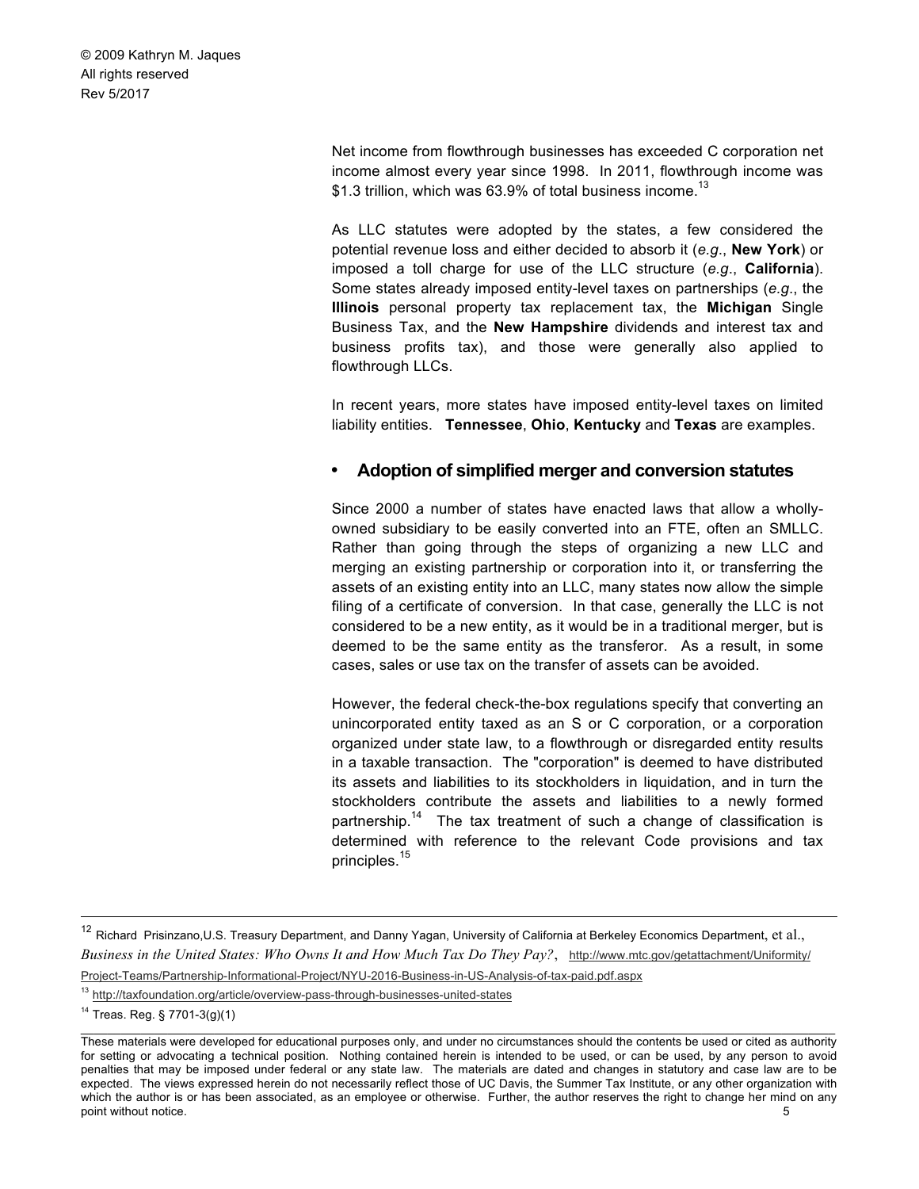Net income from flowthrough businesses has exceeded C corporation net income almost every year since 1998. In 2011, flowthrough income was $1.3 trillion, which was 63.9% of total business income.[13]

As LLC statutes were adopted by the states, a few considered the potential revenue loss and either decided to absorb it (*e.g.*, **New York**) or imposed a toll charge for use of the LLC structure (*e.g.*, **California**). Some states already imposed entity-level taxes on partnerships (*e.g.*, the **Illinois** personal property tax replacement tax, the **Michigan** Single Business Tax, and the **New Hampshire** dividends and interest tax and business profits tax), and those were generally also applied to flowthrough LLCs.

In recent years, more states have imposed entity-level taxes on limited liability entities. **Tennessee**, **Ohio**, **Kentucky** and **Texas** are examples.

## • Adoption of simplified merger and conversion statutes

Since 2000 a number of states have enacted laws that allow a wholly-owned subsidiary to be easily converted into an FTE, often an SMLLC. Rather than going through the steps of organizing a new LLC and merging an existing partnership or corporation into it, or transferring the assets of an existing entity into an LLC, many states now allow the simple filing of a certificate of conversion. In that case, generally the LLC is not considered to be a new entity, as it would be in a traditional merger, but is deemed to be the same entity as the transferor. As a result, in some cases, sales or use tax on the transfer of assets can be avoided.

However, the federal check-the-box regulations specify that converting an unincorporated entity taxed as an S or C corporation, or a corporation organized under state law, to a flowthrough or disregarded entity results in a taxable transaction. The "corporation" is deemed to have distributed its assets and liabilities to its stockholders in liquidation, and in turn the stockholders contribute the assets and liabilities to a newly formed partnership.[14] The tax treatment of such a change of classification is determined with reference to the relevant Code provisions and tax principles.[15]

---

[12] Richard Prisinzano,U.S. Treasury Department, and Danny Yagan, University of California at Berkeley Economics Department, et al., *Business in the United States: Who Owns It and How Much Tax Do They Pay?*, http://www.mtc.gov/getattachment/Uniformity/Project-Teams/Partnership-Informational-Project/NYU-2016-Business-in-US-Analysis-of-tax-paid.pdf.aspx

[13] http://taxfoundation.org/article/overview-pass-through-businesses-united-states

[14] Treas. Reg. § 7701-3(g)(1)

---

These materials were developed for educational purposes only, and under no circumstances should the contents be used or cited as authority for setting or advocating a technical position. Nothing contained herein is intended to be used, or can be used, by any person to avoid penalties that may be imposed under federal or any state law. The materials are dated and changes in statutory and case law are to be expected. The views expressed herein do not necessarily reflect those of UC Davis, the Summer Tax Institute, or any other organization with which the author is or has been associated, as an employee or otherwise. Further, the author reserves the right to change her mind on any point without notice.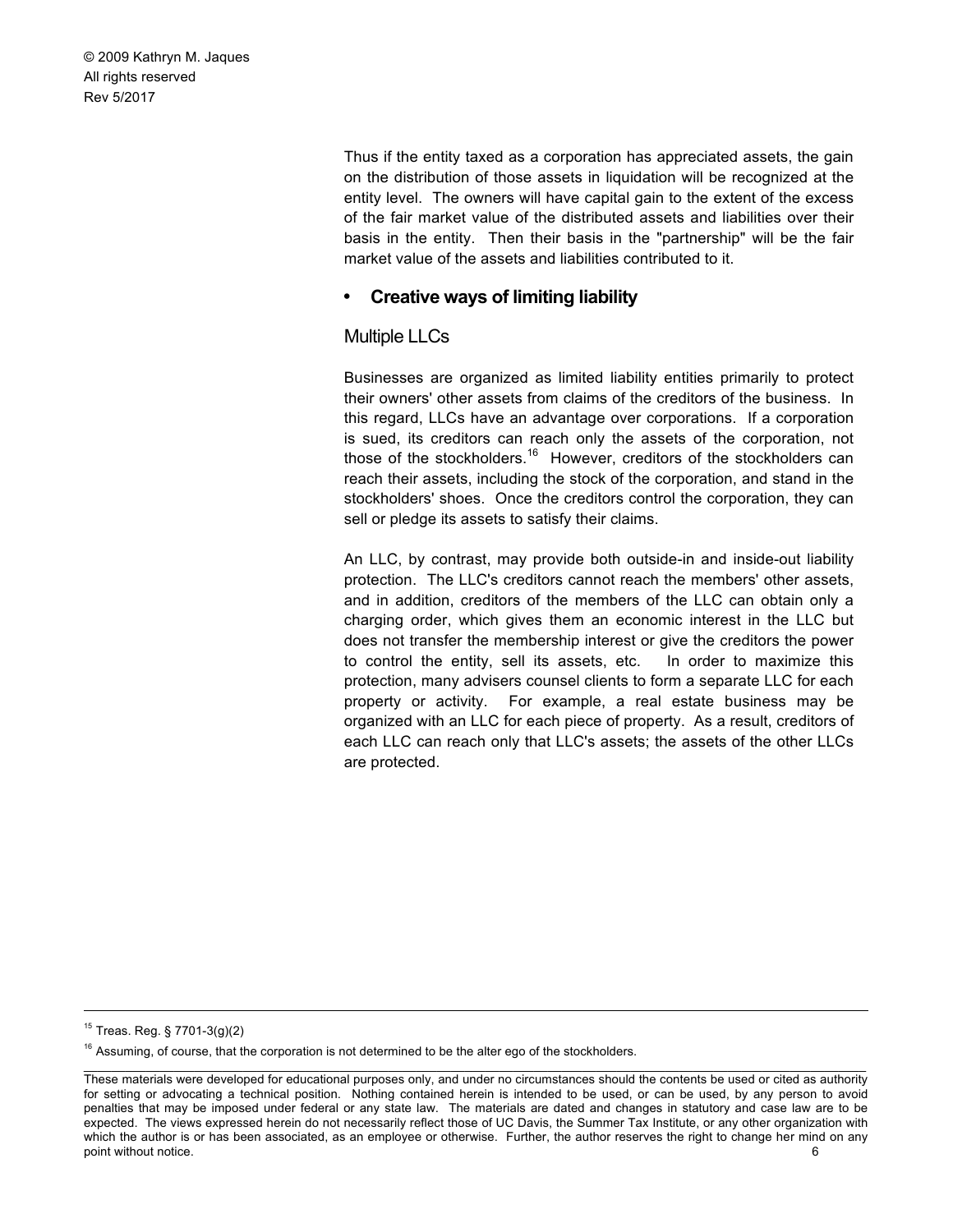Thus if the entity taxed as a corporation has appreciated assets, the gain on the distribution of those assets in liquidation will be recognized at the entity level. The owners will have capital gain to the extent of the excess of the fair market value of the distributed assets and liabilities over their basis in the entity. Then their basis in the "partnership" will be the fair market value of the assets and liabilities contributed to it.

- **Creative ways of limiting liability**

### Multiple LLCs

Businesses are organized as limited liability entities primarily to protect their owners' other assets from claims of the creditors of the business. In this regard, LLCs have an advantage over corporations. If a corporation is sued, its creditors can reach only the assets of the corporation, not those of the stockholders.[16] However, creditors of the stockholders can reach their assets, including the stock of the corporation, and stand in the stockholders' shoes. Once the creditors control the corporation, they can sell or pledge its assets to satisfy their claims.

An LLC, by contrast, may provide both outside-in and inside-out liability protection. The LLC's creditors cannot reach the members' other assets, and in addition, creditors of the members of the LLC can obtain only a charging order, which gives them an economic interest in the LLC but does not transfer the membership interest or give the creditors the power to control the entity, sell its assets, etc. In order to maximize this protection, many advisers counsel clients to form a separate LLC for each property or activity. For example, a real estate business may be organized with an LLC for each piece of property. As a result, creditors of each LLC can reach only that LLC's assets; the assets of the other LLCs are protected.

---

[15] Treas. Reg. § 7701-3(g)(2)

[16] Assuming, of course, that the corporation is not determined to be the alter ego of the stockholders.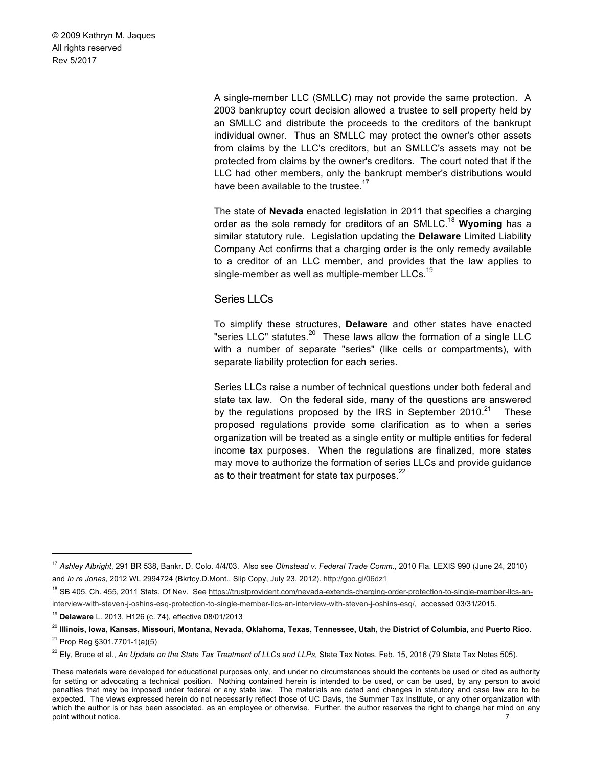A single-member LLC (SMLLC) may not provide the same protection. A 2003 bankruptcy court decision allowed a trustee to sell property held by an SMLLC and distribute the proceeds to the creditors of the bankrupt individual owner. Thus an SMLLC may protect the owner's other assets from claims by the LLC's creditors, but an SMLLC's assets may not be protected from claims by the owner's creditors. The court noted that if the LLC had other members, only the bankrupt member's distributions would have been available to the trustee.[17]

The state of **Nevada** enacted legislation in 2011 that specifies a charging order as the sole remedy for creditors of an SMLLC.[18] **Wyoming** has a similar statutory rule. Legislation updating the **Delaware** Limited Liability Company Act confirms that a charging order is the only remedy available to a creditor of an LLC member, and provides that the law applies to single-member as well as multiple-member LLCs.[19]

## Series LLCs

To simplify these structures, **Delaware** and other states have enacted "series LLC" statutes.[20] These laws allow the formation of a single LLC with a number of separate "series" (like cells or compartments), with separate liability protection for each series.

Series LLCs raise a number of technical questions under both federal and state tax law. On the federal side, many of the questions are answered by the regulations proposed by the IRS in September 2010.[21] These proposed regulations provide some clarification as to when a series organization will be treated as a single entity or multiple entities for federal income tax purposes. When the regulations are finalized, more states may move to authorize the formation of series LLCs and provide guidance as to their treatment for state tax purposes.[22]

---

[17] *Ashley Albright*, 291 BR 538, Bankr. D. Colo. 4/4/03. Also see *Olmstead v. Federal Trade Comm.,* 2010 Fla. LEXIS 990 (June 24, 2010) and *In re Jonas*, 2012 WL 2994724 (Bkrtcy.D.Mont., Slip Copy, July 23, 2012). http://goo.gl/06dz1

[18] SB 405, Ch. 455, 2011 Stats. Of Nev. See https://trustprovident.com/nevada-extends-charging-order-protection-to-single-member-llcs-an-interview-with-steven-j-oshins-esq-protection-to-single-member-llcs-an-interview-with-steven-j-oshins-esq/, accessed 03/31/2015.

[19] **Delaware** L. 2013, H126 (c. 74), effective 08/01/2013

[20] **Illinois, Iowa, Kansas, Missouri, Montana, Nevada, Oklahoma, Texas, Tennessee, Utah,** the **District of Columbia,** and **Puerto Rico**.

[21] Prop Reg §301.7701-1(a)(5)

[22] Ely, Bruce et al., *An Update on the State Tax Treatment of LLCs and LLPs,* State Tax Notes, Feb. 15, 2016 (79 State Tax Notes 505).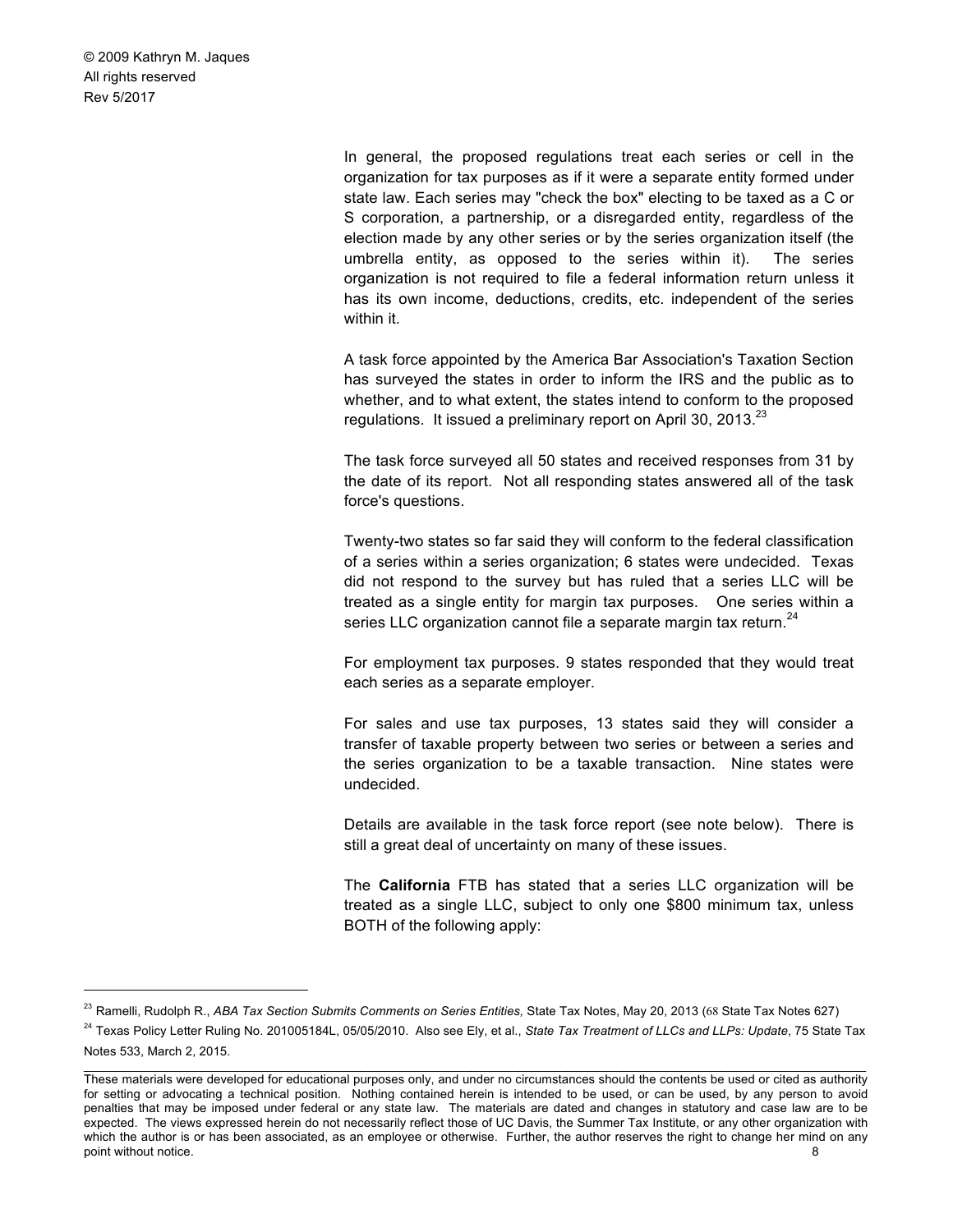In general, the proposed regulations treat each series or cell in the organization for tax purposes as if it were a separate entity formed under state law. Each series may "check the box" electing to be taxed as a C or S corporation, a partnership, or a disregarded entity, regardless of the election made by any other series or by the series organization itself (the umbrella entity, as opposed to the series within it). The series organization is not required to file a federal information return unless it has its own income, deductions, credits, etc. independent of the series within it.

A task force appointed by the America Bar Association's Taxation Section has surveyed the states in order to inform the IRS and the public as to whether, and to what extent, the states intend to conform to the proposed regulations. It issued a preliminary report on April 30, 2013.[23]

The task force surveyed all 50 states and received responses from 31 by the date of its report. Not all responding states answered all of the task force's questions.

Twenty-two states so far said they will conform to the federal classification of a series within a series organization; 6 states were undecided. Texas did not respond to the survey but has ruled that a series LLC will be treated as a single entity for margin tax purposes. One series within a series LLC organization cannot file a separate margin tax return.[24]

For employment tax purposes. 9 states responded that they would treat each series as a separate employer.

For sales and use tax purposes, 13 states said they will consider a transfer of taxable property between two series or between a series and the series organization to be a taxable transaction. Nine states were undecided.

Details are available in the task force report (see note below). There is still a great deal of uncertainty on many of these issues.

The **California** FTB has stated that a series LLC organization will be treated as a single LLC, subject to only one $800 minimum tax, unless BOTH of the following apply:

---

[23] Ramelli, Rudolph R., *ABA Tax Section Submits Comments on Series Entities,* State Tax Notes, May 20, 2013 (68 State Tax Notes 627)

[24] Texas Policy Letter Ruling No. 201005184L, 05/05/2010. Also see Ely, et al., *State Tax Treatment of LLCs and LLPs: Update*, 75 State Tax Notes 533, March 2, 2015.

These materials were developed for educational purposes only, and under no circumstances should the contents be used or cited as authority for setting or advocating a technical position. Nothing contained herein is intended to be used, or can be used, by any person to avoid penalties that may be imposed under federal or any state law. The materials are dated and changes in statutory and case law are to be expected. The views expressed herein do not necessarily reflect those of UC Davis, the Summer Tax Institute, or any other organization with which the author is or has been associated, as an employee or otherwise. Further, the author reserves the right to change her mind on any point without notice.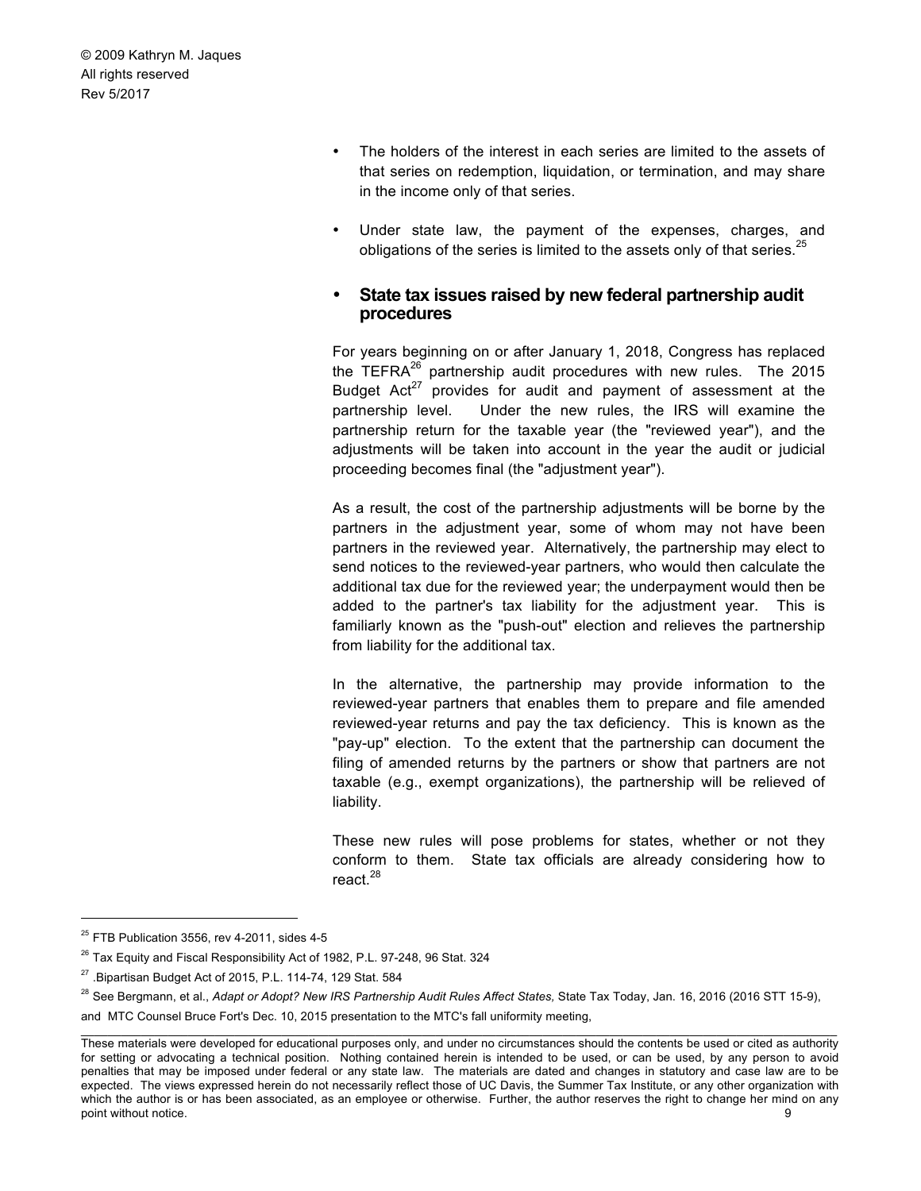- The holders of the interest in each series are limited to the assets of that series on redemption, liquidation, or termination, and may share in the income only of that series.

- Under state law, the payment of the expenses, charges, and obligations of the series is limited to the assets only of that series.[25]

- **State tax issues raised by new federal partnership audit procedures**

For years beginning on or after January 1, 2018, Congress has replaced the TEFRA[26] partnership audit procedures with new rules. The 2015 Budget Act[27] provides for audit and payment of assessment at the partnership level. Under the new rules, the IRS will examine the partnership return for the taxable year (the "reviewed year"), and the adjustments will be taken into account in the year the audit or judicial proceeding becomes final (the "adjustment year").

As a result, the cost of the partnership adjustments will be borne by the partners in the adjustment year, some of whom may not have been partners in the reviewed year. Alternatively, the partnership may elect to send notices to the reviewed-year partners, who would then calculate the additional tax due for the reviewed year; the underpayment would then be added to the partner's tax liability for the adjustment year. This is familiarly known as the "push-out" election and relieves the partnership from liability for the additional tax.

In the alternative, the partnership may provide information to the reviewed-year partners that enables them to prepare and file amended reviewed-year returns and pay the tax deficiency. This is known as the "pay-up" election. To the extent that the partnership can document the filing of amended returns by the partners or show that partners are not taxable (e.g., exempt organizations), the partnership will be relieved of liability.

These new rules will pose problems for states, whether or not they conform to them. State tax officials are already considering how to react.[28]

---

[25] FTB Publication 3556, rev 4-2011, sides 4-5

[26] Tax Equity and Fiscal Responsibility Act of 1982, P.L. 97-248, 96 Stat. 324

[27] .Bipartisan Budget Act of 2015, P.L. 114-74, 129 Stat. 584

[28] See Bergmann, et al., *Adapt or Adopt? New IRS Partnership Audit Rules Affect States,* State Tax Today, Jan. 16, 2016 (2016 STT 15-9), and MTC Counsel Bruce Fort's Dec. 10, 2015 presentation to the MTC's fall uniformity meeting,

These materials were developed for educational purposes only, and under no circumstances should the contents be used or cited as authority for setting or advocating a technical position. Nothing contained herein is intended to be used, or can be used, by any person to avoid penalties that may be imposed under federal or any state law. The materials are dated and changes in statutory and case law are to be expected. The views expressed herein do not necessarily reflect those of UC Davis, the Summer Tax Institute, or any other organization with which the author is or has been associated, as an employee or otherwise. Further, the author reserves the right to change her mind on any point without notice.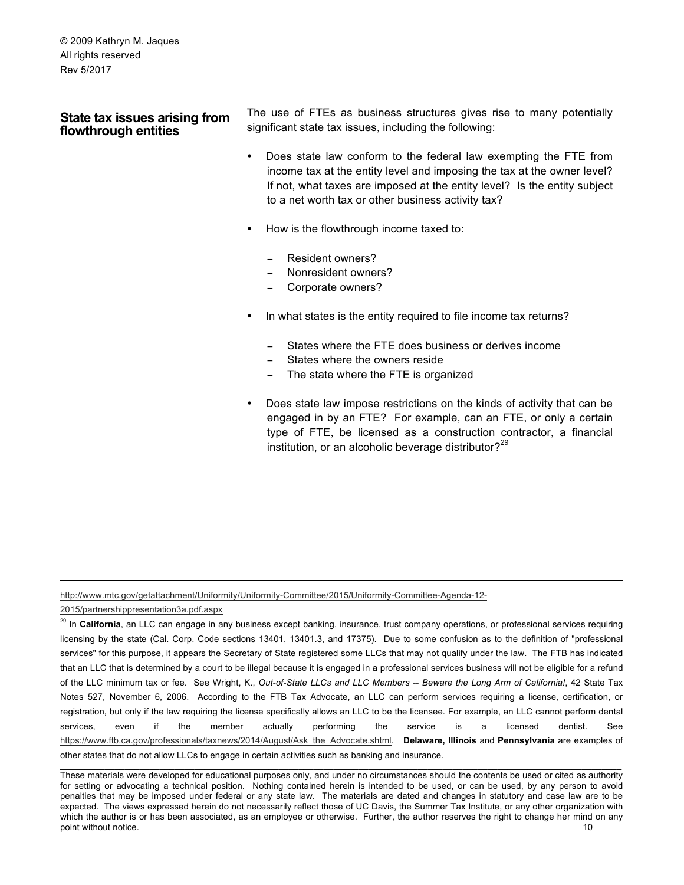## State tax issues arising from flowthrough entities

The use of FTEs as business structures gives rise to many potentially significant state tax issues, including the following:

- Does state law conform to the federal law exempting the FTE from income tax at the entity level and imposing the tax at the owner level? If not, what taxes are imposed at the entity level? Is the entity subject to a net worth tax or other business activity tax?

- How is the flowthrough income taxed to:
  - Resident owners?
  - Nonresident owners?
  - Corporate owners?

- In what states is the entity required to file income tax returns?
  - States where the FTE does business or derives income
  - States where the owners reside
  - The state where the FTE is organized

- Does state law impose restrictions on the kinds of activity that can be engaged in by an FTE? For example, can an FTE, or only a certain type of FTE, be licensed as a construction contractor, a financial institution, or an alcoholic beverage distributor?[29]

---

http://www.mtc.gov/getattachment/Uniformity/Uniformity-Committee/2015/Uniformity-Committee-Agenda-12-2015/partnershippresentation3a.pdf.aspx

[29] In **California**, an LLC can engage in any business except banking, insurance, trust company operations, or professional services requiring licensing by the state (Cal. Corp. Code sections 13401, 13401.3, and 17375). Due to some confusion as to the definition of "professional services" for this purpose, it appears the Secretary of State registered some LLCs that may not qualify under the law. The FTB has indicated that an LLC that is determined by a court to be illegal because it is engaged in a professional services business will not be eligible for a refund of the LLC minimum tax or fee. See Wright, K., *Out-of-State LLCs and LLC Members -- Beware the Long Arm of California!*, 42 State Tax Notes 527, November 6, 2006. According to the FTB Tax Advocate, an LLC can perform services requiring a license, certification, or registration, but only if the law requiring the license specifically allows an LLC to be the licensee. For example, an LLC cannot perform dental services, even if the member actually performing the service is a licensed dentist. See https://www.ftb.ca.gov/professionals/taxnews/2014/August/Ask_the_Advocate.shtml. **Delaware, Illinois** and **Pennsylvania** are examples of other states that do not allow LLCs to engage in certain activities such as banking and insurance.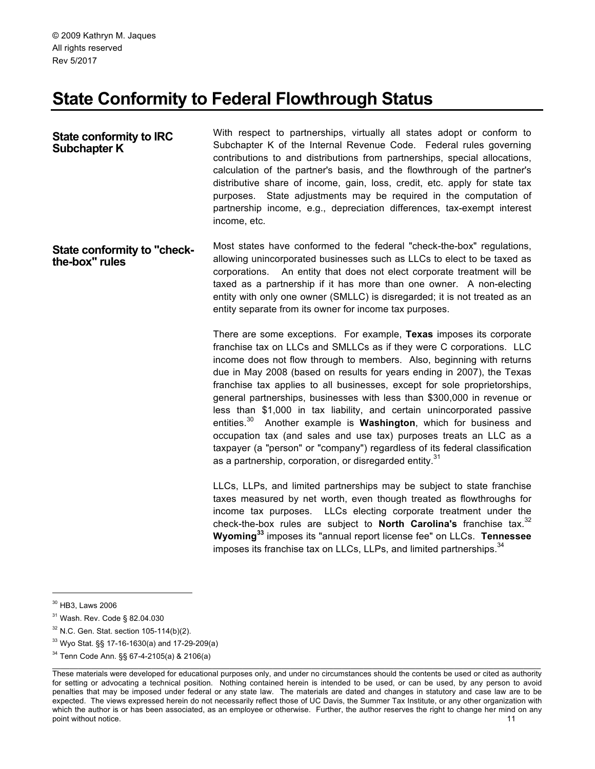# State Conformity to Federal Flowthrough Status

### State conformity to IRC Subchapter K

With respect to partnerships, virtually all states adopt or conform to Subchapter K of the Internal Revenue Code. Federal rules governing contributions to and distributions from partnerships, special allocations, calculation of the partner's basis, and the flowthrough of the partner's distributive share of income, gain, loss, credit, etc. apply for state tax purposes. State adjustments may be required in the computation of partnership income, e.g., depreciation differences, tax-exempt interest income, etc.

### State conformity to "check-the-box" rules

Most states have conformed to the federal "check-the-box" regulations, allowing unincorporated businesses such as LLCs to elect to be taxed as corporations. An entity that does not elect corporate treatment will be taxed as a partnership if it has more than one owner. A non-electing entity with only one owner (SMLLC) is disregarded; it is not treated as an entity separate from its owner for income tax purposes.

There are some exceptions. For example, **Texas** imposes its corporate franchise tax on LLCs and SMLLCs as if they were C corporations. LLC income does not flow through to members. Also, beginning with returns due in May 2008 (based on results for years ending in 2007), the Texas franchise tax applies to all businesses, except for sole proprietorships, general partnerships, businesses with less than $300,000 in revenue or less than $1,000 in tax liability, and certain unincorporated passive entities.[30] Another example is **Washington**, which for business and occupation tax (and sales and use tax) purposes treats an LLC as a taxpayer (a "person" or "company") regardless of its federal classification as a partnership, corporation, or disregarded entity.[31]

LLCs, LLPs, and limited partnerships may be subject to state franchise taxes measured by net worth, even though treated as flowthroughs for income tax purposes. LLCs electing corporate treatment under the check-the-box rules are subject to **North Carolina's** franchise tax.[32] **Wyoming**[33] imposes its "annual report license fee" on LLCs. **Tennessee** imposes its franchise tax on LLCs, LLPs, and limited partnerships.[34]

---

[30] HB3, Laws 2006

[31] Wash. Rev. Code § 82.04.030

[32] N.C. Gen. Stat. section 105-114(b)(2).

[33] Wyo Stat. §§ 17-16-1630(a) and 17-29-209(a)

[34] Tenn Code Ann. §§ 67-4-2105(a) & 2106(a)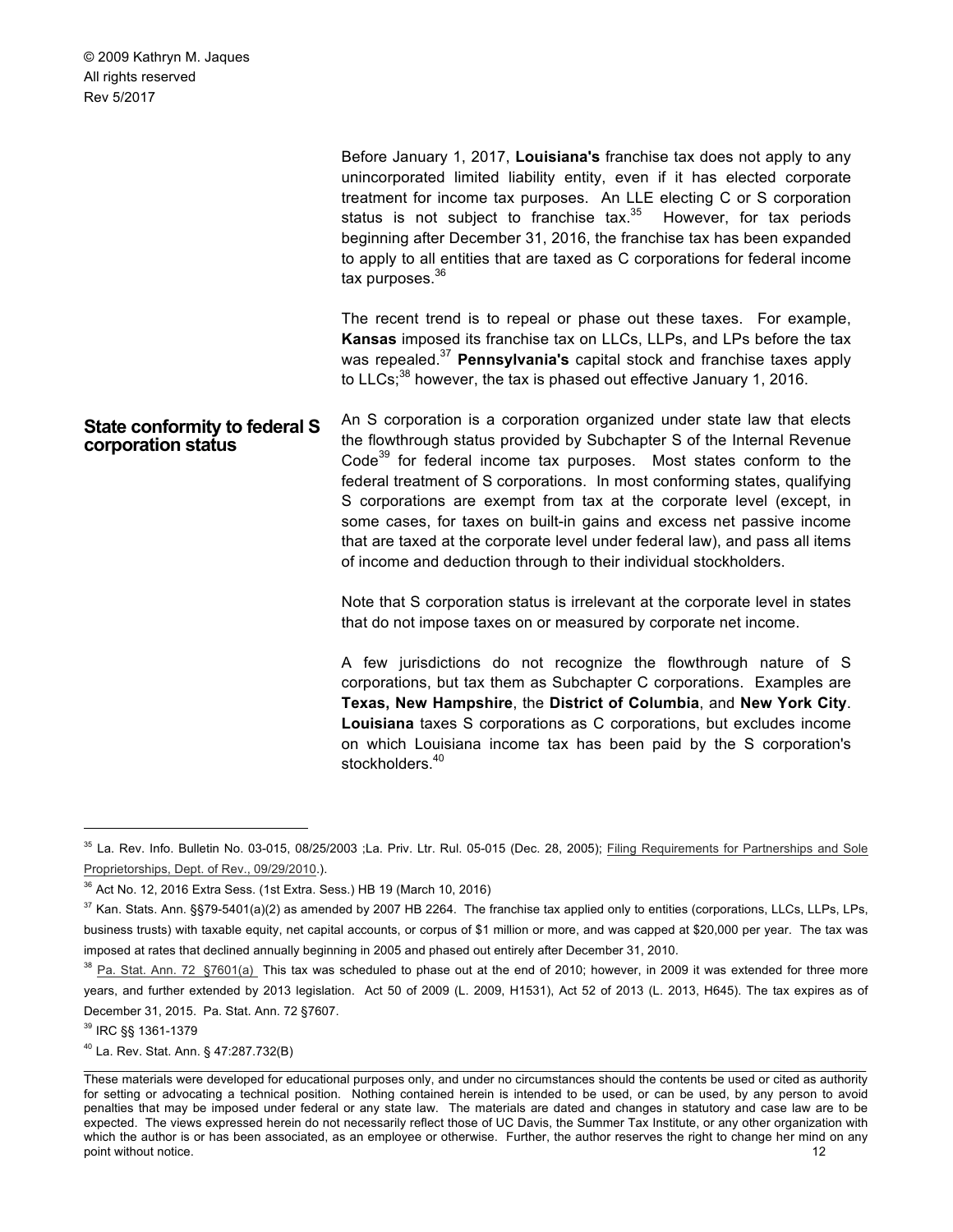Before January 1, 2017, **Louisiana's** franchise tax does not apply to any unincorporated limited liability entity, even if it has elected corporate treatment for income tax purposes. An LLE electing C or S corporation status is not subject to franchise tax.[35] However, for tax periods beginning after December 31, 2016, the franchise tax has been expanded to apply to all entities that are taxed as C corporations for federal income tax purposes.[36]

The recent trend is to repeal or phase out these taxes. For example, **Kansas** imposed its franchise tax on LLCs, LLPs, and LPs before the tax was repealed.[37] **Pennsylvania's** capital stock and franchise taxes apply to LLCs;[38] however, the tax is phased out effective January 1, 2016.

## State conformity to federal S corporation status

An S corporation is a corporation organized under state law that elects the flowthrough status provided by Subchapter S of the Internal Revenue Code[39] for federal income tax purposes. Most states conform to the federal treatment of S corporations. In most conforming states, qualifying S corporations are exempt from tax at the corporate level (except, in some cases, for taxes on built-in gains and excess net passive income that are taxed at the corporate level under federal law), and pass all items of income and deduction through to their individual stockholders.

Note that S corporation status is irrelevant at the corporate level in states that do not impose taxes on or measured by corporate net income.

A few jurisdictions do not recognize the flowthrough nature of S corporations, but tax them as Subchapter C corporations. Examples are **Texas, New Hampshire**, the **District of Columbia**, and **New York City**. **Louisiana** taxes S corporations as C corporations, but excludes income on which Louisiana income tax has been paid by the S corporation's stockholders.[40]

---

[35] La. Rev. Info. Bulletin No. 03-015, 08/25/2003 ;La. Priv. Ltr. Rul. 05-015 (Dec. 28, 2005); Filing Requirements for Partnerships and Sole Proprietorships, Dept. of Rev., 09/29/2010.).

[36] Act No. 12, 2016 Extra Sess. (1st Extra. Sess.) HB 19 (March 10, 2016)

[37] Kan. Stats. Ann. §§79-5401(a)(2) as amended by 2007 HB 2264. The franchise tax applied only to entities (corporations, LLCs, LLPs, LPs, business trusts) with taxable equity, net capital accounts, or corpus of $1 million or more, and was capped at $20,000 per year. The tax was imposed at rates that declined annually beginning in 2005 and phased out entirely after December 31, 2010.

[38] Pa. Stat. Ann. 72 §7601(a) This tax was scheduled to phase out at the end of 2010; however, in 2009 it was extended for three more years, and further extended by 2013 legislation. Act 50 of 2009 (L. 2009, H1531), Act 52 of 2013 (L. 2013, H645). The tax expires as of December 31, 2015. Pa. Stat. Ann. 72 §7607.

[39] IRC §§ 1361-1379

[40] La. Rev. Stat. Ann. § 47:287.732(B)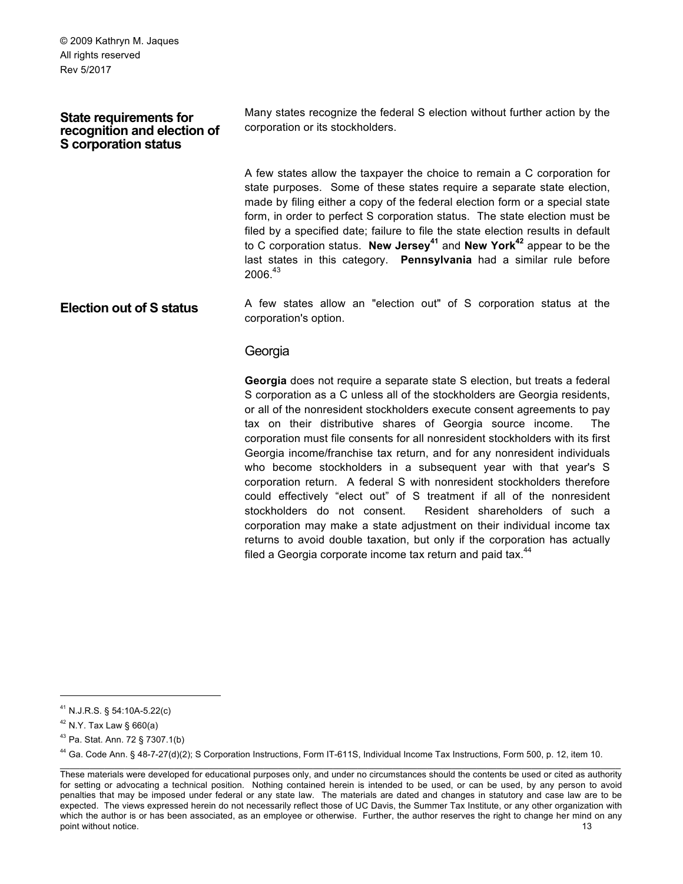## State requirements for recognition and election of S corporation status

Many states recognize the federal S election without further action by the corporation or its stockholders.

A few states allow the taxpayer the choice to remain a C corporation for state purposes. Some of these states require a separate state election, made by filing either a copy of the federal election form or a special state form, in order to perfect S corporation status. The state election must be filed by a specified date; failure to file the state election results in default to C corporation status. **New Jersey**[41] and **New York**[42] appear to be the last states in this category. **Pennsylvania** had a similar rule before 2006.[43]

## Election out of S status

A few states allow an "election out" of S corporation status at the corporation's option.

### Georgia

**Georgia** does not require a separate state S election, but treats a federal S corporation as a C unless all of the stockholders are Georgia residents, or all of the nonresident stockholders execute consent agreements to pay tax on their distributive shares of Georgia source income. The corporation must file consents for all nonresident stockholders with its first Georgia income/franchise tax return, and for any nonresident individuals who become stockholders in a subsequent year with that year's S corporation return. A federal S with nonresident stockholders therefore could effectively "elect out" of S treatment if all of the nonresident stockholders do not consent. Resident shareholders of such a corporation may make a state adjustment on their individual income tax returns to avoid double taxation, but only if the corporation has actually filed a Georgia corporate income tax return and paid tax.[44]

---

[41] N.J.R.S. § 54:10A-5.22(c)

[42] N.Y. Tax Law § 660(a)

[43] Pa. Stat. Ann. 72 § 7307.1(b)

[44] Ga. Code Ann. § 48-7-27(d)(2); S Corporation Instructions, Form IT-611S, Individual Income Tax Instructions, Form 500, p. 12, item 10.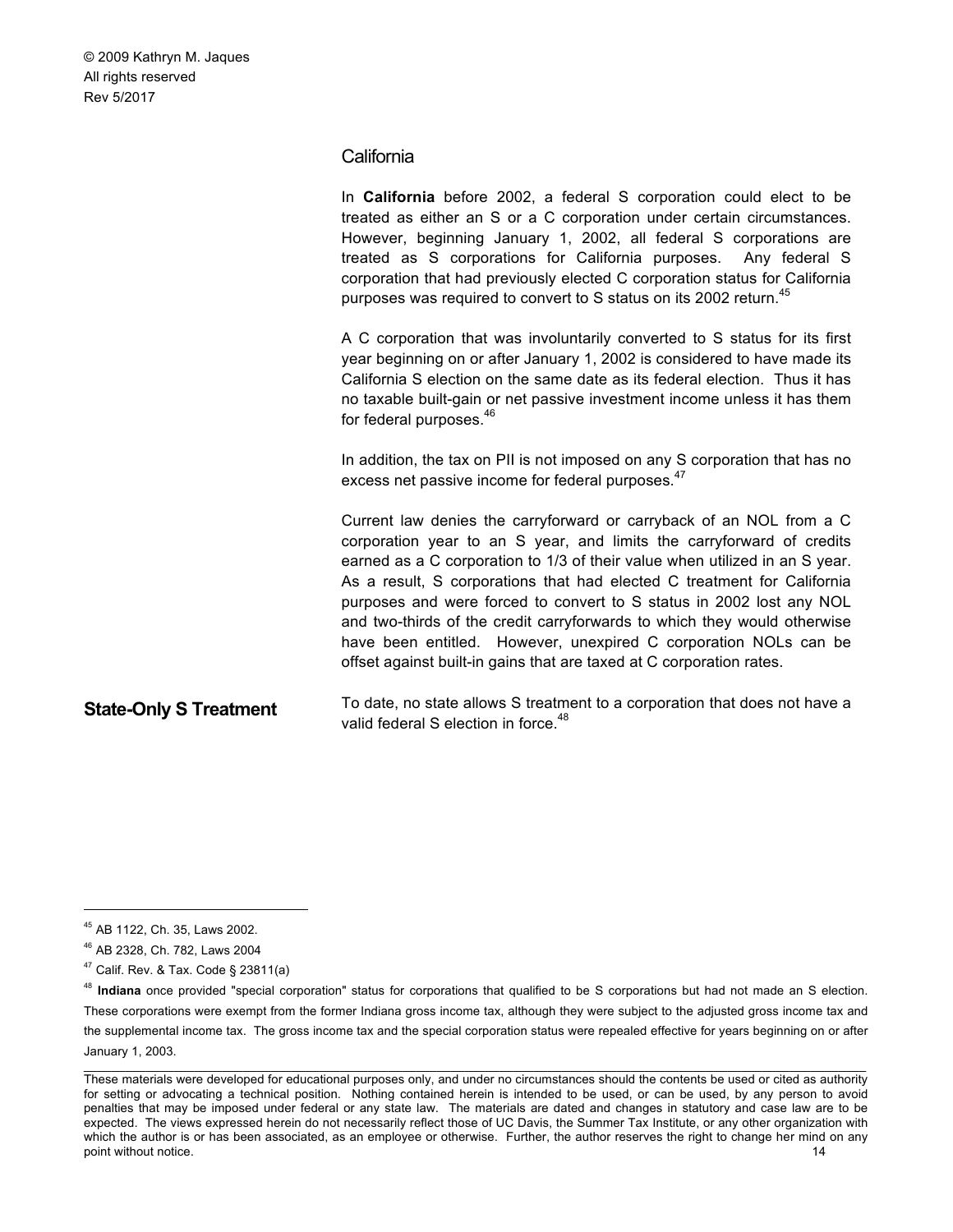## California

In **California** before 2002, a federal S corporation could elect to be treated as either an S or a C corporation under certain circumstances. However, beginning January 1, 2002, all federal S corporations are treated as S corporations for California purposes. Any federal S corporation that had previously elected C corporation status for California purposes was required to convert to S status on its 2002 return.[45]

A C corporation that was involuntarily converted to S status for its first year beginning on or after January 1, 2002 is considered to have made its California S election on the same date as its federal election. Thus it has no taxable built-gain or net passive investment income unless it has them for federal purposes.[46]

In addition, the tax on PII is not imposed on any S corporation that has no excess net passive income for federal purposes.[47]

Current law denies the carryforward or carryback of an NOL from a C corporation year to an S year, and limits the carryforward of credits earned as a C corporation to 1/3 of their value when utilized in an S year. As a result, S corporations that had elected C treatment for California purposes and were forced to convert to S status in 2002 lost any NOL and two-thirds of the credit carryforwards to which they would otherwise have been entitled. However, unexpired C corporation NOLs can be offset against built-in gains that are taxed at C corporation rates.

## State-Only S Treatment

To date, no state allows S treatment to a corporation that does not have a valid federal S election in force.[48]

---

[45] AB 1122, Ch. 35, Laws 2002.

[46] AB 2328, Ch. 782, Laws 2004

[47] Calif. Rev. & Tax. Code § 23811(a)

[48] **Indiana** once provided "special corporation" status for corporations that qualified to be S corporations but had not made an S election. These corporations were exempt from the former Indiana gross income tax, although they were subject to the adjusted gross income tax and the supplemental income tax. The gross income tax and the special corporation status were repealed effective for years beginning on or after January 1, 2003.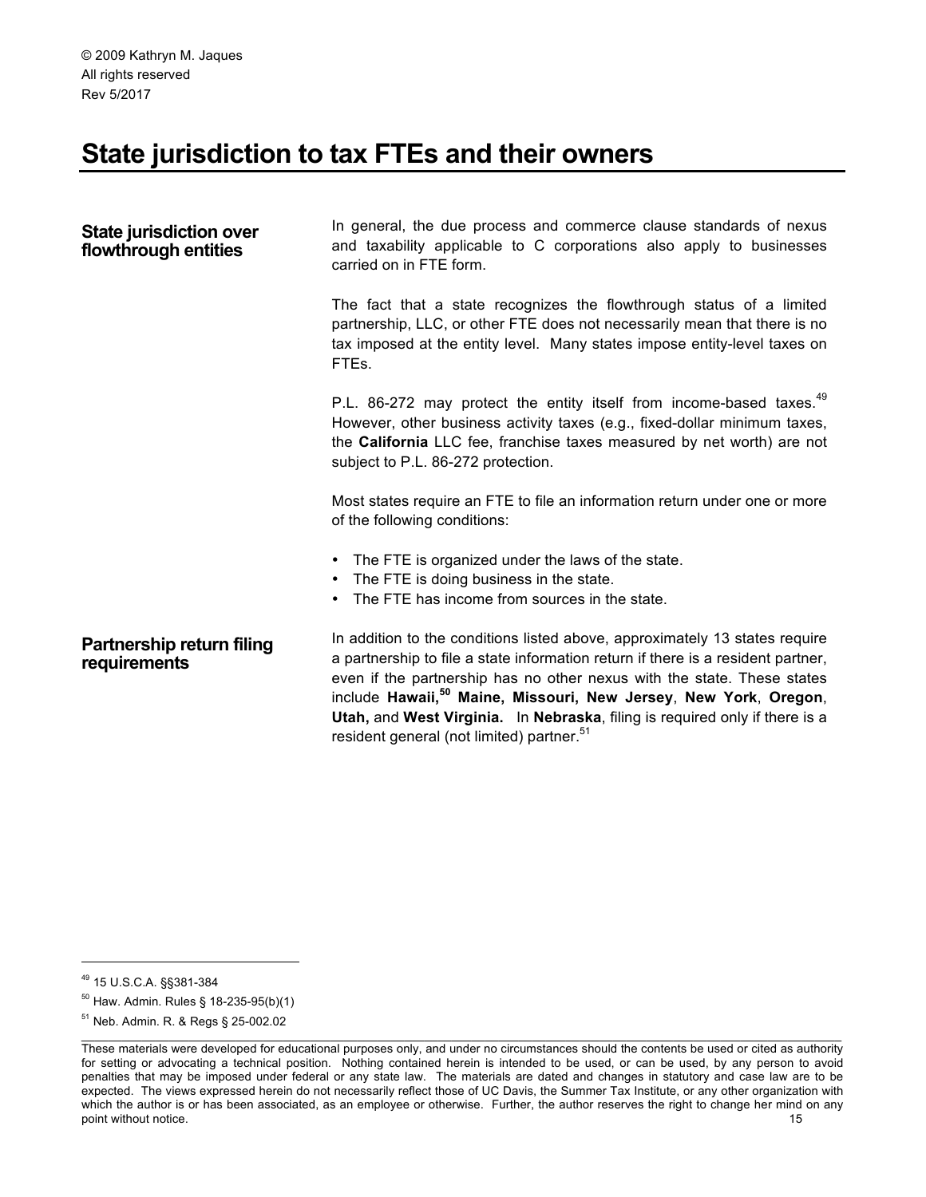# State jurisdiction to tax FTEs and their owners

## State jurisdiction over flowthrough entities

In general, the due process and commerce clause standards of nexus and taxability applicable to C corporations also apply to businesses carried on in FTE form.

The fact that a state recognizes the flowthrough status of a limited partnership, LLC, or other FTE does not necessarily mean that there is no tax imposed at the entity level. Many states impose entity-level taxes on FTEs.

P.L. 86-272 may protect the entity itself from income-based taxes.[49] However, other business activity taxes (e.g., fixed-dollar minimum taxes, the **California** LLC fee, franchise taxes measured by net worth) are not subject to P.L. 86-272 protection.

Most states require an FTE to file an information return under one or more of the following conditions:

- The FTE is organized under the laws of the state.
- The FTE is doing business in the state.
- The FTE has income from sources in the state.

## Partnership return filing requirements

In addition to the conditions listed above, approximately 13 states require a partnership to file a state information return if there is a resident partner, even if the partnership has no other nexus with the state. These states include **Hawaii,**[50] **Maine, Missouri, New Jersey**, **New York**, **Oregon**, **Utah,** and **West Virginia.** In **Nebraska**, filing is required only if there is a resident general (not limited) partner.[51]

---

[49] 15 U.S.C.A. §§381-384

[50] Haw. Admin. Rules § 18-235-95(b)(1)

[51] Neb. Admin. R. & Regs § 25-002.02

These materials were developed for educational purposes only, and under no circumstances should the contents be used or cited as authority for setting or advocating a technical position. Nothing contained herein is intended to be used, or can be used, by any person to avoid penalties that may be imposed under federal or any state law. The materials are dated and changes in statutory and case law are to be expected. The views expressed herein do not necessarily reflect those of UC Davis, the Summer Tax Institute, or any other organization with which the author is or has been associated, as an employee or otherwise. Further, the author reserves the right to change her mind on any point without notice.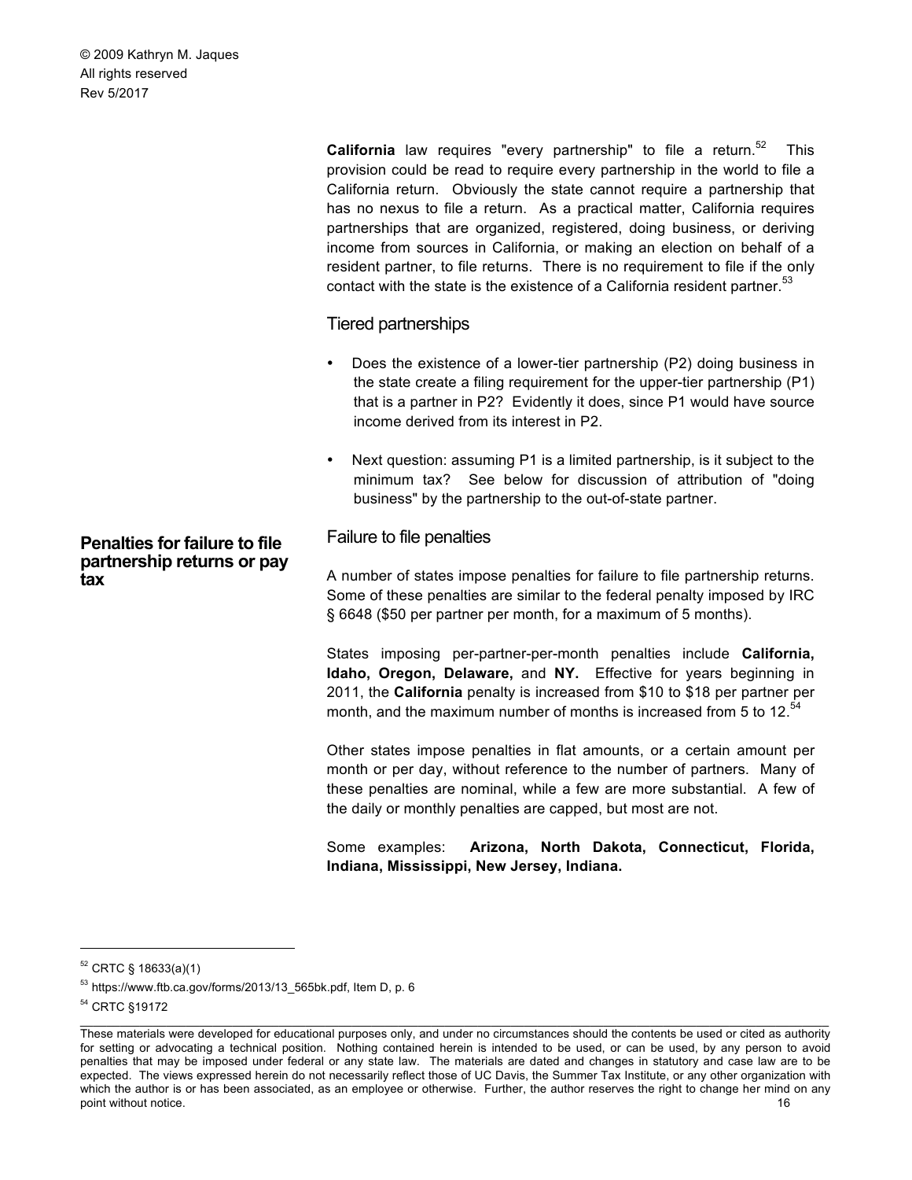**California** law requires "every partnership" to file a return.[52] This provision could be read to require every partnership in the world to file a California return. Obviously the state cannot require a partnership that has no nexus to file a return. As a practical matter, California requires partnerships that are organized, registered, doing business, or deriving income from sources in California, or making an election on behalf of a resident partner, to file returns. There is no requirement to file if the only contact with the state is the existence of a California resident partner.[53]

### Tiered partnerships

- Does the existence of a lower-tier partnership (P2) doing business in the state create a filing requirement for the upper-tier partnership (P1) that is a partner in P2? Evidently it does, since P1 would have source income derived from its interest in P2.
- Next question: assuming P1 is a limited partnership, is it subject to the minimum tax? See below for discussion of attribution of "doing business" by the partnership to the out-of-state partner.

## Penalties for failure to file partnership returns or pay tax

### Failure to file penalties

A number of states impose penalties for failure to file partnership returns. Some of these penalties are similar to the federal penalty imposed by IRC § 6648 ($50 per partner per month, for a maximum of 5 months).

States imposing per-partner-per-month penalties include **California, Idaho, Oregon, Delaware,** and **NY.** Effective for years beginning in 2011, the **California** penalty is increased from $10 to $18 per partner per month, and the maximum number of months is increased from 5 to 12.[54]

Other states impose penalties in flat amounts, or a certain amount per month or per day, without reference to the number of partners. Many of these penalties are nominal, while a few are more substantial. A few of the daily or monthly penalties are capped, but most are not.

Some examples: **Arizona, North Dakota, Connecticut, Florida, Indiana, Mississippi, New Jersey, Indiana.**

---

[52] CRTC § 18633(a)(1)

[53] https://www.ftb.ca.gov/forms/2013/13_565bk.pdf, Item D, p. 6

[54] CRTC §19172

These materials were developed for educational purposes only, and under no circumstances should the contents be used or cited as authority for setting or advocating a technical position. Nothing contained herein is intended to be used, or can be used, by any person to avoid penalties that may be imposed under federal or any state law. The materials are dated and changes in statutory and case law are to be expected. The views expressed herein do not necessarily reflect those of UC Davis, the Summer Tax Institute, or any other organization with which the author is or has been associated, as an employee or otherwise. Further, the author reserves the right to change her mind on any point without notice.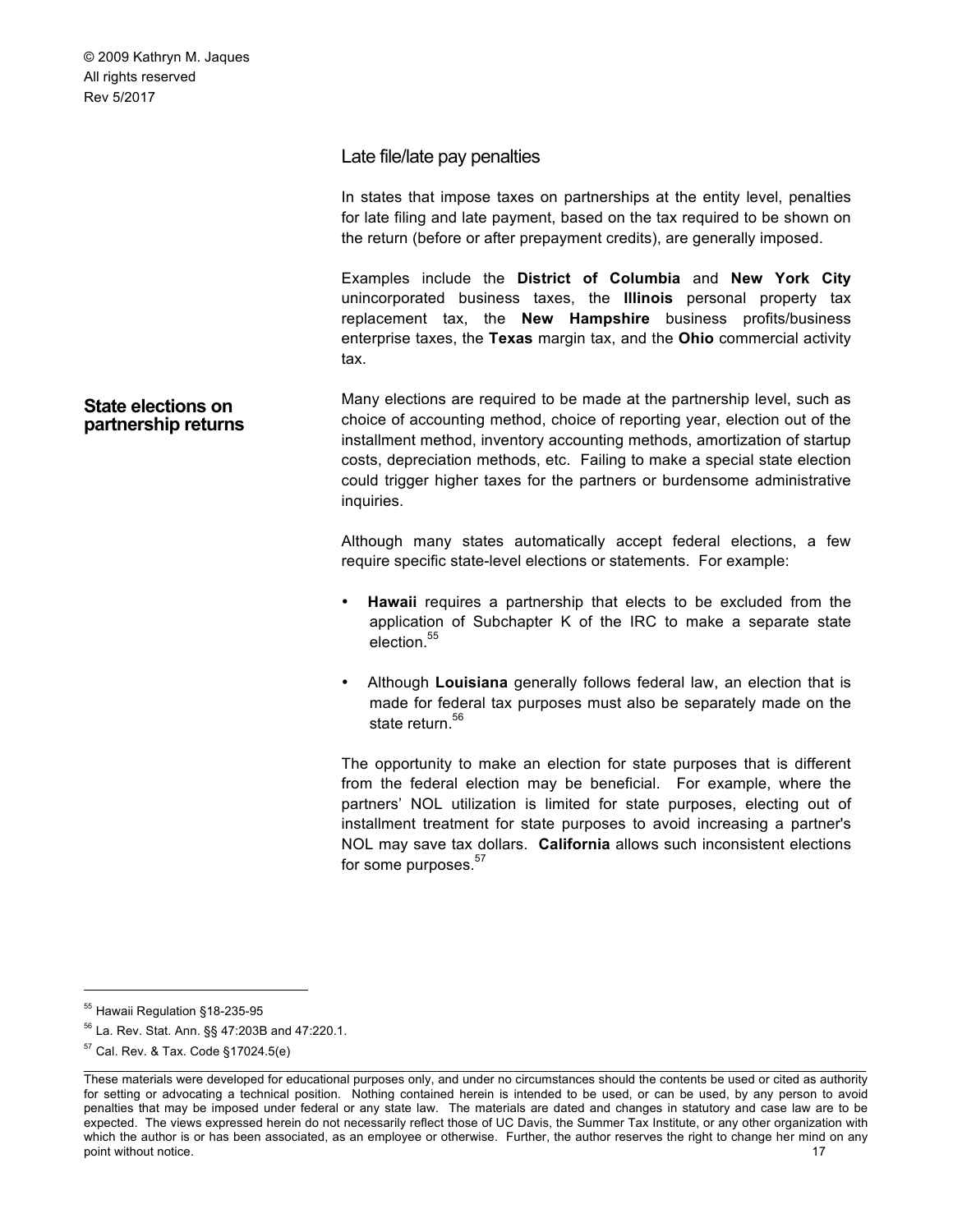### Late file/late pay penalties

In states that impose taxes on partnerships at the entity level, penalties for late filing and late payment, based on the tax required to be shown on the return (before or after prepayment credits), are generally imposed.

Examples include the **District of Columbia** and **New York City** unincorporated business taxes, the **Illinois** personal property tax replacement tax, the **New Hampshire** business profits/business enterprise taxes, the **Texas** margin tax, and the **Ohio** commercial activity tax.

## State elections on partnership returns

Many elections are required to be made at the partnership level, such as choice of accounting method, choice of reporting year, election out of the installment method, inventory accounting methods, amortization of startup costs, depreciation methods, etc. Failing to make a special state election could trigger higher taxes for the partners or burdensome administrative inquiries.

Although many states automatically accept federal elections, a few require specific state-level elections or statements. For example:

- **Hawaii** requires a partnership that elects to be excluded from the application of Subchapter K of the IRC to make a separate state election.[55]
- Although **Louisiana** generally follows federal law, an election that is made for federal tax purposes must also be separately made on the state return.[56]

The opportunity to make an election for state purposes that is different from the federal election may be beneficial. For example, where the partners' NOL utilization is limited for state purposes, electing out of installment treatment for state purposes to avoid increasing a partner's NOL may save tax dollars. **California** allows such inconsistent elections for some purposes.[57]

---

[55] Hawaii Regulation §18-235-95

[56] La. Rev. Stat. Ann. §§ 47:203B and 47:220.1.

[57] Cal. Rev. & Tax. Code §17024.5(e)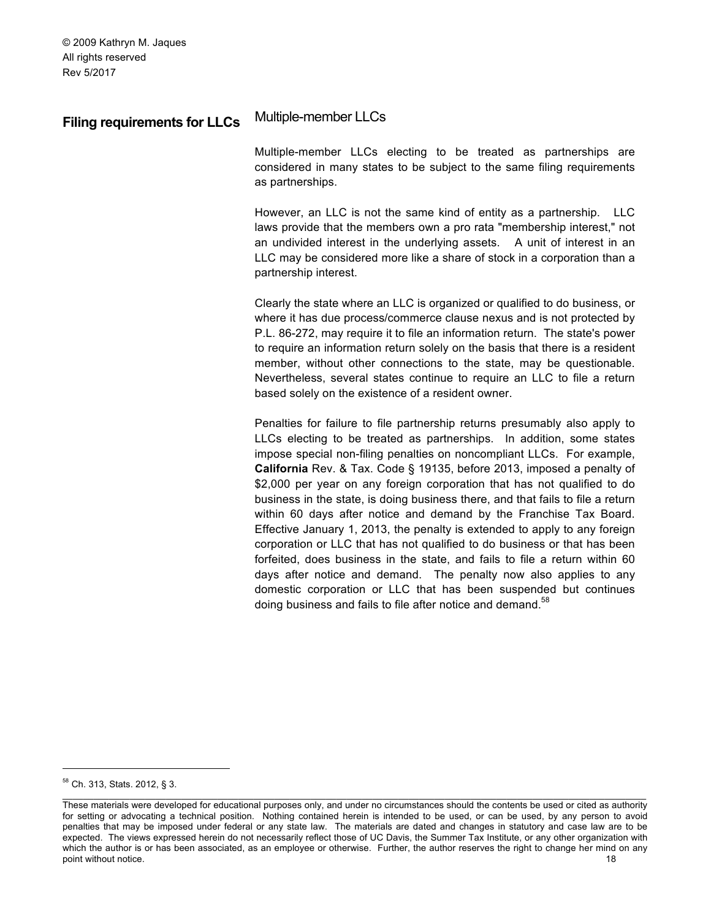## Filing requirements for LLCs

### Multiple-member LLCs

Multiple-member LLCs electing to be treated as partnerships are considered in many states to be subject to the same filing requirements as partnerships.

However, an LLC is not the same kind of entity as a partnership. LLC laws provide that the members own a pro rata "membership interest," not an undivided interest in the underlying assets. A unit of interest in an LLC may be considered more like a share of stock in a corporation than a partnership interest.

Clearly the state where an LLC is organized or qualified to do business, or where it has due process/commerce clause nexus and is not protected by P.L. 86-272, may require it to file an information return. The state's power to require an information return solely on the basis that there is a resident member, without other connections to the state, may be questionable. Nevertheless, several states continue to require an LLC to file a return based solely on the existence of a resident owner.

Penalties for failure to file partnership returns presumably also apply to LLCs electing to be treated as partnerships. In addition, some states impose special non-filing penalties on noncompliant LLCs. For example, **California** Rev. & Tax. Code § 19135, before 2013, imposed a penalty of $2,000 per year on any foreign corporation that has not qualified to do business in the state, is doing business there, and that fails to file a return within 60 days after notice and demand by the Franchise Tax Board. Effective January 1, 2013, the penalty is extended to apply to any foreign corporation or LLC that has not qualified to do business or that has been forfeited, does business in the state, and fails to file a return within 60 days after notice and demand. The penalty now also applies to any domestic corporation or LLC that has been suspended but continues doing business and fails to file after notice and demand.[58]

[58] Ch. 313, Stats. 2012, § 3.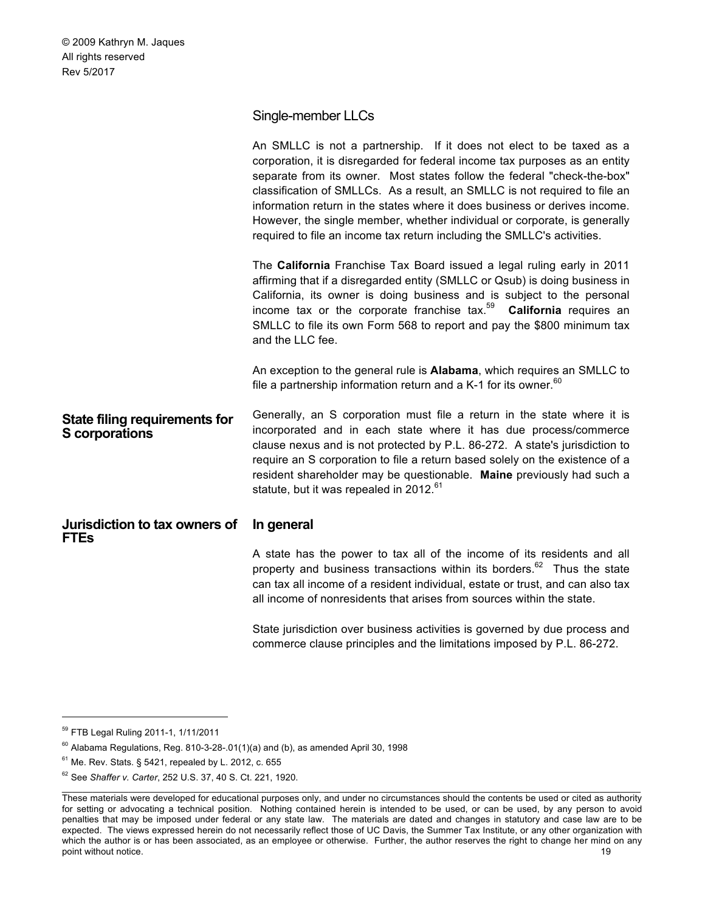### Single-member LLCs

An SMLLC is not a partnership. If it does not elect to be taxed as a corporation, it is disregarded for federal income tax purposes as an entity separate from its owner. Most states follow the federal "check-the-box" classification of SMLLCs. As a result, an SMLLC is not required to file an information return in the states where it does business or derives income. However, the single member, whether individual or corporate, is generally required to file an income tax return including the SMLLC's activities.

The **California** Franchise Tax Board issued a legal ruling early in 2011 affirming that if a disregarded entity (SMLLC or Qsub) is doing business in California, its owner is doing business and is subject to the personal income tax or the corporate franchise tax.[59] **California** requires an SMLLC to file its own Form 568 to report and pay the $800 minimum tax and the LLC fee.

An exception to the general rule is **Alabama**, which requires an SMLLC to file a partnership information return and a K-1 for its owner.[60]

## State filing requirements for S corporations

Generally, an S corporation must file a return in the state where it is incorporated and in each state where it has due process/commerce clause nexus and is not protected by P.L. 86-272. A state's jurisdiction to require an S corporation to file a return based solely on the existence of a resident shareholder may be questionable. **Maine** previously had such a statute, but it was repealed in 2012.[61]

## Jurisdiction to tax owners of FTEs

### In general

A state has the power to tax all of the income of its residents and all property and business transactions within its borders.[62] Thus the state can tax all income of a resident individual, estate or trust, and can also tax all income of nonresidents that arises from sources within the state.

State jurisdiction over business activities is governed by due process and commerce clause principles and the limitations imposed by P.L. 86-272.

---

[59] FTB Legal Ruling 2011-1, 1/11/2011

[60] Alabama Regulations, Reg. 810-3-28-.01(1)(a) and (b), as amended April 30, 1998

[61] Me. Rev. Stats. § 5421, repealed by L. 2012, c. 655

[62] See *Shaffer v. Carter*, 252 U.S. 37, 40 S. Ct. 221, 1920.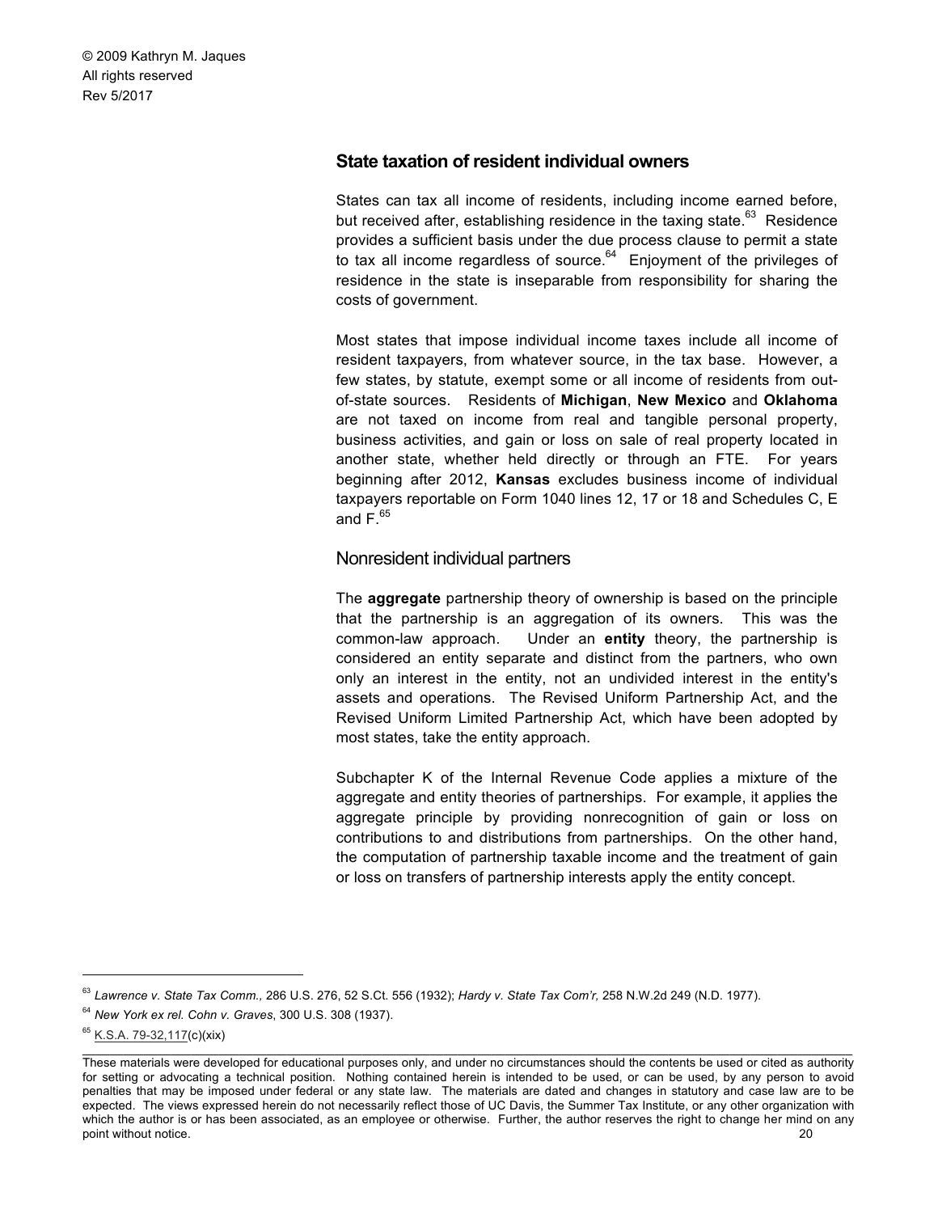## State taxation of resident individual owners

States can tax all income of residents, including income earned before, but received after, establishing residence in the taxing state.[63] Residence provides a sufficient basis under the due process clause to permit a state to tax all income regardless of source.[64] Enjoyment of the privileges of residence in the state is inseparable from responsibility for sharing the costs of government.

Most states that impose individual income taxes include all income of resident taxpayers, from whatever source, in the tax base. However, a few states, by statute, exempt some or all income of residents from out-of-state sources. Residents of **Michigan**, **New Mexico** and **Oklahoma** are not taxed on income from real and tangible personal property, business activities, and gain or loss on sale of real property located in another state, whether held directly or through an FTE. For years beginning after 2012, **Kansas** excludes business income of individual taxpayers reportable on Form 1040 lines 12, 17 or 18 and Schedules C, E and F.[65]

### Nonresident individual partners

The **aggregate** partnership theory of ownership is based on the principle that the partnership is an aggregation of its owners. This was the common-law approach. Under an **entity** theory, the partnership is considered an entity separate and distinct from the partners, who own only an interest in the entity, not an undivided interest in the entity's assets and operations. The Revised Uniform Partnership Act, and the Revised Uniform Limited Partnership Act, which have been adopted by most states, take the entity approach.

Subchapter K of the Internal Revenue Code applies a mixture of the aggregate and entity theories of partnerships. For example, it applies the aggregate principle by providing nonrecognition of gain or loss on contributions to and distributions from partnerships. On the other hand, the computation of partnership taxable income and the treatment of gain or loss on transfers of partnership interests apply the entity concept.

---

[63] *Lawrence v. State Tax Comm.,* 286 U.S. 276, 52 S.Ct. 556 (1932); *Hardy v. State Tax Com'r,* 258 N.W.2d 249 (N.D. 1977).

[64] *New York ex rel. Cohn v. Graves*, 300 U.S. 308 (1937).

[65] K.S.A. 79-32,117(c)(xix)

These materials were developed for educational purposes only, and under no circumstances should the contents be used or cited as authority for setting or advocating a technical position. Nothing contained herein is intended to be used, or can be used, by any person to avoid penalties that may be imposed under federal or any state law. The materials are dated and changes in statutory and case law are to be expected. The views expressed herein do not necessarily reflect those of UC Davis, the Summer Tax Institute, or any other organization with which the author is or has been associated, as an employee or otherwise. Further, the author reserves the right to change her mind on any point without notice.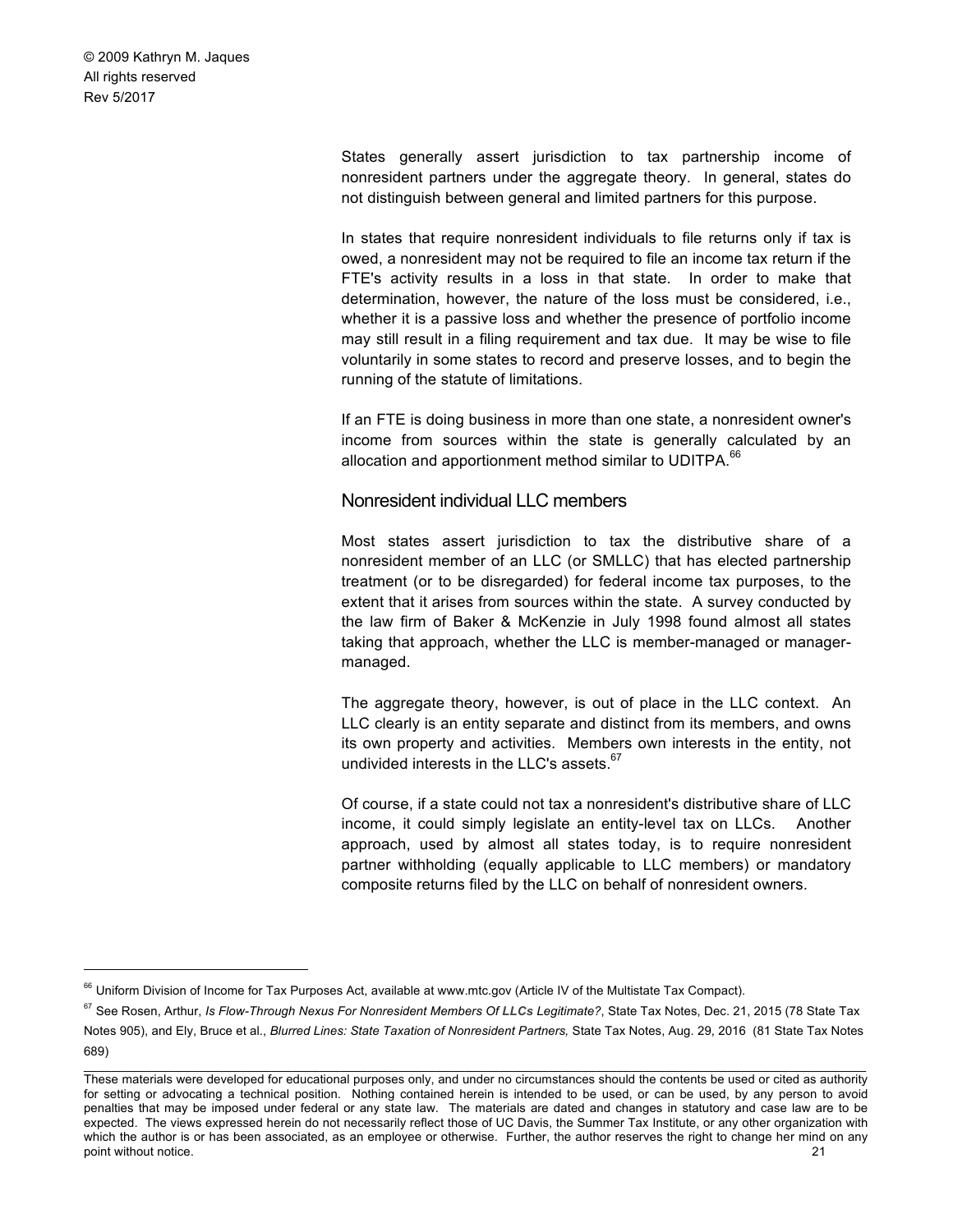States generally assert jurisdiction to tax partnership income of nonresident partners under the aggregate theory. In general, states do not distinguish between general and limited partners for this purpose.

In states that require nonresident individuals to file returns only if tax is owed, a nonresident may not be required to file an income tax return if the FTE's activity results in a loss in that state. In order to make that determination, however, the nature of the loss must be considered, i.e., whether it is a passive loss and whether the presence of portfolio income may still result in a filing requirement and tax due. It may be wise to file voluntarily in some states to record and preserve losses, and to begin the running of the statute of limitations.

If an FTE is doing business in more than one state, a nonresident owner's income from sources within the state is generally calculated by an allocation and apportionment method similar to UDITPA.[66]

## Nonresident individual LLC members

Most states assert jurisdiction to tax the distributive share of a nonresident member of an LLC (or SMLLC) that has elected partnership treatment (or to be disregarded) for federal income tax purposes, to the extent that it arises from sources within the state. A survey conducted by the law firm of Baker & McKenzie in July 1998 found almost all states taking that approach, whether the LLC is member-managed or manager-managed.

The aggregate theory, however, is out of place in the LLC context. An LLC clearly is an entity separate and distinct from its members, and owns its own property and activities. Members own interests in the entity, not undivided interests in the LLC's assets.[67]

Of course, if a state could not tax a nonresident's distributive share of LLC income, it could simply legislate an entity-level tax on LLCs. Another approach, used by almost all states today, is to require nonresident partner withholding (equally applicable to LLC members) or mandatory composite returns filed by the LLC on behalf of nonresident owners.

---

[66] Uniform Division of Income for Tax Purposes Act, available at www.mtc.gov (Article IV of the Multistate Tax Compact).

[67] See Rosen, Arthur, *Is Flow-Through Nexus For Nonresident Members Of LLCs Legitimate?*, State Tax Notes, Dec. 21, 2015 (78 State Tax Notes 905), and Ely, Bruce et al., *Blurred Lines: State Taxation of Nonresident Partners,* State Tax Notes, Aug. 29, 2016 (81 State Tax Notes 689)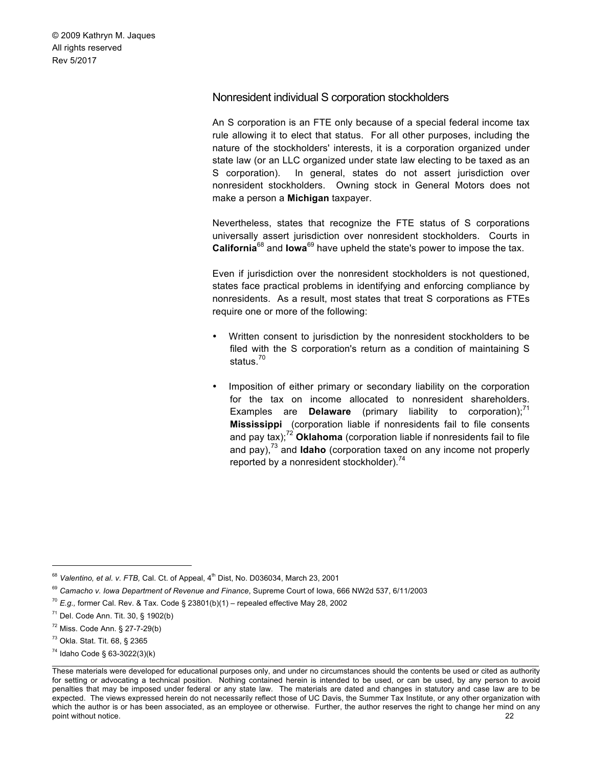## Nonresident individual S corporation stockholders

An S corporation is an FTE only because of a special federal income tax rule allowing it to elect that status. For all other purposes, including the nature of the stockholders' interests, it is a corporation organized under state law (or an LLC organized under state law electing to be taxed as an S corporation). In general, states do not assert jurisdiction over nonresident stockholders. Owning stock in General Motors does not make a person a **Michigan** taxpayer.

Nevertheless, states that recognize the FTE status of S corporations universally assert jurisdiction over nonresident stockholders. Courts in **California**[68] and **Iowa**[69] have upheld the state's power to impose the tax.

Even if jurisdiction over the nonresident stockholders is not questioned, states face practical problems in identifying and enforcing compliance by nonresidents. As a result, most states that treat S corporations as FTEs require one or more of the following:

- Written consent to jurisdiction by the nonresident stockholders to be filed with the S corporation's return as a condition of maintaining S status.[70]
- Imposition of either primary or secondary liability on the corporation for the tax on income allocated to nonresident shareholders. Examples are **Delaware** (primary liability to corporation);[71] **Mississippi** (corporation liable if nonresidents fail to file consents and pay tax);[72] **Oklahoma** (corporation liable if nonresidents fail to file and pay),[73] and **Idaho** (corporation taxed on any income not properly reported by a nonresident stockholder).[74]

---

[68] *Valentino, et al. v. FTB,* Cal. Ct. of Appeal, 4th Dist, No. D036034, March 23, 2001

[69] *Camacho v. Iowa Department of Revenue and Finance*, Supreme Court of Iowa, 666 NW2d 537, 6/11/2003

[70] *E.g.,* former Cal. Rev. & Tax. Code § 23801(b)(1) – repealed effective May 28, 2002

[71] Del. Code Ann. Tit. 30, § 1902(b)

[72] Miss. Code Ann. § 27-7-29(b)

[73] Okla. Stat. Tit. 68, § 2365

[74] Idaho Code § 63-3022(3)(k)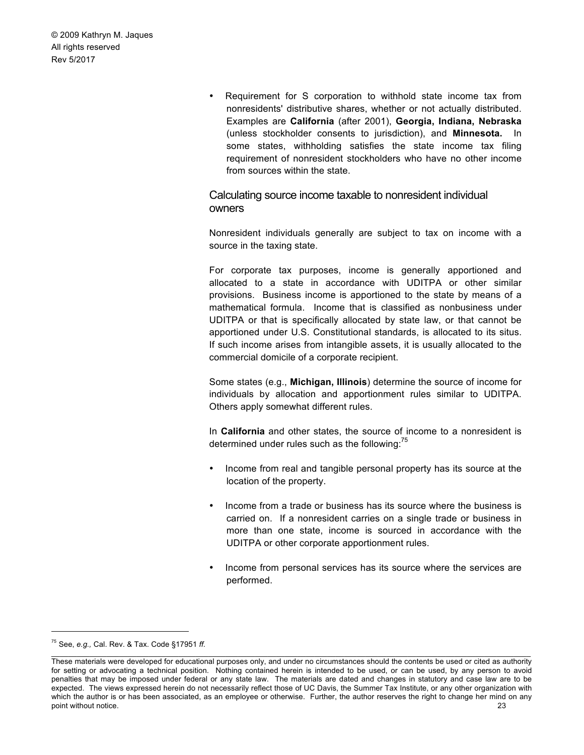- Requirement for S corporation to withhold state income tax from nonresidents' distributive shares, whether or not actually distributed. Examples are **California** (after 2001), **Georgia, Indiana, Nebraska** (unless stockholder consents to jurisdiction), and **Minnesota.** In some states, withholding satisfies the state income tax filing requirement of nonresident stockholders who have no other income from sources within the state.

## Calculating source income taxable to nonresident individual owners

Nonresident individuals generally are subject to tax on income with a source in the taxing state.

For corporate tax purposes, income is generally apportioned and allocated to a state in accordance with UDITPA or other similar provisions. Business income is apportioned to the state by means of a mathematical formula. Income that is classified as nonbusiness under UDITPA or that is specifically allocated by state law, or that cannot be apportioned under U.S. Constitutional standards, is allocated to its situs. If such income arises from intangible assets, it is usually allocated to the commercial domicile of a corporate recipient.

Some states (e.g., **Michigan, Illinois**) determine the source of income for individuals by allocation and apportionment rules similar to UDITPA. Others apply somewhat different rules.

In **California** and other states, the source of income to a nonresident is determined under rules such as the following:[75]

- Income from real and tangible personal property has its source at the location of the property.
- Income from a trade or business has its source where the business is carried on. If a nonresident carries on a single trade or business in more than one state, income is sourced in accordance with the UDITPA or other corporate apportionment rules.
- Income from personal services has its source where the services are performed.

---

[75] See, *e.g.,* Cal. Rev. & Tax. Code §17951 *ff.*

These materials were developed for educational purposes only, and under no circumstances should the contents be used or cited as authority for setting or advocating a technical position. Nothing contained herein is intended to be used, or can be used, by any person to avoid penalties that may be imposed under federal or any state law. The materials are dated and changes in statutory and case law are to be expected. The views expressed herein do not necessarily reflect those of UC Davis, the Summer Tax Institute, or any other organization with which the author is or has been associated, as an employee or otherwise. Further, the author reserves the right to change her mind on any point without notice.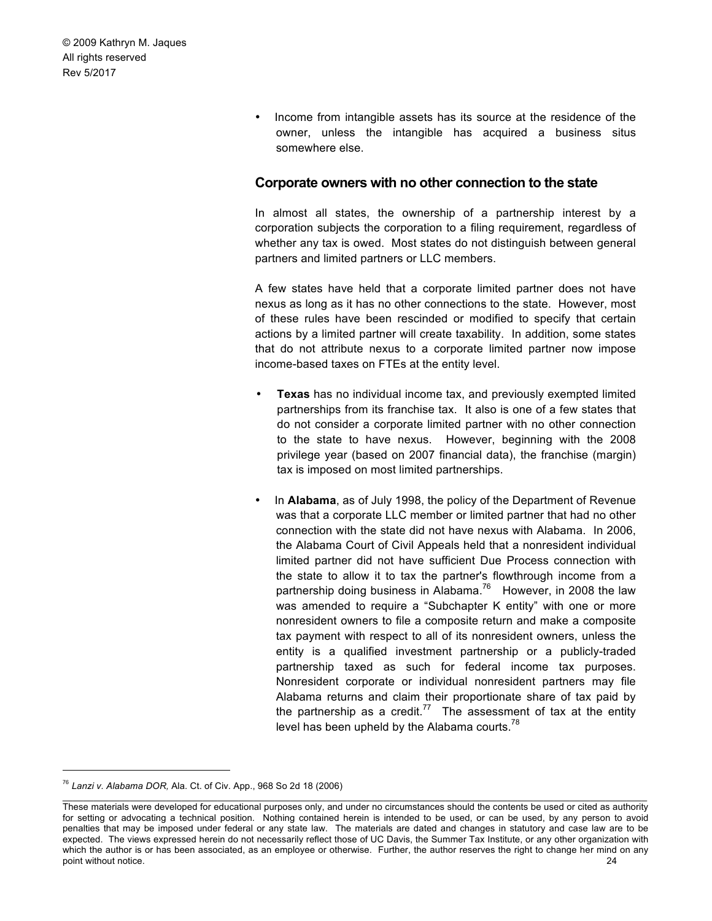- Income from intangible assets has its source at the residence of the owner, unless the intangible has acquired a business situs somewhere else.

## Corporate owners with no other connection to the state

In almost all states, the ownership of a partnership interest by a corporation subjects the corporation to a filing requirement, regardless of whether any tax is owed. Most states do not distinguish between general partners and limited partners or LLC members.

A few states have held that a corporate limited partner does not have nexus as long as it has no other connections to the state. However, most of these rules have been rescinded or modified to specify that certain actions by a limited partner will create taxability. In addition, some states that do not attribute nexus to a corporate limited partner now impose income-based taxes on FTEs at the entity level.

- **Texas** has no individual income tax, and previously exempted limited partnerships from its franchise tax. It also is one of a few states that do not consider a corporate limited partner with no other connection to the state to have nexus. However, beginning with the 2008 privilege year (based on 2007 financial data), the franchise (margin) tax is imposed on most limited partnerships.

- In **Alabama**, as of July 1998, the policy of the Department of Revenue was that a corporate LLC member or limited partner that had no other connection with the state did not have nexus with Alabama. In 2006, the Alabama Court of Civil Appeals held that a nonresident individual limited partner did not have sufficient Due Process connection with the state to allow it to tax the partner's flowthrough income from a partnership doing business in Alabama.[76] However, in 2008 the law was amended to require a "Subchapter K entity" with one or more nonresident owners to file a composite return and make a composite tax payment with respect to all of its nonresident owners, unless the entity is a qualified investment partnership or a publicly-traded partnership taxed as such for federal income tax purposes. Nonresident corporate or individual nonresident partners may file Alabama returns and claim their proportionate share of tax paid by the partnership as a credit.[77] The assessment of tax at the entity level has been upheld by the Alabama courts.[78]

---

[76] *Lanzi v. Alabama DOR,* Ala. Ct. of Civ. App., 968 So 2d 18 (2006)

These materials were developed for educational purposes only, and under no circumstances should the contents be used or cited as authority for setting or advocating a technical position. Nothing contained herein is intended to be used, or can be used, by any person to avoid penalties that may be imposed under federal or any state law. The materials are dated and changes in statutory and case law are to be expected. The views expressed herein do not necessarily reflect those of UC Davis, the Summer Tax Institute, or any other organization with which the author is or has been associated, as an employee or otherwise. Further, the author reserves the right to change her mind on any point without notice.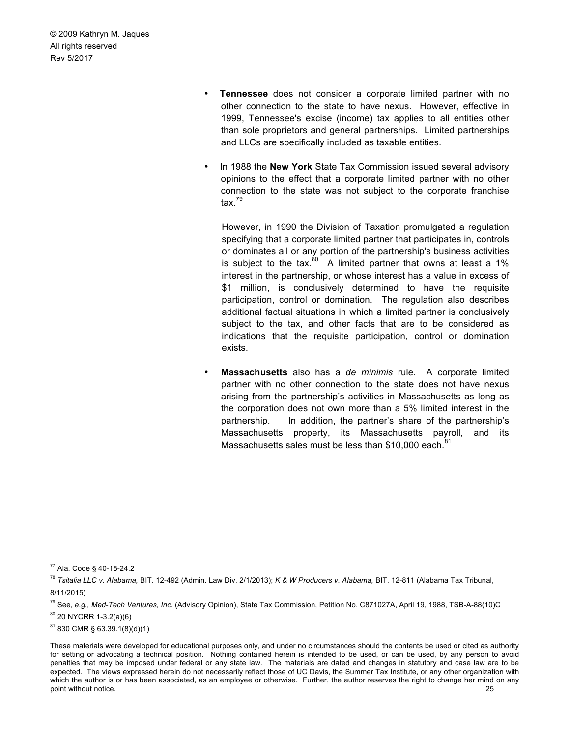- **Tennessee** does not consider a corporate limited partner with no other connection to the state to have nexus. However, effective in 1999, Tennessee's excise (income) tax applies to all entities other than sole proprietors and general partnerships. Limited partnerships and LLCs are specifically included as taxable entities.

- In 1988 the **New York** State Tax Commission issued several advisory opinions to the effect that a corporate limited partner with no other connection to the state was not subject to the corporate franchise tax.[79]

  However, in 1990 the Division of Taxation promulgated a regulation specifying that a corporate limited partner that participates in, controls or dominates all or any portion of the partnership's business activities is subject to the tax.[80] A limited partner that owns at least a 1% interest in the partnership, or whose interest has a value in excess of $1 million, is conclusively determined to have the requisite participation, control or domination. The regulation also describes additional factual situations in which a limited partner is conclusively subject to the tax, and other facts that are to be considered as indications that the requisite participation, control or domination exists.

- **Massachusetts** also has a *de minimis* rule. A corporate limited partner with no other connection to the state does not have nexus arising from the partnership's activities in Massachusetts as long as the corporation does not own more than a 5% limited interest in the partnership. In addition, the partner's share of the partnership's Massachusetts property, its Massachusetts payroll, and its Massachusetts sales must be less than $10,000 each.[81]

---

[77] Ala. Code § 40-18-24.2

[78] *Tsitalia LLC v. Alabama,* BIT. 12-492 (Admin. Law Div. 2/1/2013); *K & W Producers v. Alabama,* BIT. 12-811 (Alabama Tax Tribunal, 8/11/2015)

[79] See, *e.g., Med-Tech Ventures, Inc.* (Advisory Opinion), State Tax Commission, Petition No. C871027A, April 19, 1988, TSB-A-88(10)C

[80] 20 NYCRR 1-3.2(a)(6)

[81] 830 CMR § 63.39.1(8)(d)(1)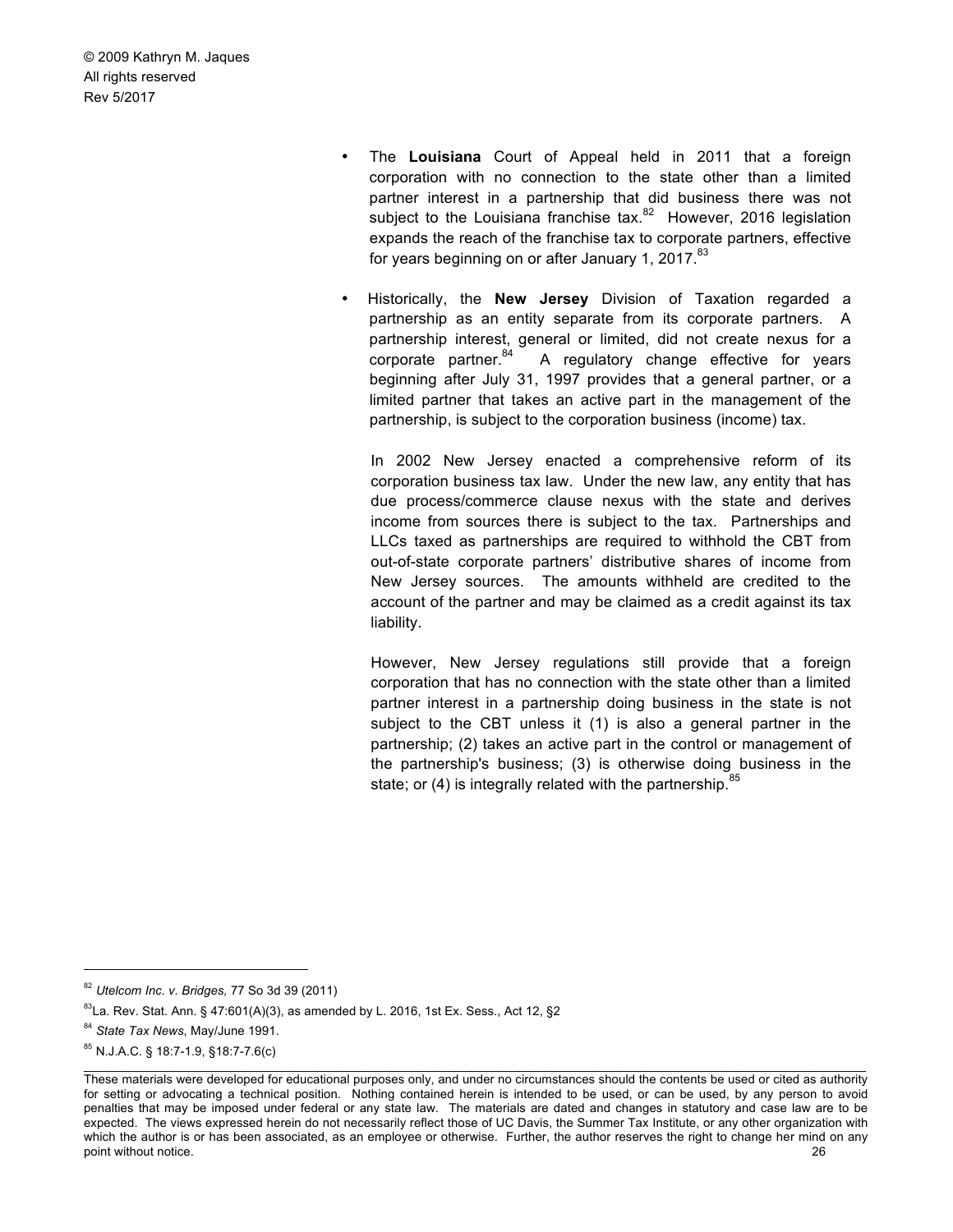- The **Louisiana** Court of Appeal held in 2011 that a foreign corporation with no connection to the state other than a limited partner interest in a partnership that did business there was not subject to the Louisiana franchise tax.[82] However, 2016 legislation expands the reach of the franchise tax to corporate partners, effective for years beginning on or after January 1, 2017.[83]

- Historically, the **New Jersey** Division of Taxation regarded a partnership as an entity separate from its corporate partners. A partnership interest, general or limited, did not create nexus for a corporate partner.[84] A regulatory change effective for years beginning after July 31, 1997 provides that a general partner, or a limited partner that takes an active part in the management of the partnership, is subject to the corporation business (income) tax.

  In 2002 New Jersey enacted a comprehensive reform of its corporation business tax law. Under the new law, any entity that has due process/commerce clause nexus with the state and derives income from sources there is subject to the tax. Partnerships and LLCs taxed as partnerships are required to withhold the CBT from out-of-state corporate partners' distributive shares of income from New Jersey sources. The amounts withheld are credited to the account of the partner and may be claimed as a credit against its tax liability.

  However, New Jersey regulations still provide that a foreign corporation that has no connection with the state other than a limited partner interest in a partnership doing business in the state is not subject to the CBT unless it (1) is also a general partner in the partnership; (2) takes an active part in the control or management of the partnership's business; (3) is otherwise doing business in the state; or (4) is integrally related with the partnership.[85]

---

[82] *Utelcom Inc. v. Bridges,* 77 So 3d 39 (2011)

[83] La. Rev. Stat. Ann. § 47:601(A)(3), as amended by L. 2016, 1st Ex. Sess., Act 12, §2

[84] *State Tax News*, May/June 1991.

[85] N.J.A.C. § 18:7-1.9, §18:7-7.6(c)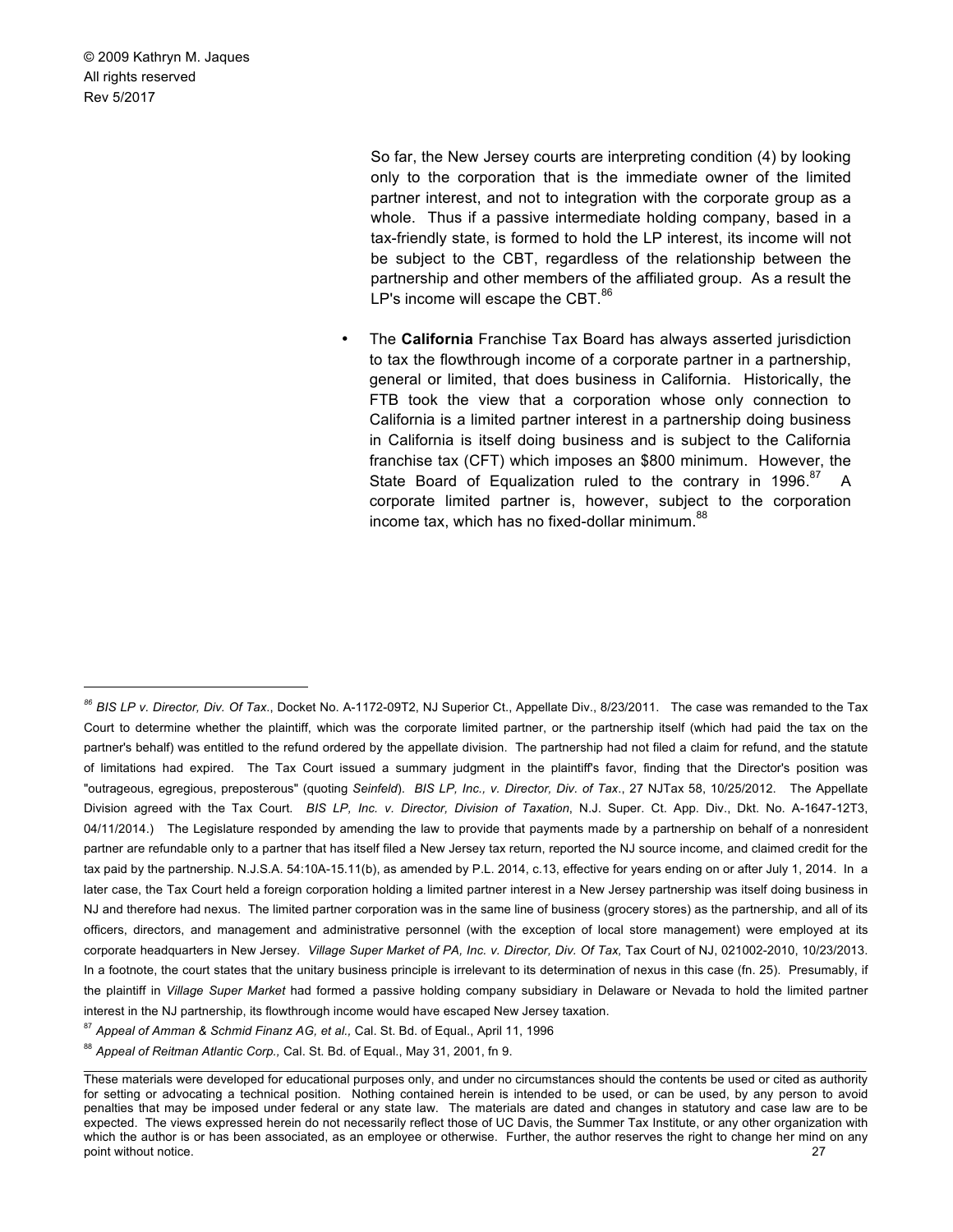So far, the New Jersey courts are interpreting condition (4) by looking only to the corporation that is the immediate owner of the limited partner interest, and not to integration with the corporate group as a whole. Thus if a passive intermediate holding company, based in a tax-friendly state, is formed to hold the LP interest, its income will not be subject to the CBT, regardless of the relationship between the partnership and other members of the affiliated group. As a result the LP's income will escape the CBT.[86]

- The **California** Franchise Tax Board has always asserted jurisdiction to tax the flowthrough income of a corporate partner in a partnership, general or limited, that does business in California. Historically, the FTB took the view that a corporation whose only connection to California is a limited partner interest in a partnership doing business in California is itself doing business and is subject to the California franchise tax (CFT) which imposes an $800 minimum. However, the State Board of Equalization ruled to the contrary in 1996.[87] A corporate limited partner is, however, subject to the corporation income tax, which has no fixed-dollar minimum.[88]

---

[86] *BIS LP v. Director, Div. Of Tax*., Docket No. A-1172-09T2, NJ Superior Ct., Appellate Div., 8/23/2011. The case was remanded to the Tax Court to determine whether the plaintiff, which was the corporate limited partner, or the partnership itself (which had paid the tax on the partner's behalf) was entitled to the refund ordered by the appellate division. The partnership had not filed a claim for refund, and the statute of limitations had expired. The Tax Court issued a summary judgment in the plaintiff's favor, finding that the Director's position was "outrageous, egregious, preposterous" (quoting *Seinfeld*). *BIS LP, Inc., v. Director, Div. of Tax*., 27 NJTax 58, 10/25/2012. The Appellate Division agreed with the Tax Court. *BIS LP, Inc. v. Director, Division of Taxation*, N.J. Super. Ct. App. Div., Dkt. No. A-1647-12T3, 04/11/2014.) The Legislature responded by amending the law to provide that payments made by a partnership on behalf of a nonresident partner are refundable only to a partner that has itself filed a New Jersey tax return, reported the NJ source income, and claimed credit for the tax paid by the partnership. N.J.S.A. 54:10A-15.11(b), as amended by P.L. 2014, c.13, effective for years ending on or after July 1, 2014. In a later case, the Tax Court held a foreign corporation holding a limited partner interest in a New Jersey partnership was itself doing business in NJ and therefore had nexus. The limited partner corporation was in the same line of business (grocery stores) as the partnership, and all of its officers, directors, and management and administrative personnel (with the exception of local store management) were employed at its corporate headquarters in New Jersey. *Village Super Market of PA, Inc. v. Director, Div. Of Tax,* Tax Court of NJ, 021002-2010, 10/23/2013. In a footnote, the court states that the unitary business principle is irrelevant to its determination of nexus in this case (fn. 25). Presumably, if the plaintiff in *Village Super Market* had formed a passive holding company subsidiary in Delaware or Nevada to hold the limited partner interest in the NJ partnership, its flowthrough income would have escaped New Jersey taxation.

[87] *Appeal of Amman & Schmid Finanz AG, et al.,* Cal. St. Bd. of Equal., April 11, 1996

[88] *Appeal of Reitman Atlantic Corp.,* Cal. St. Bd. of Equal., May 31, 2001, fn 9.

---

These materials were developed for educational purposes only, and under no circumstances should the contents be used or cited as authority for setting or advocating a technical position. Nothing contained herein is intended to be used, or can be used, by any person to avoid penalties that may be imposed under federal or any state law. The materials are dated and changes in statutory and case law are to be expected. The views expressed herein do not necessarily reflect those of UC Davis, the Summer Tax Institute, or any other organization with which the author is or has been associated, as an employee or otherwise. Further, the author reserves the right to change her mind on any point without notice.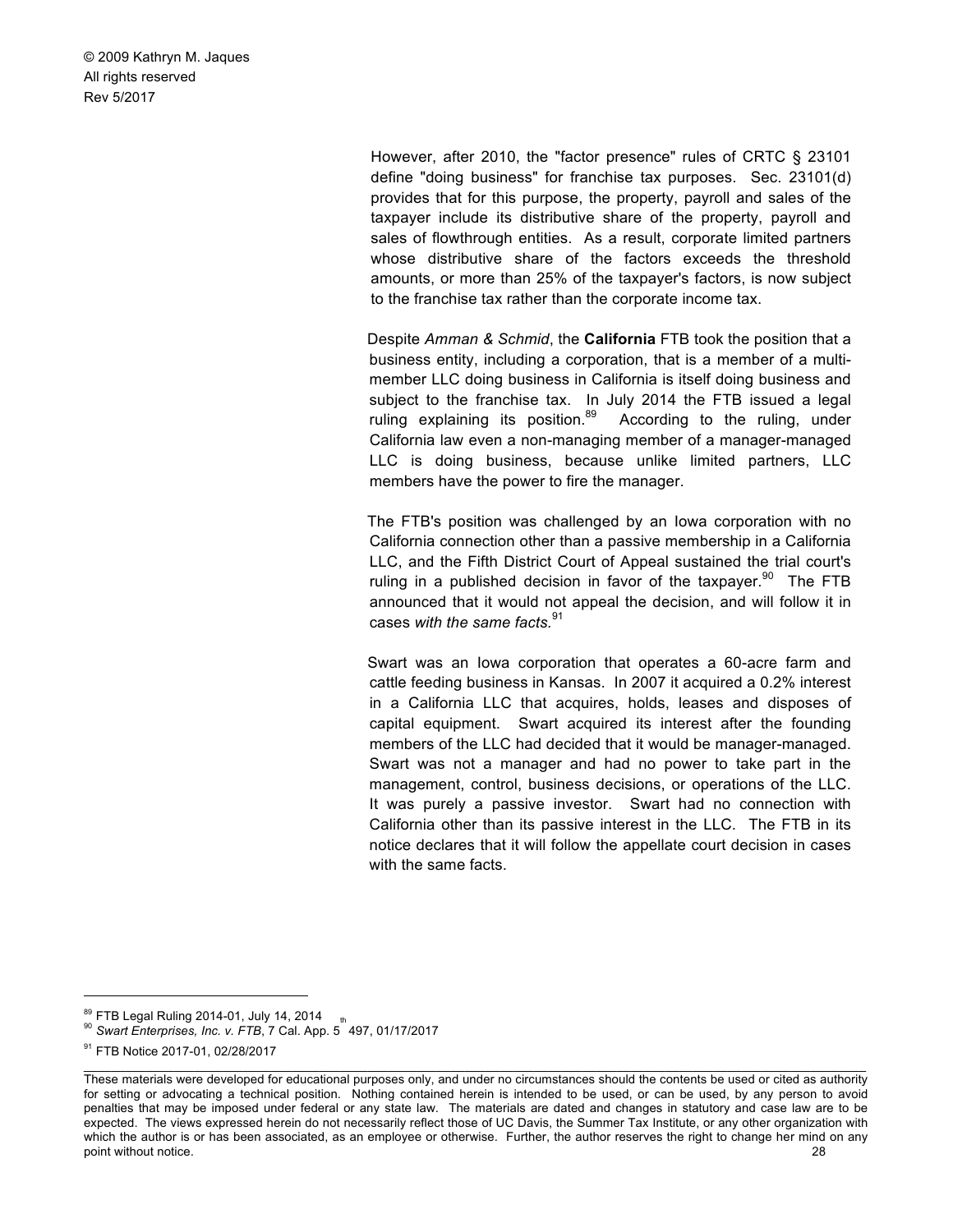However, after 2010, the "factor presence" rules of CRTC § 23101 define "doing business" for franchise tax purposes. Sec. 23101(d) provides that for this purpose, the property, payroll and sales of the taxpayer include its distributive share of the property, payroll and sales of flowthrough entities. As a result, corporate limited partners whose distributive share of the factors exceeds the threshold amounts, or more than 25% of the taxpayer's factors, is now subject to the franchise tax rather than the corporate income tax.

Despite *Amman & Schmid*, the **California** FTB took the position that a business entity, including a corporation, that is a member of a multi-member LLC doing business in California is itself doing business and subject to the franchise tax. In July 2014 the FTB issued a legal ruling explaining its position.[89] According to the ruling, under California law even a non-managing member of a manager-managed LLC is doing business, because unlike limited partners, LLC members have the power to fire the manager.

The FTB's position was challenged by an Iowa corporation with no California connection other than a passive membership in a California LLC, and the Fifth District Court of Appeal sustained the trial court's ruling in a published decision in favor of the taxpayer.[90] The FTB announced that it would not appeal the decision, and will follow it in cases *with the same facts.*[91]

Swart was an Iowa corporation that operates a 60-acre farm and cattle feeding business in Kansas. In 2007 it acquired a 0.2% interest in a California LLC that acquires, holds, leases and disposes of capital equipment. Swart acquired its interest after the founding members of the LLC had decided that it would be manager-managed. Swart was not a manager and had no power to take part in the management, control, business decisions, or operations of the LLC. It was purely a passive investor. Swart had no connection with California other than its passive interest in the LLC. The FTB in its notice declares that it will follow the appellate court decision in cases with the same facts.

---

[89] FTB Legal Ruling 2014-01, July 14, 2014

[90] *Swart Enterprises, Inc. v. FTB*, 7 Cal. App. 5th 497, 01/17/2017

[91] FTB Notice 2017-01, 02/28/2017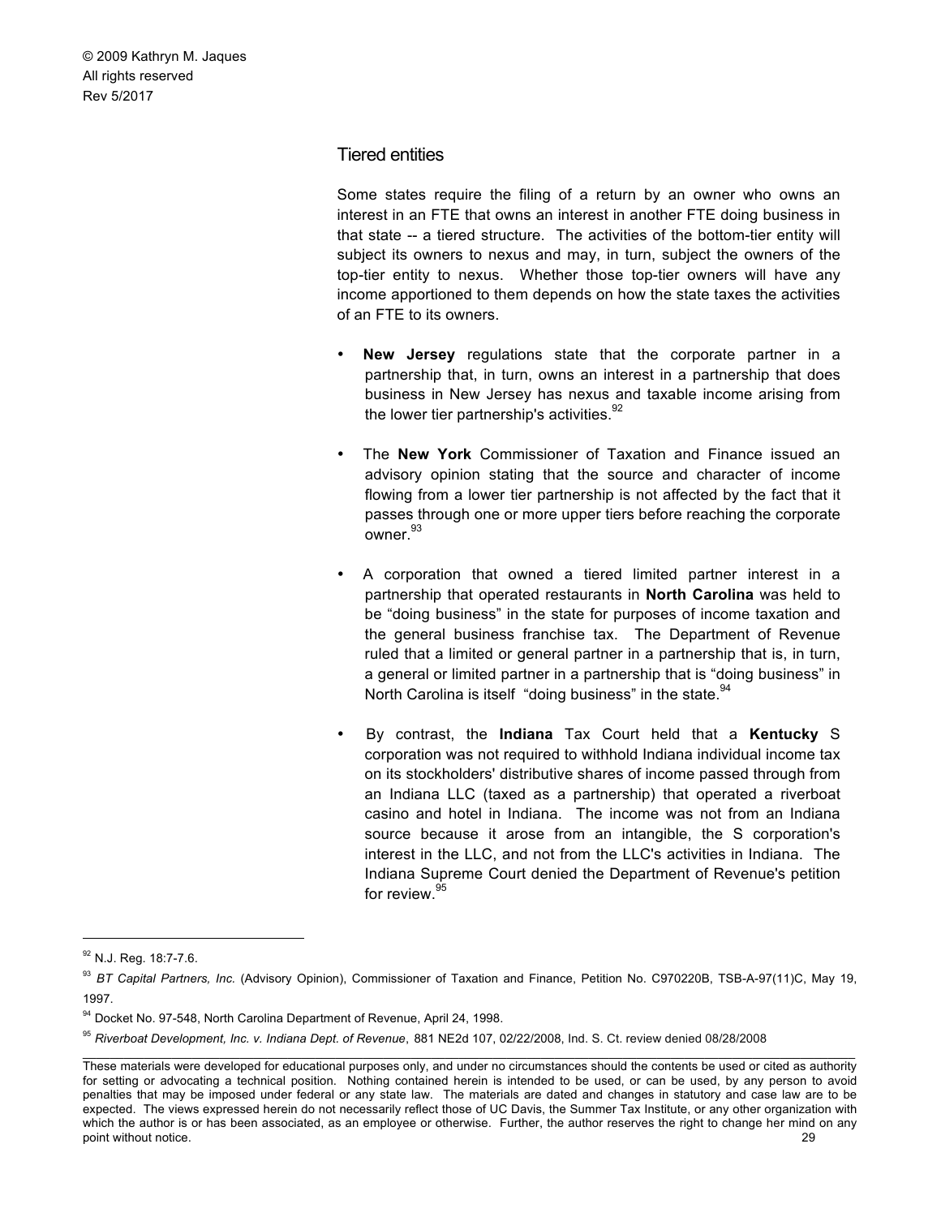## Tiered entities

Some states require the filing of a return by an owner who owns an interest in an FTE that owns an interest in another FTE doing business in that state -- a tiered structure. The activities of the bottom-tier entity will subject its owners to nexus and may, in turn, subject the owners of the top-tier entity to nexus. Whether those top-tier owners will have any income apportioned to them depends on how the state taxes the activities of an FTE to its owners.

- **New Jersey** regulations state that the corporate partner in a partnership that, in turn, owns an interest in a partnership that does business in New Jersey has nexus and taxable income arising from the lower tier partnership's activities.[92]
- The **New York** Commissioner of Taxation and Finance issued an advisory opinion stating that the source and character of income flowing from a lower tier partnership is not affected by the fact that it passes through one or more upper tiers before reaching the corporate owner.[93]
- A corporation that owned a tiered limited partner interest in a partnership that operated restaurants in **North Carolina** was held to be "doing business" in the state for purposes of income taxation and the general business franchise tax. The Department of Revenue ruled that a limited or general partner in a partnership that is, in turn, a general or limited partner in a partnership that is "doing business" in North Carolina is itself "doing business" in the state.[94]
- By contrast, the **Indiana** Tax Court held that a **Kentucky** S corporation was not required to withhold Indiana individual income tax on its stockholders' distributive shares of income passed through from an Indiana LLC (taxed as a partnership) that operated a riverboat casino and hotel in Indiana. The income was not from an Indiana source because it arose from an intangible, the S corporation's interest in the LLC, and not from the LLC's activities in Indiana. The Indiana Supreme Court denied the Department of Revenue's petition for review.[95]

---

[92] N.J. Reg. 18:7-7.6.

[93] *BT Capital Partners, Inc.* (Advisory Opinion), Commissioner of Taxation and Finance, Petition No. C970220B, TSB-A-97(11)C, May 19, 1997.

[94] Docket No. 97-548, North Carolina Department of Revenue, April 24, 1998.

[95] *Riverboat Development, Inc. v. Indiana Dept. of Revenue*, 881 NE2d 107, 02/22/2008, Ind. S. Ct. review denied 08/28/2008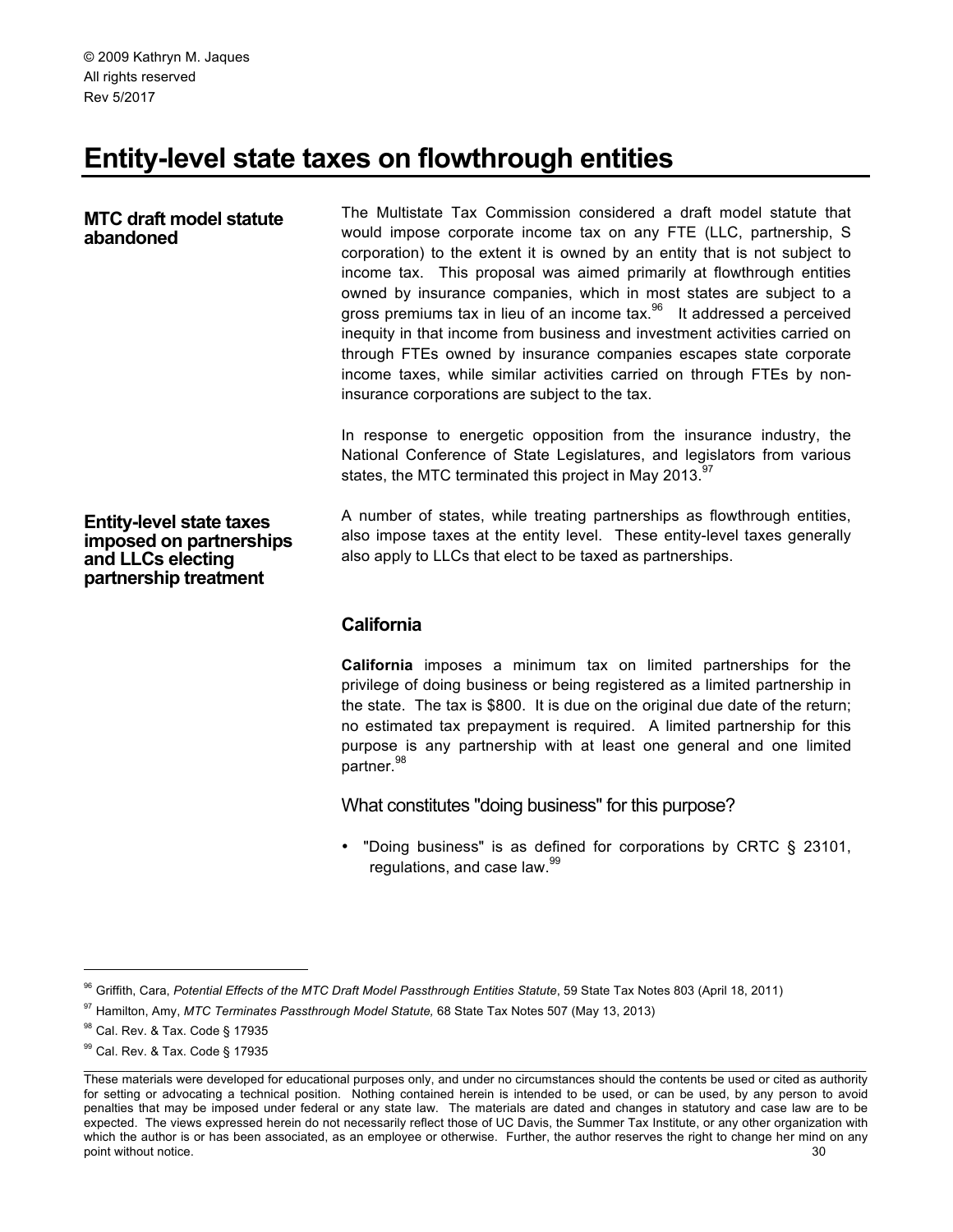# Entity-level state taxes on flowthrough entities

**MTC draft model statute abandoned**

The Multistate Tax Commission considered a draft model statute that would impose corporate income tax on any FTE (LLC, partnership, S corporation) to the extent it is owned by an entity that is not subject to income tax. This proposal was aimed primarily at flowthrough entities owned by insurance companies, which in most states are subject to a gross premiums tax in lieu of an income tax.[96] It addressed a perceived inequity in that income from business and investment activities carried on through FTEs owned by insurance companies escapes state corporate income taxes, while similar activities carried on through FTEs by non-insurance corporations are subject to the tax.

In response to energetic opposition from the insurance industry, the National Conference of State Legislatures, and legislators from various states, the MTC terminated this project in May 2013.[97]

**Entity-level state taxes imposed on partnerships and LLCs electing partnership treatment**

A number of states, while treating partnerships as flowthrough entities, also impose taxes at the entity level. These entity-level taxes generally also apply to LLCs that elect to be taxed as partnerships.

## California

**California** imposes a minimum tax on limited partnerships for the privilege of doing business or being registered as a limited partnership in the state. The tax is $800. It is due on the original due date of the return; no estimated tax prepayment is required. A limited partnership for this purpose is any partnership with at least one general and one limited partner.[98]

### What constitutes "doing business" for this purpose?

- "Doing business" is as defined for corporations by CRTC § 23101, regulations, and case law.[99]

---

[96] Griffith, Cara, *Potential Effects of the MTC Draft Model Passthrough Entities Statute*, 59 State Tax Notes 803 (April 18, 2011)

[97] Hamilton, Amy, *MTC Terminates Passthrough Model Statute,* 68 State Tax Notes 507 (May 13, 2013)

[98] Cal. Rev. & Tax. Code § 17935

[99] Cal. Rev. & Tax. Code § 17935

These materials were developed for educational purposes only, and under no circumstances should the contents be used or cited as authority for setting or advocating a technical position. Nothing contained herein is intended to be used, or can be used, by any person to avoid penalties that may be imposed under federal or any state law. The materials are dated and changes in statutory and case law are to be expected. The views expressed herein do not necessarily reflect those of UC Davis, the Summer Tax Institute, or any other organization with which the author is or has been associated, as an employee or otherwise. Further, the author reserves the right to change her mind on any point without notice.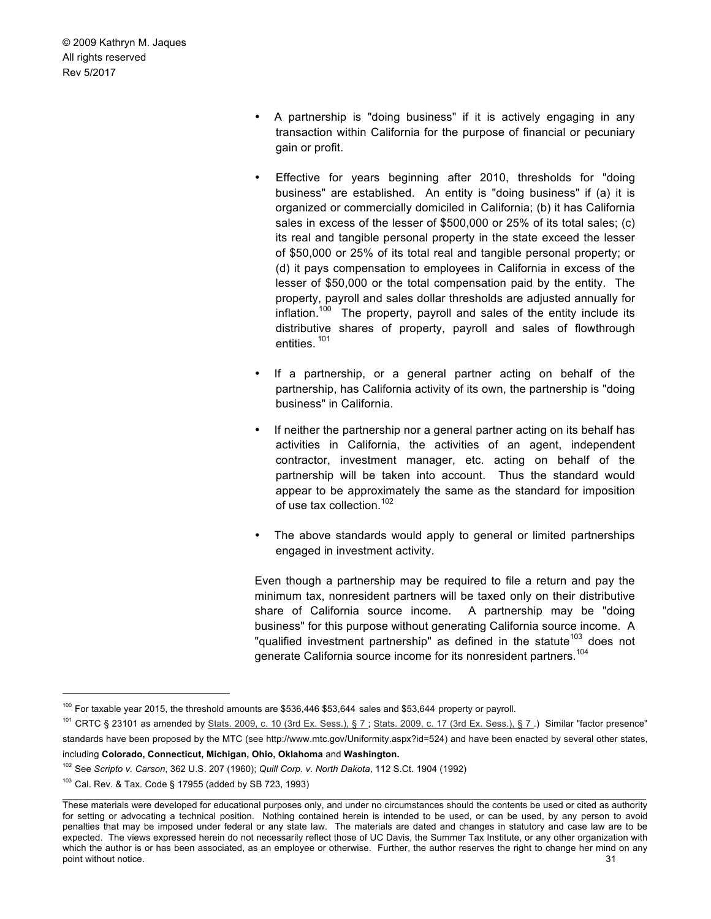- A partnership is "doing business" if it is actively engaging in any transaction within California for the purpose of financial or pecuniary gain or profit.

- Effective for years beginning after 2010, thresholds for "doing business" are established. An entity is "doing business" if (a) it is organized or commercially domiciled in California; (b) it has California sales in excess of the lesser of $500,000 or 25% of its total sales; (c) its real and tangible personal property in the state exceed the lesser of $50,000 or 25% of its total real and tangible personal property; or (d) it pays compensation to employees in California in excess of the lesser of $50,000 or the total compensation paid by the entity. The property, payroll and sales dollar thresholds are adjusted annually for inflation.[100] The property, payroll and sales of the entity include its distributive shares of property, payroll and sales of flowthrough entities.[101]

- If a partnership, or a general partner acting on behalf of the partnership, has California activity of its own, the partnership is "doing business" in California.

- If neither the partnership nor a general partner acting on its behalf has activities in California, the activities of an agent, independent contractor, investment manager, etc. acting on behalf of the partnership will be taken into account. Thus the standard would appear to be approximately the same as the standard for imposition of use tax collection.[102]

- The above standards would apply to general or limited partnerships engaged in investment activity.

Even though a partnership may be required to file a return and pay the minimum tax, nonresident partners will be taxed only on their distributive share of California source income. A partnership may be "doing business" for this purpose without generating California source income. A "qualified investment partnership" as defined in the statute[103] does not generate California source income for its nonresident partners.[104]

---

[100] For taxable year 2015, the threshold amounts are $536,446 $53,644 sales and $53,644 property or payroll.

[101] CRTC § 23101 as amended by Stats. 2009, c. 10 (3rd Ex. Sess.), § 7 ; Stats. 2009, c. 17 (3rd Ex. Sess.), § 7 .) Similar "factor presence" standards have been proposed by the MTC (see http://www.mtc.gov/Uniformity.aspx?id=524) and have been enacted by several other states, including **Colorado, Connecticut, Michigan, Ohio, Oklahoma** and **Washington.**

[102] See *Scripto v. Carson*, 362 U.S. 207 (1960); *Quill Corp. v. North Dakota*, 112 S.Ct. 1904 (1992)

[103] Cal. Rev. & Tax. Code § 17955 (added by SB 723, 1993)

These materials were developed for educational purposes only, and under no circumstances should the contents be used or cited as authority for setting or advocating a technical position. Nothing contained herein is intended to be used, or can be used, by any person to avoid penalties that may be imposed under federal or any state law. The materials are dated and changes in statutory and case law are to be expected. The views expressed herein do not necessarily reflect those of UC Davis, the Summer Tax Institute, or any other organization with which the author is or has been associated, as an employee or otherwise. Further, the author reserves the right to change her mind on any point without notice.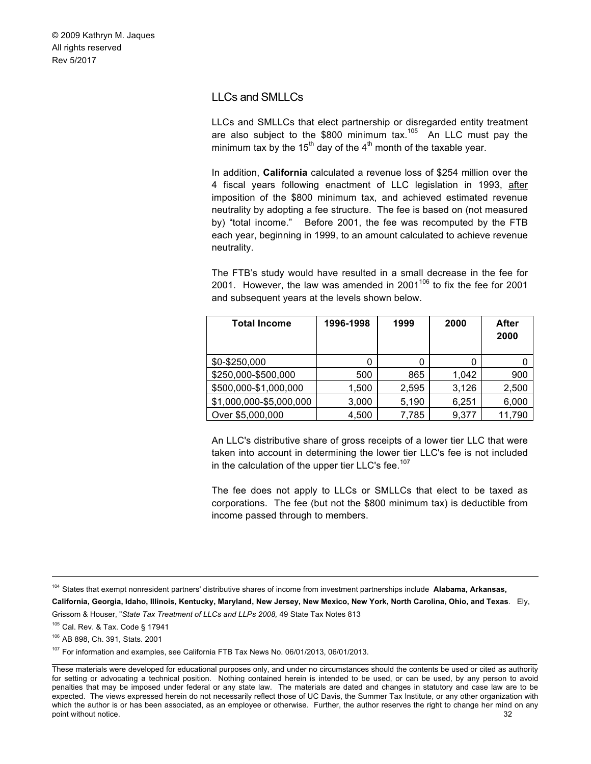## LLCs and SMLLCs

LLCs and SMLLCs that elect partnership or disregarded entity treatment are also subject to the $800 minimum tax.[105] An LLC must pay the minimum tax by the 15th day of the 4th month of the taxable year.

In addition, **California** calculated a revenue loss of $254 million over the 4 fiscal years following enactment of LLC legislation in 1993, after imposition of the $800 minimum tax, and achieved estimated revenue neutrality by adopting a fee structure. The fee is based on (not measured by) "total income." Before 2001, the fee was recomputed by the FTB each year, beginning in 1999, to an amount calculated to achieve revenue neutrality.

The FTB's study would have resulted in a small decrease in the fee for 2001. However, the law was amended in 2001[106] to fix the fee for 2001 and subsequent years at the levels shown below.

| Total Income | 1996-1998 | 1999 | 2000 | After 2000 |
|---|---|---|---|---|
| $0-$250,000 | 0 | 0 | 0 | 0 |
| $250,000-$500,000 | 500 | 865 | 1,042 | 900 |
| $500,000-$1,000,000 | 1,500 | 2,595 | 3,126 | 2,500 |
| $1,000,000-$5,000,000 | 3,000 | 5,190 | 6,251 | 6,000 |
| Over $5,000,000 | 4,500 | 7,785 | 9,377 | 11,790 |

An LLC's distributive share of gross receipts of a lower tier LLC that were taken into account in determining the lower tier LLC's fee is not included in the calculation of the upper tier LLC's fee.[107]

The fee does not apply to LLCs or SMLLCs that elect to be taxed as corporations. The fee (but not the $800 minimum tax) is deductible from income passed through to members.

---

[104] States that exempt nonresident partners' distributive shares of income from investment partnerships include **Alabama, Arkansas, California, Georgia, Idaho, Illinois, Kentucky, Maryland, New Jersey, New Mexico, New York, North Carolina, Ohio, and Texas**. Ely, Grissom & Houser, "*State Tax Treatment of LLCs and LLPs 2008,* 49 State Tax Notes 813

[105] Cal. Rev. & Tax. Code § 17941

[106] AB 898, Ch. 391, Stats. 2001

[107] For information and examples, see California FTB Tax News No. 06/01/2013, 06/01/2013.

These materials were developed for educational purposes only, and under no circumstances should the contents be used or cited as authority for setting or advocating a technical position. Nothing contained herein is intended to be used, or can be used, by any person to avoid penalties that may be imposed under federal or any state law. The materials are dated and changes in statutory and case law are to be expected. The views expressed herein do not necessarily reflect those of UC Davis, the Summer Tax Institute, or any other organization with which the author is or has been associated, as an employee or otherwise. Further, the author reserves the right to change her mind on any point without notice.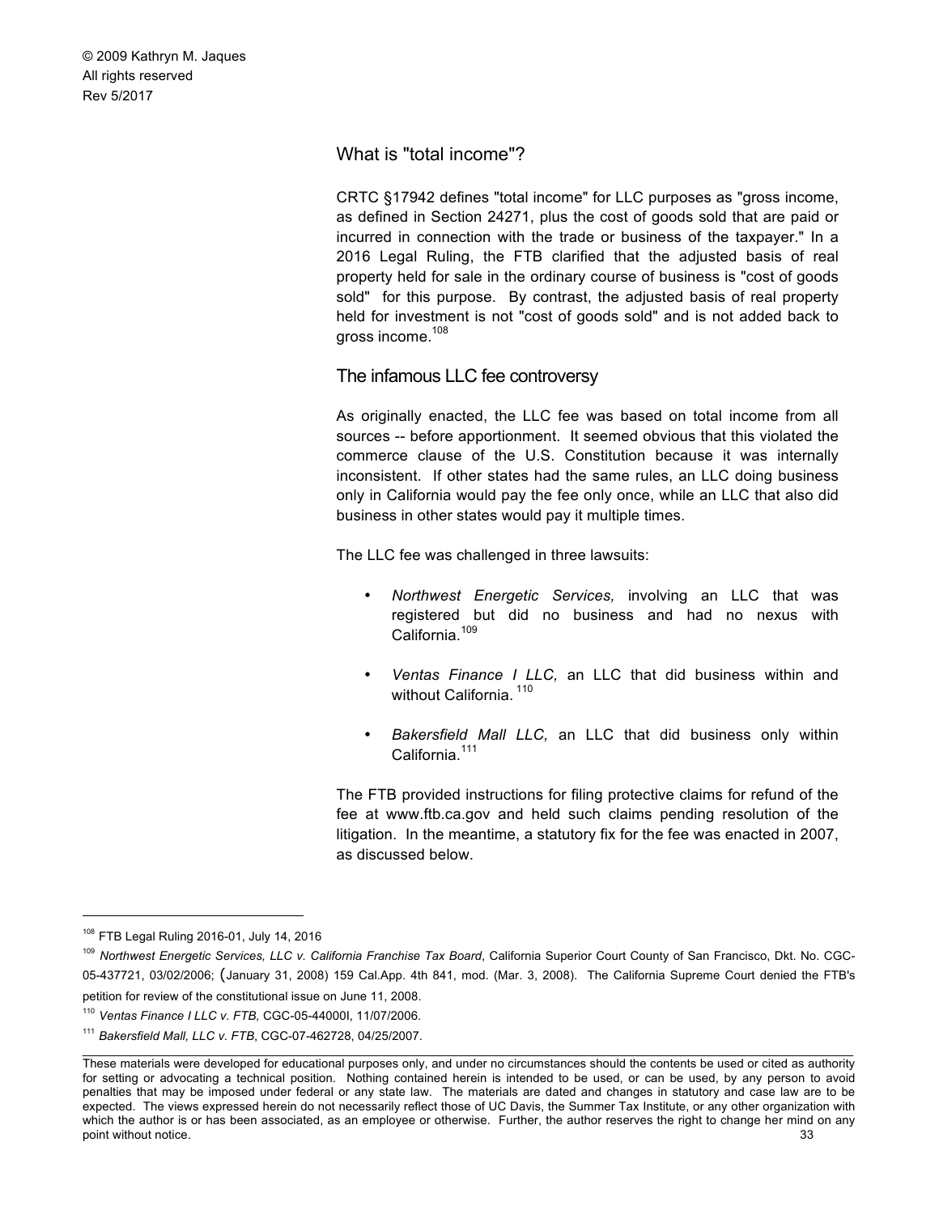## What is "total income"?

CRTC §17942 defines "total income" for LLC purposes as "gross income, as defined in Section 24271, plus the cost of goods sold that are paid or incurred in connection with the trade or business of the taxpayer." In a 2016 Legal Ruling, the FTB clarified that the adjusted basis of real property held for sale in the ordinary course of business is "cost of goods sold" for this purpose. By contrast, the adjusted basis of real property held for investment is not "cost of goods sold" and is not added back to gross income.[108]

## The infamous LLC fee controversy

As originally enacted, the LLC fee was based on total income from all sources -- before apportionment. It seemed obvious that this violated the commerce clause of the U.S. Constitution because it was internally inconsistent. If other states had the same rules, an LLC doing business only in California would pay the fee only once, while an LLC that also did business in other states would pay it multiple times.

The LLC fee was challenged in three lawsuits:

- *Northwest Energetic Services,* involving an LLC that was registered but did no business and had no nexus with California.[109]
- *Ventas Finance I LLC,* an LLC that did business within and without California.[110]
- *Bakersfield Mall LLC,* an LLC that did business only within California.[111]

The FTB provided instructions for filing protective claims for refund of the fee at www.ftb.ca.gov and held such claims pending resolution of the litigation. In the meantime, a statutory fix for the fee was enacted in 2007, as discussed below.

---

[108] FTB Legal Ruling 2016-01, July 14, 2016

[109] *Northwest Energetic Services, LLC v. California Franchise Tax Board*, California Superior Court County of San Francisco, Dkt. No. CGC-05-437721, 03/02/2006; (January 31, 2008) 159 Cal.App. 4th 841, mod. (Mar. 3, 2008). The California Supreme Court denied the FTB's petition for review of the constitutional issue on June 11, 2008.

[110] *Ventas Finance I LLC v. FTB,* CGC-05-44000I, 11/07/2006.

[111] *Bakersfield Mall, LLC v. FTB*, CGC-07-462728, 04/25/2007.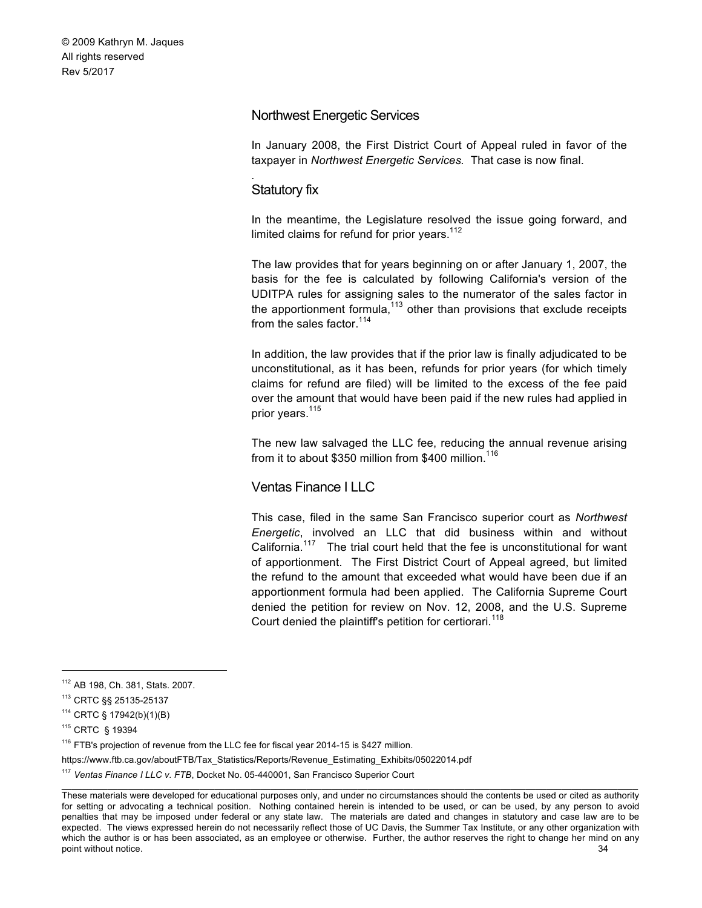## Northwest Energetic Services

In January 2008, the First District Court of Appeal ruled in favor of the taxpayer in *Northwest Energetic Services*. That case is now final.

.

## Statutory fix

In the meantime, the Legislature resolved the issue going forward, and limited claims for refund for prior years.[112]

The law provides that for years beginning on or after January 1, 2007, the basis for the fee is calculated by following California's version of the UDITPA rules for assigning sales to the numerator of the sales factor in the apportionment formula,[113] other than provisions that exclude receipts from the sales factor.[114]

In addition, the law provides that if the prior law is finally adjudicated to be unconstitutional, as it has been, refunds for prior years (for which timely claims for refund are filed) will be limited to the excess of the fee paid over the amount that would have been paid if the new rules had applied in prior years.[115]

The new law salvaged the LLC fee, reducing the annual revenue arising from it to about $350 million from $400 million.[116]

## Ventas Finance I LLC

This case, filed in the same San Francisco superior court as *Northwest Energetic*, involved an LLC that did business within and without California.[117] The trial court held that the fee is unconstitutional for want of apportionment. The First District Court of Appeal agreed, but limited the refund to the amount that exceeded what would have been due if an apportionment formula had been applied. The California Supreme Court denied the petition for review on Nov. 12, 2008, and the U.S. Supreme Court denied the plaintiff's petition for certiorari.[118]

---

[112] AB 198, Ch. 381, Stats. 2007.

[113] CRTC §§ 25135-25137

[114] CRTC § 17942(b)(1)(B)

[115] CRTC § 19394

[116] FTB's projection of revenue from the LLC fee for fiscal year 2014-15 is $427 million.
https://www.ftb.ca.gov/aboutFTB/Tax_Statistics/Reports/Revenue_Estimating_Exhibits/05022014.pdf

[117] *Ventas Finance I LLC v. FTB*, Docket No. 05-440001, San Francisco Superior Court

These materials were developed for educational purposes only, and under no circumstances should the contents be used or cited as authority for setting or advocating a technical position. Nothing contained herein is intended to be used, or can be used, by any person to avoid penalties that may be imposed under federal or any state law. The materials are dated and changes in statutory and case law are to be expected. The views expressed herein do not necessarily reflect those of UC Davis, the Summer Tax Institute, or any other organization with which the author is or has been associated, as an employee or otherwise. Further, the author reserves the right to change her mind on any point without notice.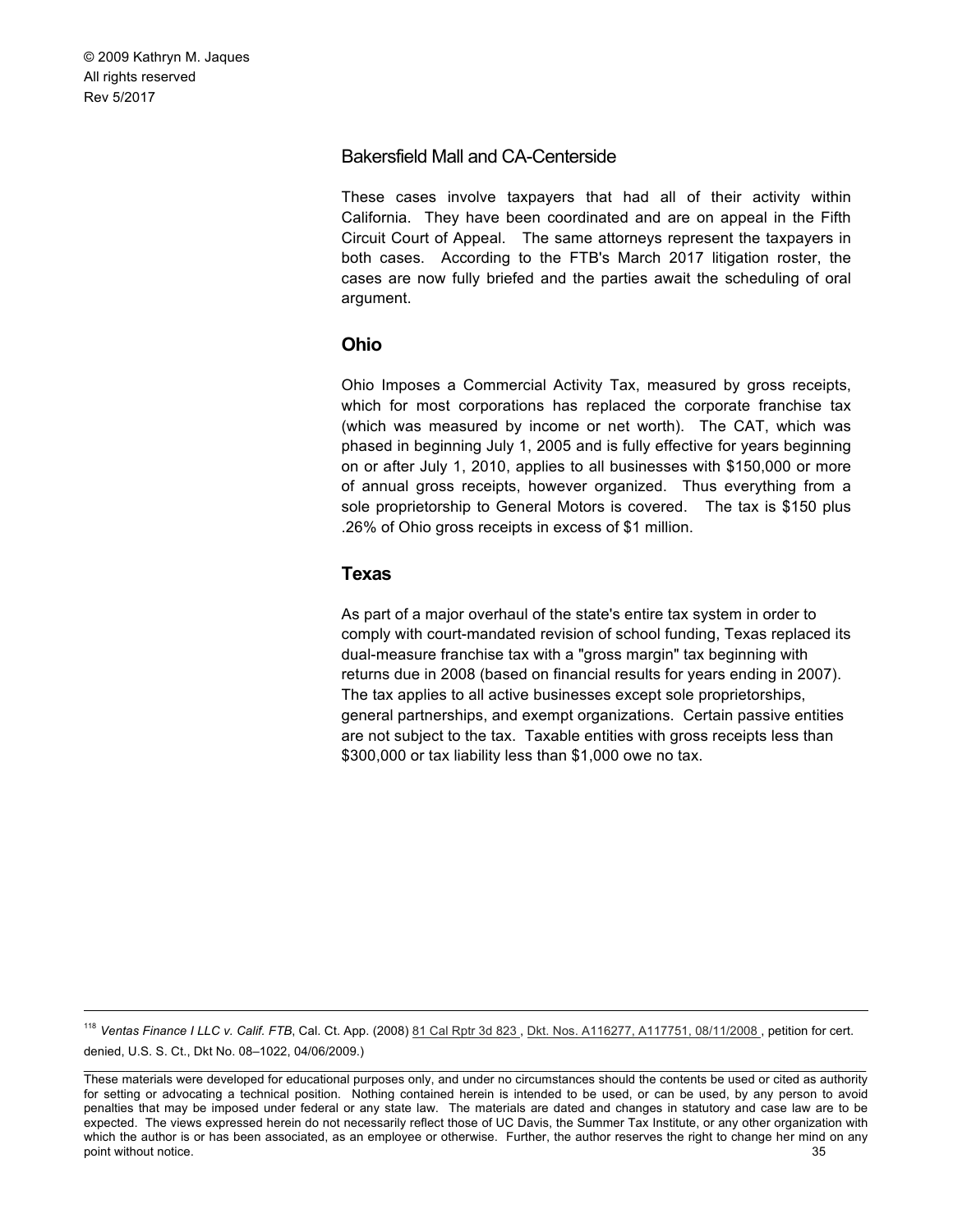### Bakersfield Mall and CA-Centerside

These cases involve taxpayers that had all of their activity within California. They have been coordinated and are on appeal in the Fifth Circuit Court of Appeal. The same attorneys represent the taxpayers in both cases. According to the FTB's March 2017 litigation roster, the cases are now fully briefed and the parties await the scheduling of oral argument.

## Ohio

Ohio Imposes a Commercial Activity Tax, measured by gross receipts, which for most corporations has replaced the corporate franchise tax (which was measured by income or net worth). The CAT, which was phased in beginning July 1, 2005 and is fully effective for years beginning on or after July 1, 2010, applies to all businesses with $150,000 or more of annual gross receipts, however organized. Thus everything from a sole proprietorship to General Motors is covered. The tax is $150 plus .26% of Ohio gross receipts in excess of $1 million.

## Texas

As part of a major overhaul of the state's entire tax system in order to comply with court-mandated revision of school funding, Texas replaced its dual-measure franchise tax with a "gross margin" tax beginning with returns due in 2008 (based on financial results for years ending in 2007). The tax applies to all active businesses except sole proprietorships, general partnerships, and exempt organizations. Certain passive entities are not subject to the tax. Taxable entities with gross receipts less than $300,000 or tax liability less than $1,000 owe no tax.

---

[118] *Ventas Finance I LLC v. Calif. FTB*, Cal. Ct. App. (2008) 81 Cal Rptr 3d 823 , Dkt. Nos. A116277, A117751, 08/11/2008 , petition for cert. denied, U.S. S. Ct., Dkt No. 08–1022, 04/06/2009.)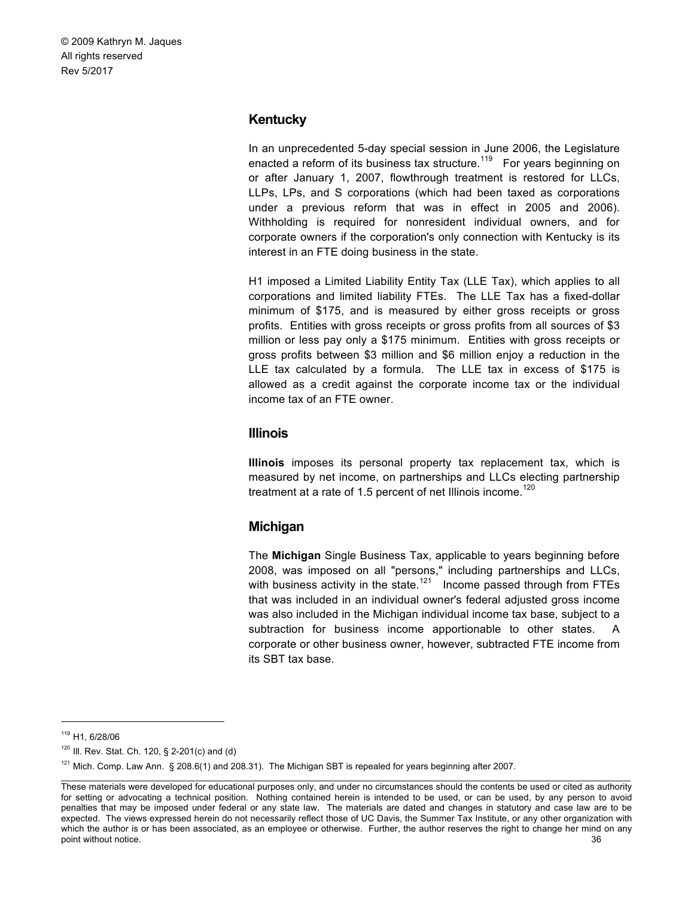## Kentucky

In an unprecedented 5-day special session in June 2006, the Legislature enacted a reform of its business tax structure.[119] For years beginning on or after January 1, 2007, flowthrough treatment is restored for LLCs, LLPs, LPs, and S corporations (which had been taxed as corporations under a previous reform that was in effect in 2005 and 2006). Withholding is required for nonresident individual owners, and for corporate owners if the corporation's only connection with Kentucky is its interest in an FTE doing business in the state.

H1 imposed a Limited Liability Entity Tax (LLE Tax), which applies to all corporations and limited liability FTEs. The LLE Tax has a fixed-dollar minimum of $175, and is measured by either gross receipts or gross profits. Entities with gross receipts or gross profits from all sources of $3 million or less pay only a $175 minimum. Entities with gross receipts or gross profits between $3 million and $6 million enjoy a reduction in the LLE tax calculated by a formula. The LLE tax in excess of $175 is allowed as a credit against the corporate income tax or the individual income tax of an FTE owner.

## Illinois

**Illinois** imposes its personal property tax replacement tax, which is measured by net income, on partnerships and LLCs electing partnership treatment at a rate of 1.5 percent of net Illinois income.[120]

## Michigan

The **Michigan** Single Business Tax, applicable to years beginning before 2008, was imposed on all "persons," including partnerships and LLCs, with business activity in the state.[121] Income passed through from FTEs that was included in an individual owner's federal adjusted gross income was also included in the Michigan individual income tax base, subject to a subtraction for business income apportionable to other states. A corporate or other business owner, however, subtracted FTE income from its SBT tax base.

---

[119] H1, 6/28/06

[120] Ill. Rev. Stat. Ch. 120, § 2-201(c) and (d)

[121] Mich. Comp. Law Ann. § 208.6(1) and 208.31). The Michigan SBT is repealed for years beginning after 2007.

These materials were developed for educational purposes only, and under no circumstances should the contents be used or cited as authority for setting or advocating a technical position. Nothing contained herein is intended to be used, or can be used, by any person to avoid penalties that may be imposed under federal or any state law. The materials are dated and changes in statutory and case law are to be expected. The views expressed herein do not necessarily reflect those of UC Davis, the Summer Tax Institute, or any other organization with which the author is or has been associated, as an employee or otherwise. Further, the author reserves the right to change her mind on any point without notice.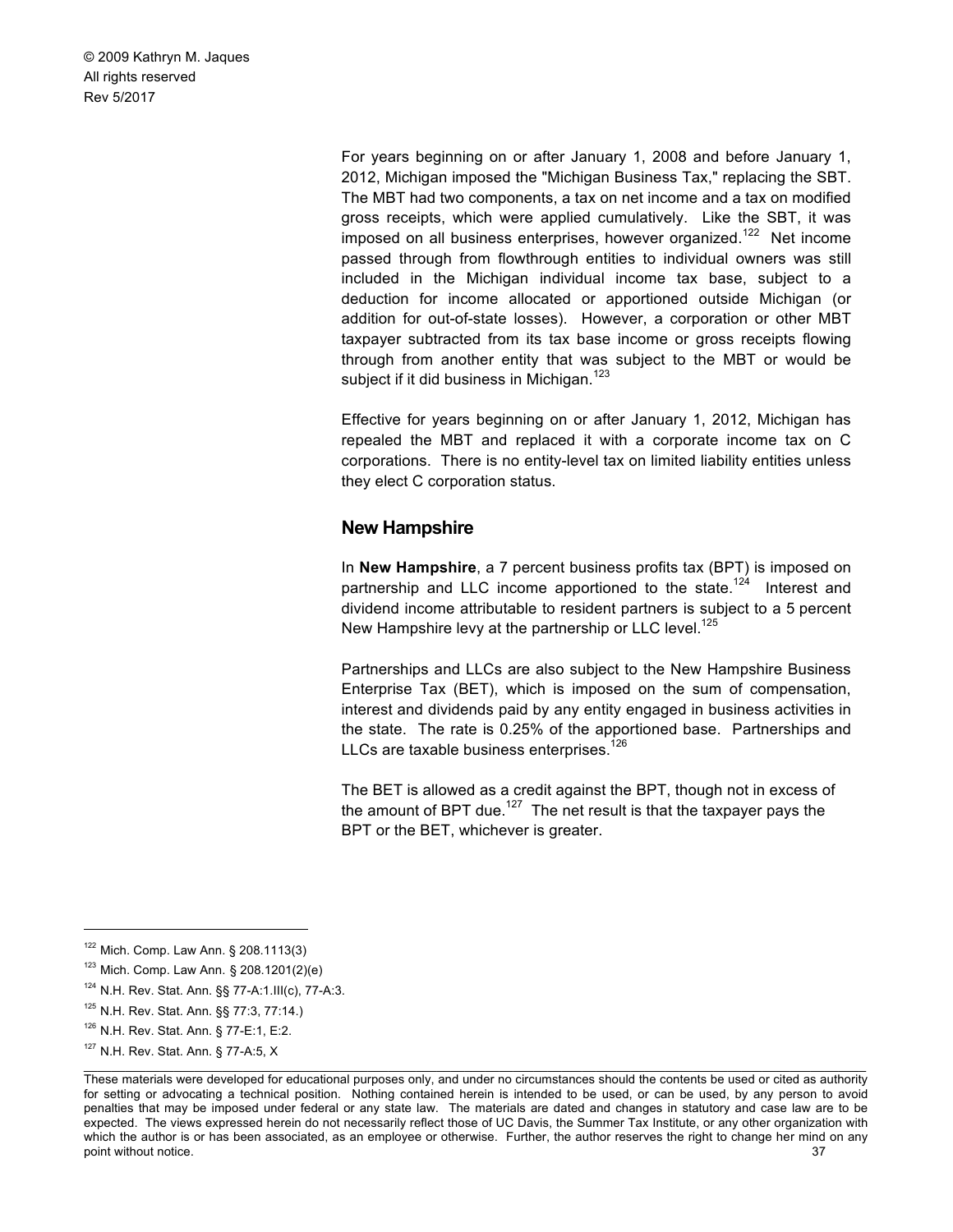For years beginning on or after January 1, 2008 and before January 1, 2012, Michigan imposed the "Michigan Business Tax," replacing the SBT. The MBT had two components, a tax on net income and a tax on modified gross receipts, which were applied cumulatively. Like the SBT, it was imposed on all business enterprises, however organized.[122] Net income passed through from flowthrough entities to individual owners was still included in the Michigan individual income tax base, subject to a deduction for income allocated or apportioned outside Michigan (or addition for out-of-state losses). However, a corporation or other MBT taxpayer subtracted from its tax base income or gross receipts flowing through from another entity that was subject to the MBT or would be subject if it did business in Michigan.[123]

Effective for years beginning on or after January 1, 2012, Michigan has repealed the MBT and replaced it with a corporate income tax on C corporations. There is no entity-level tax on limited liability entities unless they elect C corporation status.

## New Hampshire

In **New Hampshire**, a 7 percent business profits tax (BPT) is imposed on partnership and LLC income apportioned to the state.[124] Interest and dividend income attributable to resident partners is subject to a 5 percent New Hampshire levy at the partnership or LLC level.[125]

Partnerships and LLCs are also subject to the New Hampshire Business Enterprise Tax (BET), which is imposed on the sum of compensation, interest and dividends paid by any entity engaged in business activities in the state. The rate is 0.25% of the apportioned base. Partnerships and LLCs are taxable business enterprises.[126]

The BET is allowed as a credit against the BPT, though not in excess of the amount of BPT due.[127] The net result is that the taxpayer pays the BPT or the BET, whichever is greater.

---

[122] Mich. Comp. Law Ann. § 208.1113(3)

[123] Mich. Comp. Law Ann. § 208.1201(2)(e)

[124] N.H. Rev. Stat. Ann. §§ 77-A:1.III(c), 77-A:3.

[125] N.H. Rev. Stat. Ann. §§ 77:3, 77:14.)

[126] N.H. Rev. Stat. Ann. § 77-E:1, E:2.

[127] N.H. Rev. Stat. Ann. § 77-A:5, X

These materials were developed for educational purposes only, and under no circumstances should the contents be used or cited as authority for setting or advocating a technical position. Nothing contained herein is intended to be used, or can be used, by any person to avoid penalties that may be imposed under federal or any state law. The materials are dated and changes in statutory and case law are to be expected. The views expressed herein do not necessarily reflect those of UC Davis, the Summer Tax Institute, or any other organization with which the author is or has been associated, as an employee or otherwise. Further, the author reserves the right to change her mind on any point without notice.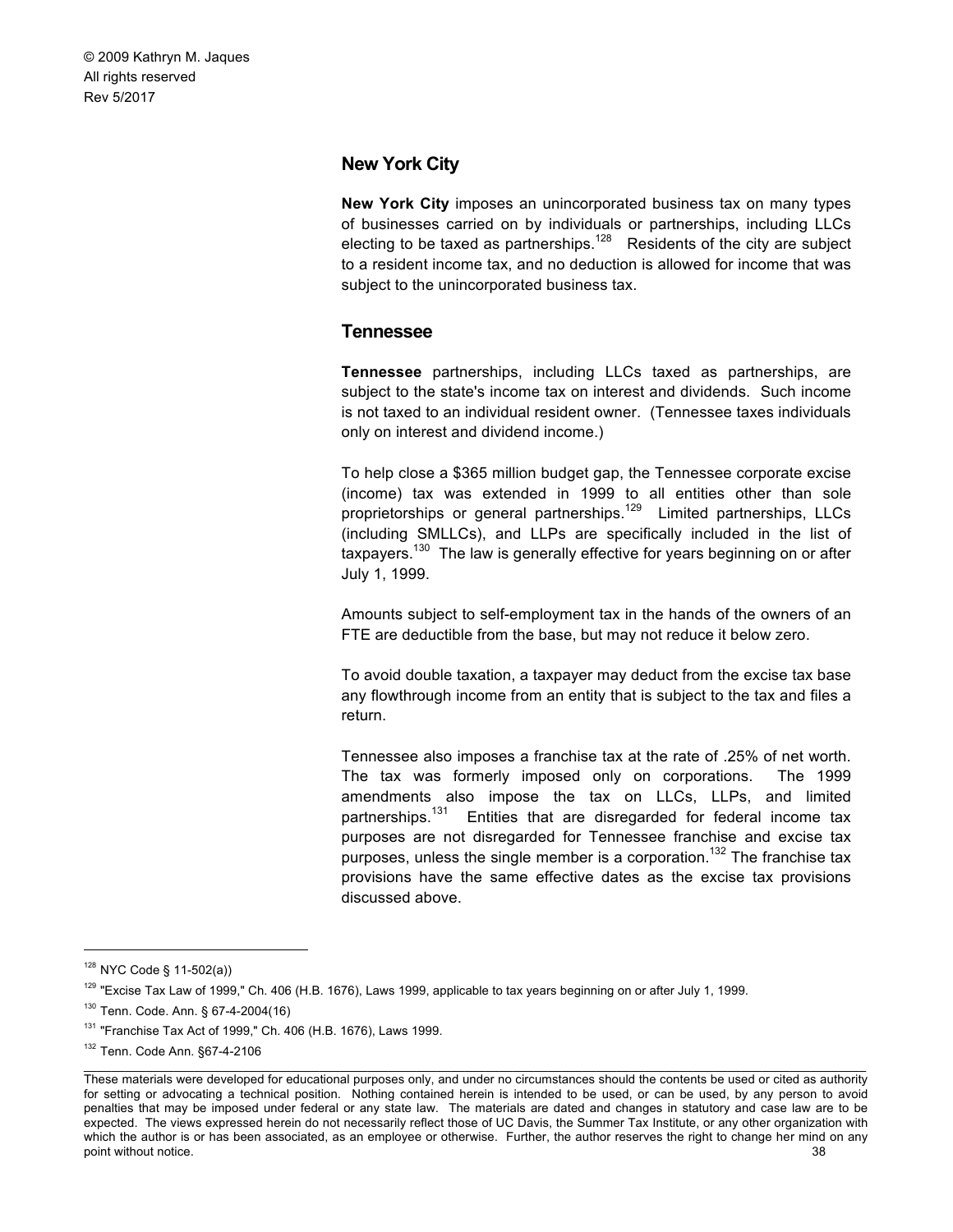## New York City

**New York City** imposes an unincorporated business tax on many types of businesses carried on by individuals or partnerships, including LLCs electing to be taxed as partnerships.[128] Residents of the city are subject to a resident income tax, and no deduction is allowed for income that was subject to the unincorporated business tax.

## Tennessee

**Tennessee** partnerships, including LLCs taxed as partnerships, are subject to the state's income tax on interest and dividends. Such income is not taxed to an individual resident owner. (Tennessee taxes individuals only on interest and dividend income.)

To help close a $365 million budget gap, the Tennessee corporate excise (income) tax was extended in 1999 to all entities other than sole proprietorships or general partnerships.[129] Limited partnerships, LLCs (including SMLLCs), and LLPs are specifically included in the list of taxpayers.[130] The law is generally effective for years beginning on or after July 1, 1999.

Amounts subject to self-employment tax in the hands of the owners of an FTE are deductible from the base, but may not reduce it below zero.

To avoid double taxation, a taxpayer may deduct from the excise tax base any flowthrough income from an entity that is subject to the tax and files a return.

Tennessee also imposes a franchise tax at the rate of .25% of net worth. The tax was formerly imposed only on corporations. The 1999 amendments also impose the tax on LLCs, LLPs, and limited partnerships.[131] Entities that are disregarded for federal income tax purposes are not disregarded for Tennessee franchise and excise tax purposes, unless the single member is a corporation.[132] The franchise tax provisions have the same effective dates as the excise tax provisions discussed above.

---

[128] NYC Code § 11-502(a))

[129] "Excise Tax Law of 1999," Ch. 406 (H.B. 1676), Laws 1999, applicable to tax years beginning on or after July 1, 1999.

[130] Tenn. Code Ann. § 67-4-2004(16)

[131] "Franchise Tax Act of 1999," Ch. 406 (H.B. 1676), Laws 1999.

[132] Tenn. Code Ann. §67-4-2106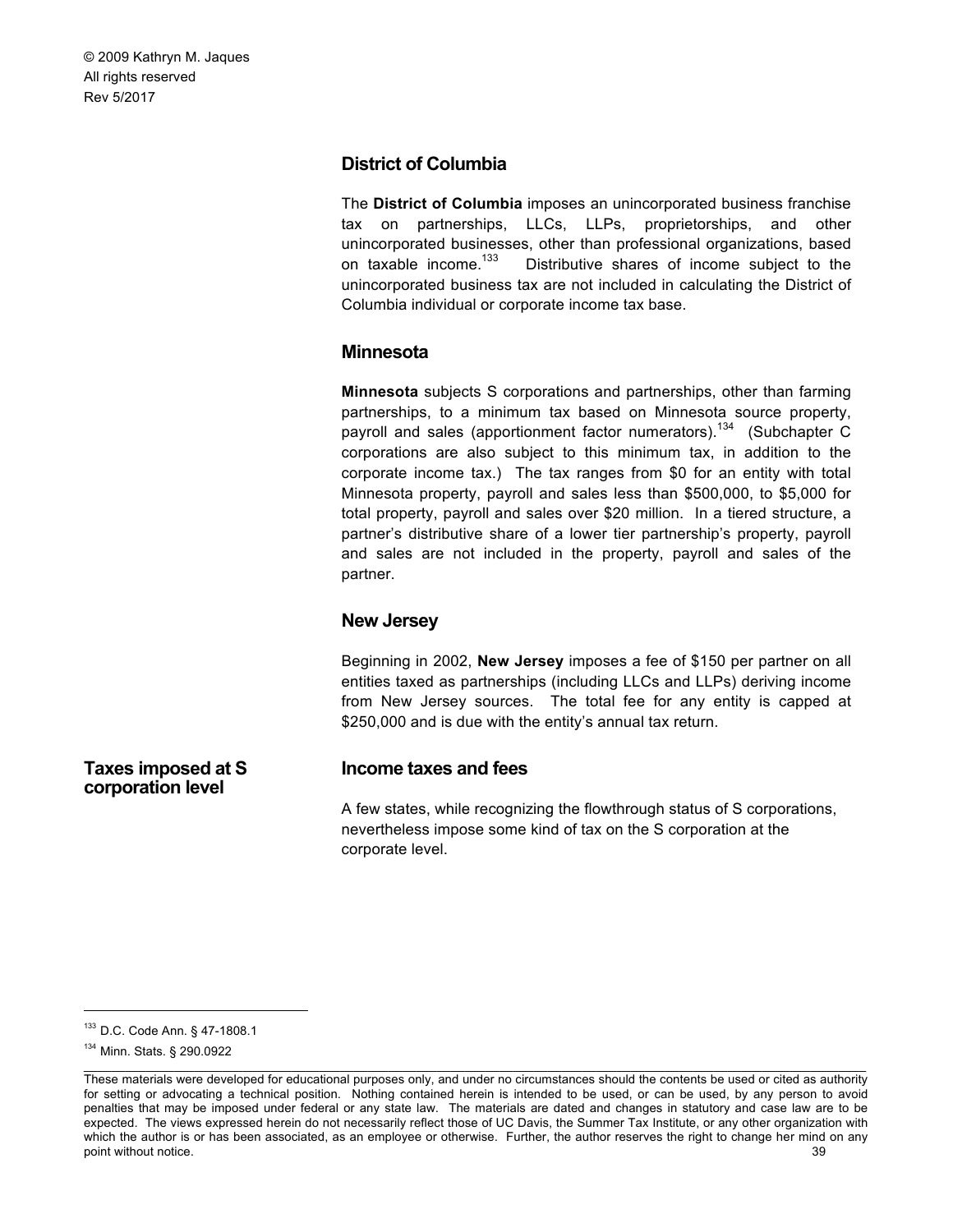## District of Columbia

The **District of Columbia** imposes an unincorporated business franchise tax on partnerships, LLCs, LLPs, proprietorships, and other unincorporated businesses, other than professional organizations, based on taxable income.[133] Distributive shares of income subject to the unincorporated business tax are not included in calculating the District of Columbia individual or corporate income tax base.

## Minnesota

**Minnesota** subjects S corporations and partnerships, other than farming partnerships, to a minimum tax based on Minnesota source property, payroll and sales (apportionment factor numerators).[134] (Subchapter C corporations are also subject to this minimum tax, in addition to the corporate income tax.) The tax ranges from $0 for an entity with total Minnesota property, payroll and sales less than $500,000, to $5,000 for total property, payroll and sales over $20 million. In a tiered structure, a partner's distributive share of a lower tier partnership's property, payroll and sales are not included in the property, payroll and sales of the partner.

## New Jersey

Beginning in 2002, **New Jersey** imposes a fee of $150 per partner on all entities taxed as partnerships (including LLCs and LLPs) deriving income from New Jersey sources. The total fee for any entity is capped at $250,000 and is due with the entity's annual tax return.

# Taxes imposed at S corporation level

## Income taxes and fees

A few states, while recognizing the flowthrough status of S corporations, nevertheless impose some kind of tax on the S corporation at the corporate level.

---

[133] D.C. Code Ann. § 47-1808.1

[134] Minn. Stats. § 290.0922

These materials were developed for educational purposes only, and under no circumstances should the contents be used or cited as authority for setting or advocating a technical position. Nothing contained herein is intended to be used, or can be used, by any person to avoid penalties that may be imposed under federal or any state law. The materials are dated and changes in statutory and case law are to be expected. The views expressed herein do not necessarily reflect those of UC Davis, the Summer Tax Institute, or any other organization with which the author is or has been associated, as an employee or otherwise. Further, the author reserves the right to change her mind on any point without notice.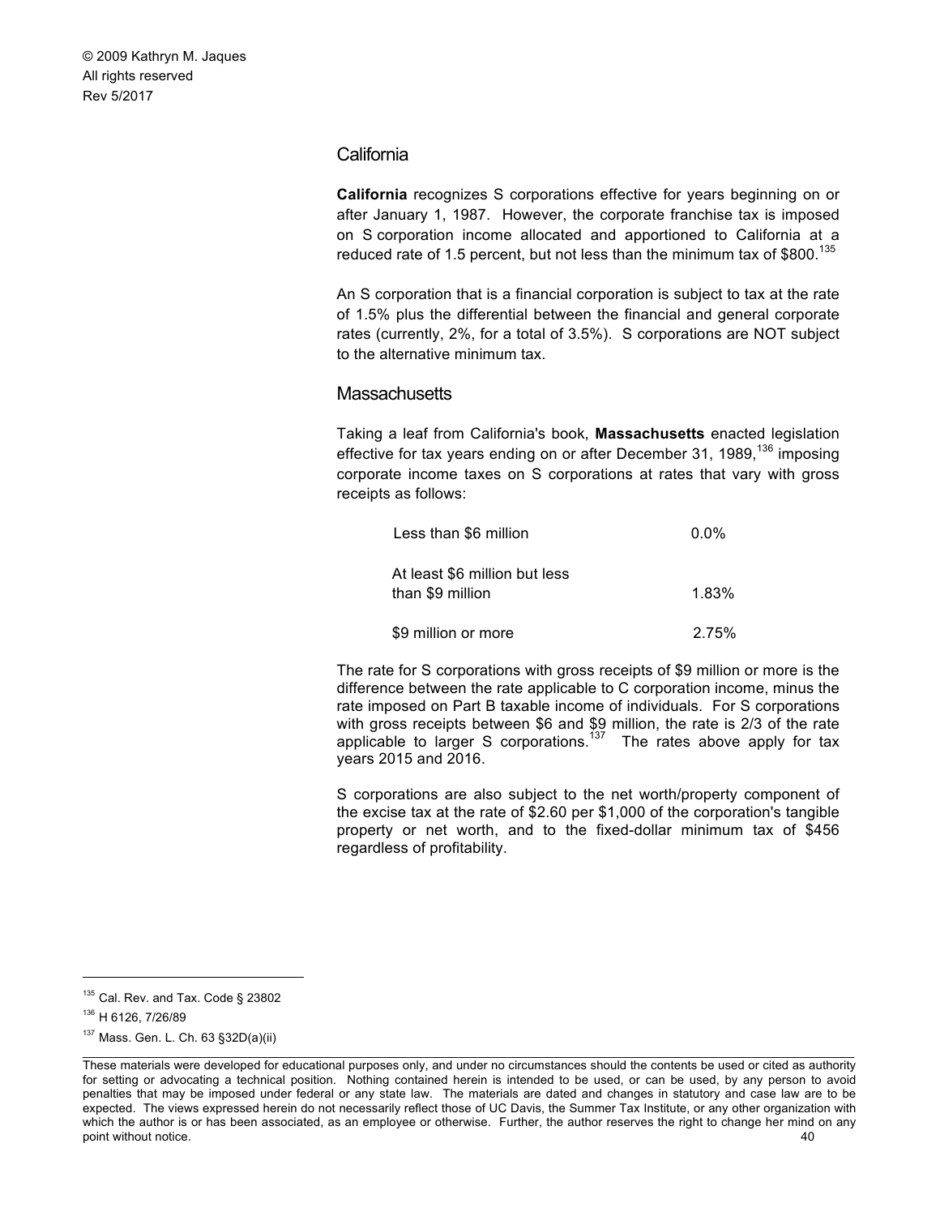## California

**California** recognizes S corporations effective for years beginning on or after January 1, 1987. However, the corporate franchise tax is imposed on S corporation income allocated and apportioned to California at a reduced rate of 1.5 percent, but not less than the minimum tax of $800.[135]

An S corporation that is a financial corporation is subject to tax at the rate of 1.5% plus the differential between the financial and general corporate rates (currently, 2%, for a total of 3.5%). S corporations are NOT subject to the alternative minimum tax.

## Massachusetts

Taking a leaf from California's book, **Massachusetts** enacted legislation effective for tax years ending on or after December 31, 1989,[136] imposing corporate income taxes on S corporations at rates that vary with gross receipts as follows:

| Gross receipts | Rate |
| --- | --- |
| Less than $6 million | 0.0% |
| At least $6 million but less than $9 million | 1.83% |
| $9 million or more | 2.75% |

The rate for S corporations with gross receipts of $9 million or more is the difference between the rate applicable to C corporation income, minus the rate imposed on Part B taxable income of individuals. For S corporations with gross receipts between $6 and $9 million, the rate is 2/3 of the rate applicable to larger S corporations.[137] The rates above apply for tax years 2015 and 2016.

S corporations are also subject to the net worth/property component of the excise tax at the rate of $2.60 per $1,000 of the corporation's tangible property or net worth, and to the fixed-dollar minimum tax of $456 regardless of profitability.

---

[135] Cal. Rev. and Tax. Code § 23802

[136] H 6126, 7/26/89

[137] Mass. Gen. L. Ch. 63 §32D(a)(ii)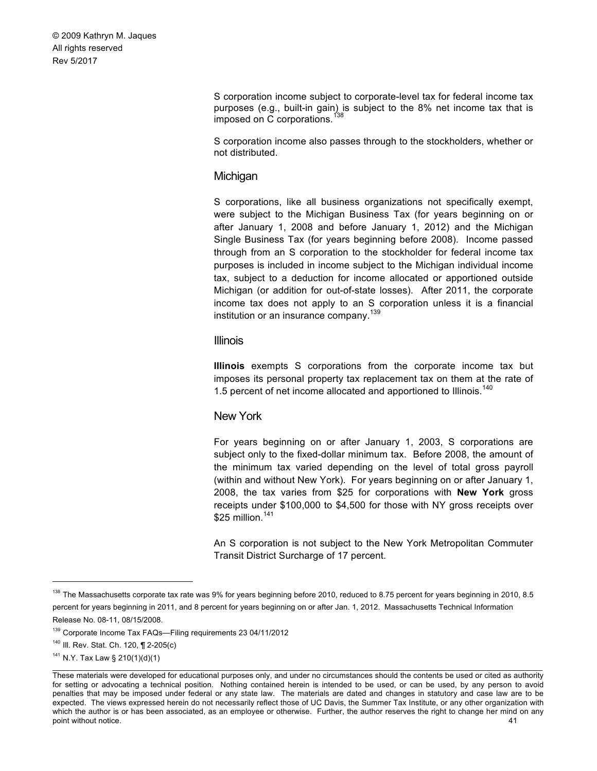S corporation income subject to corporate-level tax for federal income tax purposes (e.g., built-in gain) is subject to the 8% net income tax that is imposed on C corporations.[138]

S corporation income also passes through to the stockholders, whether or not distributed.

### Michigan

S corporations, like all business organizations not specifically exempt, were subject to the Michigan Business Tax (for years beginning on or after January 1, 2008 and before January 1, 2012) and the Michigan Single Business Tax (for years beginning before 2008). Income passed through from an S corporation to the stockholder for federal income tax purposes is included in income subject to the Michigan individual income tax, subject to a deduction for income allocated or apportioned outside Michigan (or addition for out-of-state losses). After 2011, the corporate income tax does not apply to an S corporation unless it is a financial institution or an insurance company.[139]

### Illinois

**Illinois** exempts S corporations from the corporate income tax but imposes its personal property tax replacement tax on them at the rate of 1.5 percent of net income allocated and apportioned to Illinois.[140]

### New York

For years beginning on or after January 1, 2003, S corporations are subject only to the fixed-dollar minimum tax. Before 2008, the amount of the minimum tax varied depending on the level of total gross payroll (within and without New York). For years beginning on or after January 1, 2008, the tax varies from $25 for corporations with **New York** gross receipts under $100,000 to $4,500 for those with NY gross receipts over $25 million.[141]

An S corporation is not subject to the New York Metropolitan Commuter Transit District Surcharge of 17 percent.

---

[138] The Massachusetts corporate tax rate was 9% for years beginning before 2010, reduced to 8.75 percent for years beginning in 2010, 8.5 percent for years beginning in 2011, and 8 percent for years beginning on or after Jan. 1, 2012. Massachusetts Technical Information Release No. 08-11, 08/15/2008.

[139] Corporate Income Tax FAQs—Filing requirements 23 04/11/2012

[140] Ill. Rev. Stat. Ch. 120, ¶ 2-205(c)

[141] N.Y. Tax Law § 210(1)(d)(1)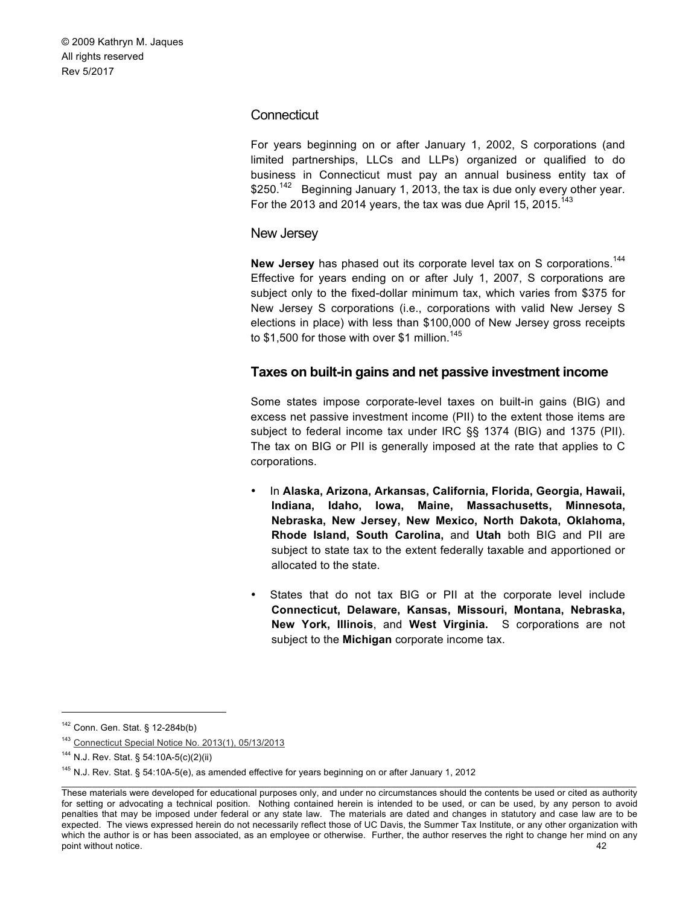### Connecticut

For years beginning on or after January 1, 2002, S corporations (and limited partnerships, LLCs and LLPs) organized or qualified to do business in Connecticut must pay an annual business entity tax of $250.[142] Beginning January 1, 2013, the tax is due only every other year. For the 2013 and 2014 years, the tax was due April 15, 2015.[143]

### New Jersey

**New Jersey** has phased out its corporate level tax on S corporations.[144] Effective for years ending on or after July 1, 2007, S corporations are subject only to the fixed-dollar minimum tax, which varies from $375 for New Jersey S corporations (i.e., corporations with valid New Jersey S elections in place) with less than $100,000 of New Jersey gross receipts to $1,500 for those with over $1 million.[145]

## Taxes on built-in gains and net passive investment income

Some states impose corporate-level taxes on built-in gains (BIG) and excess net passive investment income (PII) to the extent those items are subject to federal income tax under IRC §§ 1374 (BIG) and 1375 (PII). The tax on BIG or PII is generally imposed at the rate that applies to C corporations.

- In **Alaska, Arizona, Arkansas, California, Florida, Georgia, Hawaii, Indiana, Idaho, Iowa, Maine, Massachusetts, Minnesota, Nebraska, New Jersey, New Mexico, North Dakota, Oklahoma, Rhode Island, South Carolina,** and **Utah** both BIG and PII are subject to state tax to the extent federally taxable and apportioned or allocated to the state.
- States that do not tax BIG or PII at the corporate level include **Connecticut, Delaware, Kansas, Missouri, Montana, Nebraska, New York, Illinois**, and **West Virginia.** S corporations are not subject to the **Michigan** corporate income tax.

---

[142] Conn. Gen. Stat. § 12-284b(b)

[143] Connecticut Special Notice No. 2013(1), 05/13/2013

[144] N.J. Rev. Stat. § 54:10A-5(c)(2)(ii)

[145] N.J. Rev. Stat. § 54:10A-5(e), as amended effective for years beginning on or after January 1, 2012

These materials were developed for educational purposes only, and under no circumstances should the contents be used or cited as authority for setting or advocating a technical position. Nothing contained herein is intended to be used, or can be used, by any person to avoid penalties that may be imposed under federal or any state law. The materials are dated and changes in statutory and case law are to be expected. The views expressed herein do not necessarily reflect those of UC Davis, the Summer Tax Institute, or any other organization with which the author is or has been associated, as an employee or otherwise. Further, the author reserves the right to change her mind on any point without notice.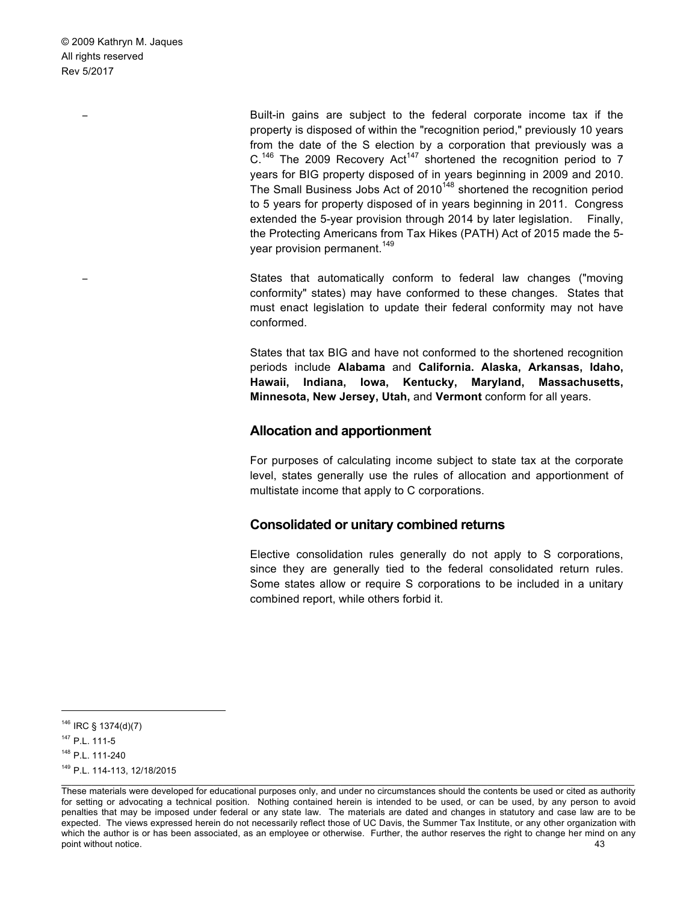- Built-in gains are subject to the federal corporate income tax if the property is disposed of within the "recognition period," previously 10 years from the date of the S election by a corporation that previously was a C.[146] The 2009 Recovery Act[147] shortened the recognition period to 7 years for BIG property disposed of in years beginning in 2009 and 2010. The Small Business Jobs Act of 2010[148] shortened the recognition period to 5 years for property disposed of in years beginning in 2011. Congress extended the 5-year provision through 2014 by later legislation. Finally, the Protecting Americans from Tax Hikes (PATH) Act of 2015 made the 5-year provision permanent.[149]

- States that automatically conform to federal law changes ("moving conformity" states) may have conformed to these changes. States that must enact legislation to update their federal conformity may not have conformed.

  States that tax BIG and have not conformed to the shortened recognition periods include **Alabama** and **California. Alaska, Arkansas, Idaho, Hawaii, Indiana, Iowa, Kentucky, Maryland, Massachusetts, Minnesota, New Jersey, Utah,** and **Vermont** conform for all years.

## Allocation and apportionment

For purposes of calculating income subject to state tax at the corporate level, states generally use the rules of allocation and apportionment of multistate income that apply to C corporations.

## Consolidated or unitary combined returns

Elective consolidation rules generally do not apply to S corporations, since they are generally tied to the federal consolidated return rules. Some states allow or require S corporations to be included in a unitary combined report, while others forbid it.

---

[146] IRC § 1374(d)(7)

[147] P.L. 111-5

[148] P.L. 111-240

[149] P.L. 114-113, 12/18/2015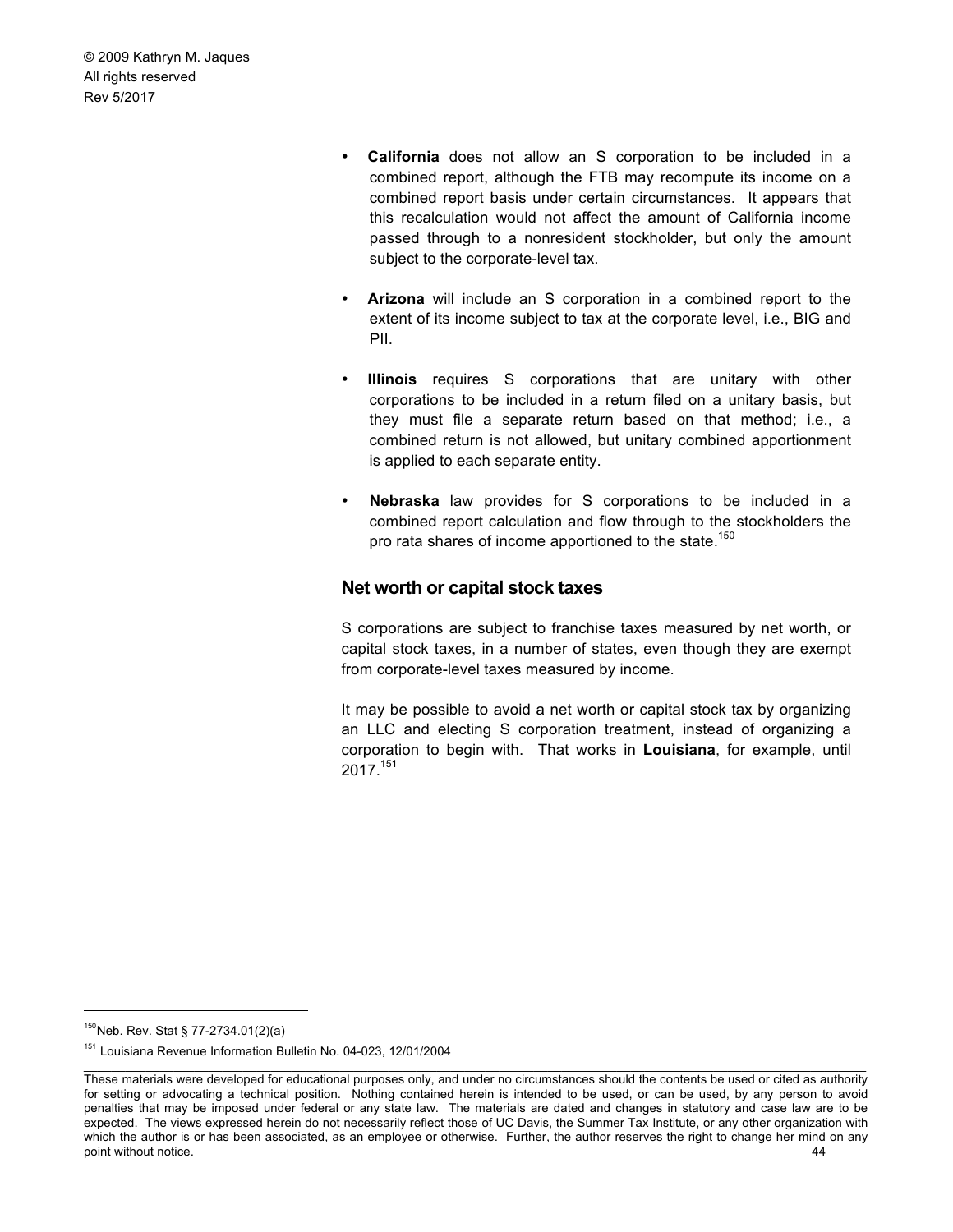- **California** does not allow an S corporation to be included in a combined report, although the FTB may recompute its income on a combined report basis under certain circumstances. It appears that this recalculation would not affect the amount of California income passed through to a nonresident stockholder, but only the amount subject to the corporate-level tax.

- **Arizona** will include an S corporation in a combined report to the extent of its income subject to tax at the corporate level, i.e., BIG and PII.

- **Illinois** requires S corporations that are unitary with other corporations to be included in a return filed on a unitary basis, but they must file a separate return based on that method; i.e., a combined return is not allowed, but unitary combined apportionment is applied to each separate entity.

- **Nebraska** law provides for S corporations to be included in a combined report calculation and flow through to the stockholders the pro rata shares of income apportioned to the state.[150]

## Net worth or capital stock taxes

S corporations are subject to franchise taxes measured by net worth, or capital stock taxes, in a number of states, even though they are exempt from corporate-level taxes measured by income.

It may be possible to avoid a net worth or capital stock tax by organizing an LLC and electing S corporation treatment, instead of organizing a corporation to begin with. That works in **Louisiana**, for example, until 2017.[151]

---

[150] Neb. Rev. Stat § 77-2734.01(2)(a)

[151] Louisiana Revenue Information Bulletin No. 04-023, 12/01/2004

These materials were developed for educational purposes only, and under no circumstances should the contents be used or cited as authority for setting or advocating a technical position. Nothing contained herein is intended to be used, or can be used, by any person to avoid penalties that may be imposed under federal or any state law. The materials are dated and changes in statutory and case law are to be expected. The views expressed herein do not necessarily reflect those of UC Davis, the Summer Tax Institute, or any other organization with which the author is or has been associated, as an employee or otherwise. Further, the author reserves the right to change her mind on any point without notice.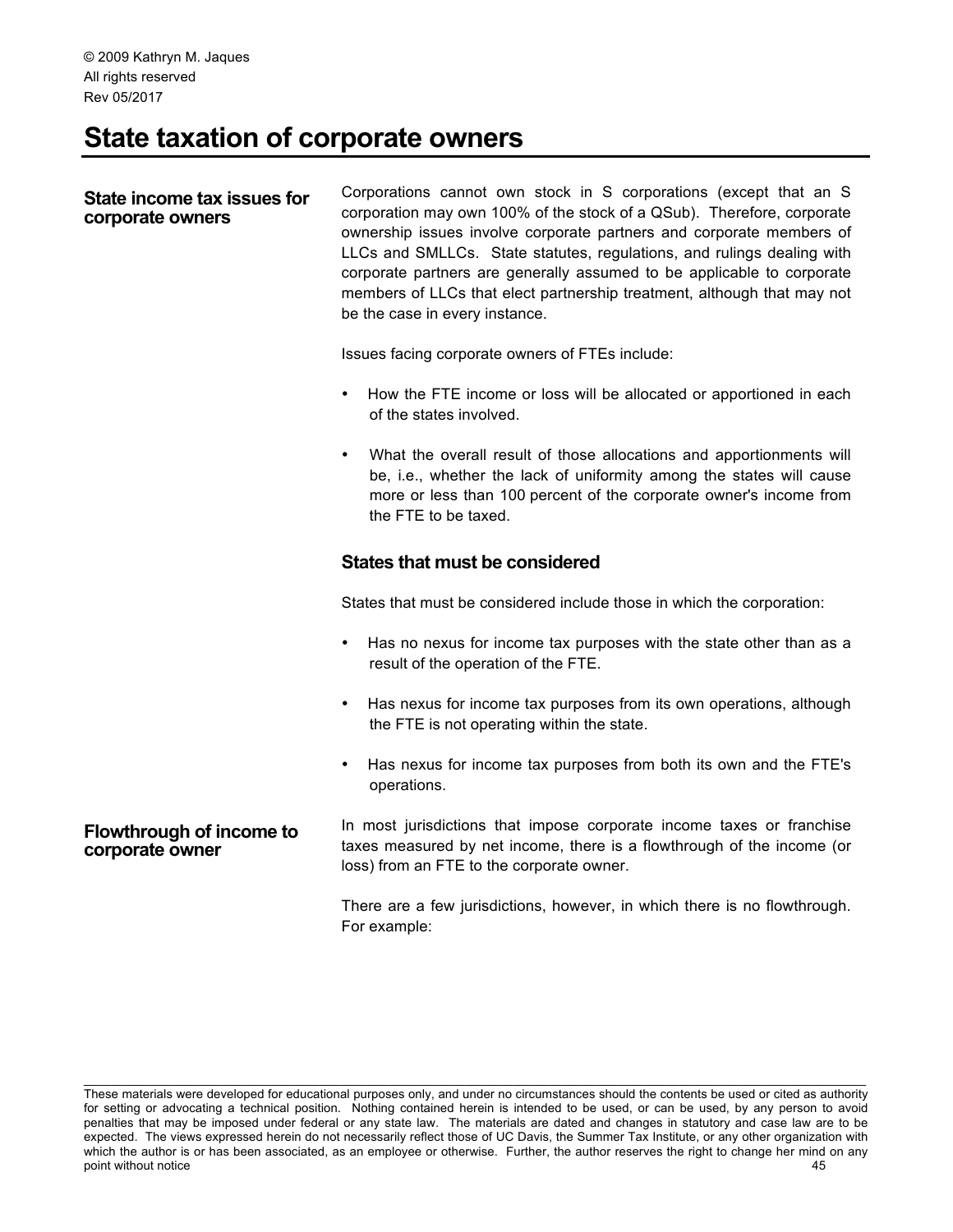# State taxation of corporate owners

## State income tax issues for corporate owners

Corporations cannot own stock in S corporations (except that an S corporation may own 100% of the stock of a QSub). Therefore, corporate ownership issues involve corporate partners and corporate members of LLCs and SMLLCs. State statutes, regulations, and rulings dealing with corporate partners are generally assumed to be applicable to corporate members of LLCs that elect partnership treatment, although that may not be the case in every instance.

Issues facing corporate owners of FTEs include:

- How the FTE income or loss will be allocated or apportioned in each of the states involved.
- What the overall result of those allocations and apportionments will be, i.e., whether the lack of uniformity among the states will cause more or less than 100 percent of the corporate owner's income from the FTE to be taxed.

### States that must be considered

States that must be considered include those in which the corporation:

- Has no nexus for income tax purposes with the state other than as a result of the operation of the FTE.
- Has nexus for income tax purposes from its own operations, although the FTE is not operating within the state.
- Has nexus for income tax purposes from both its own and the FTE's operations.

## Flowthrough of income to corporate owner

In most jurisdictions that impose corporate income taxes or franchise taxes measured by net income, there is a flowthrough of the income (or loss) from an FTE to the corporate owner.

There are a few jurisdictions, however, in which there is no flowthrough. For example: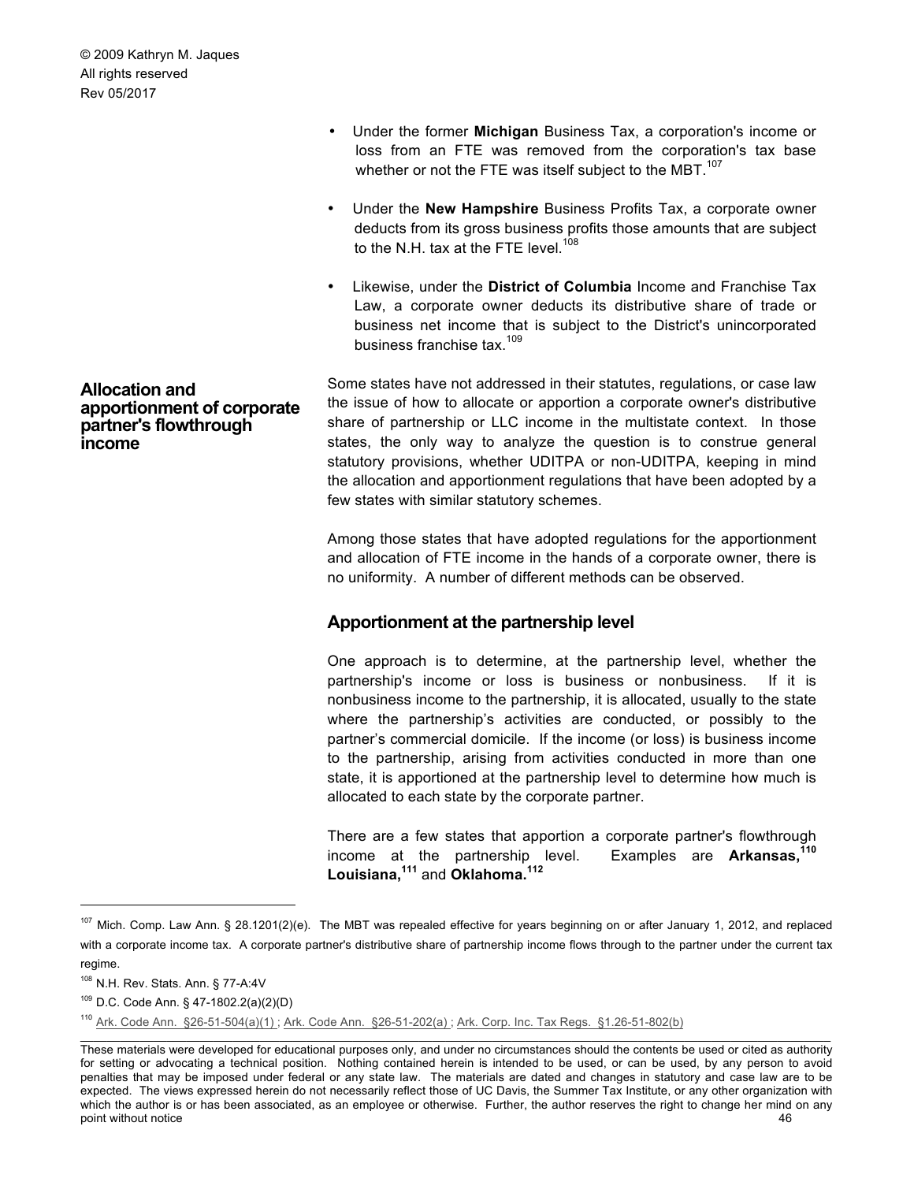- Under the former **Michigan** Business Tax, a corporation's income or loss from an FTE was removed from the corporation's tax base whether or not the FTE was itself subject to the MBT.[107]

- Under the **New Hampshire** Business Profits Tax, a corporate owner deducts from its gross business profits those amounts that are subject to the N.H. tax at the FTE level.[108]

- Likewise, under the **District of Columbia** Income and Franchise Tax Law, a corporate owner deducts its distributive share of trade or business net income that is subject to the District's unincorporated business franchise tax.[109]

### Allocation and apportionment of corporate partner's flowthrough income

Some states have not addressed in their statutes, regulations, or case law the issue of how to allocate or apportion a corporate owner's distributive share of partnership or LLC income in the multistate context. In those states, the only way to analyze the question is to construe general statutory provisions, whether UDITPA or non-UDITPA, keeping in mind the allocation and apportionment regulations that have been adopted by a few states with similar statutory schemes.

Among those states that have adopted regulations for the apportionment and allocation of FTE income in the hands of a corporate owner, there is no uniformity. A number of different methods can be observed.

## Apportionment at the partnership level

One approach is to determine, at the partnership level, whether the partnership's income or loss is business or nonbusiness. If it is nonbusiness income to the partnership, it is allocated, usually to the state where the partnership's activities are conducted, or possibly to the partner's commercial domicile. If the income (or loss) is business income to the partnership, arising from activities conducted in more than one state, it is apportioned at the partnership level to determine how much is allocated to each state by the corporate partner.

There are a few states that apportion a corporate partner's flowthrough income at the partnership level. Examples are **Arkansas,**[110] **Louisiana,**[111] and **Oklahoma.**[112]

---

[107] Mich. Comp. Law Ann. § 28.1201(2)(e). The MBT was repealed effective for years beginning on or after January 1, 2012, and replaced with a corporate income tax. A corporate partner's distributive share of partnership income flows through to the partner under the current tax regime.

[108] N.H. Rev. Stats. Ann. § 77-A:4V

[109] D.C. Code Ann. § 47-1802.2(a)(2)(D)

[110] Ark. Code Ann. §26-51-504(a)(1) ; Ark. Code Ann. §26-51-202(a) ; Ark. Corp. Inc. Tax Regs. §1.26-51-802(b)

These materials were developed for educational purposes only, and under no circumstances should the contents be used or cited as authority for setting or advocating a technical position. Nothing contained herein is intended to be used, or can be used, by any person to avoid penalties that may be imposed under federal or any state law. The materials are dated and changes in statutory and case law are to be expected. The views expressed herein do not necessarily reflect those of UC Davis, the Summer Tax Institute, or any other organization with which the author is or has been associated, as an employee or otherwise. Further, the author reserves the right to change her mind on any point without notice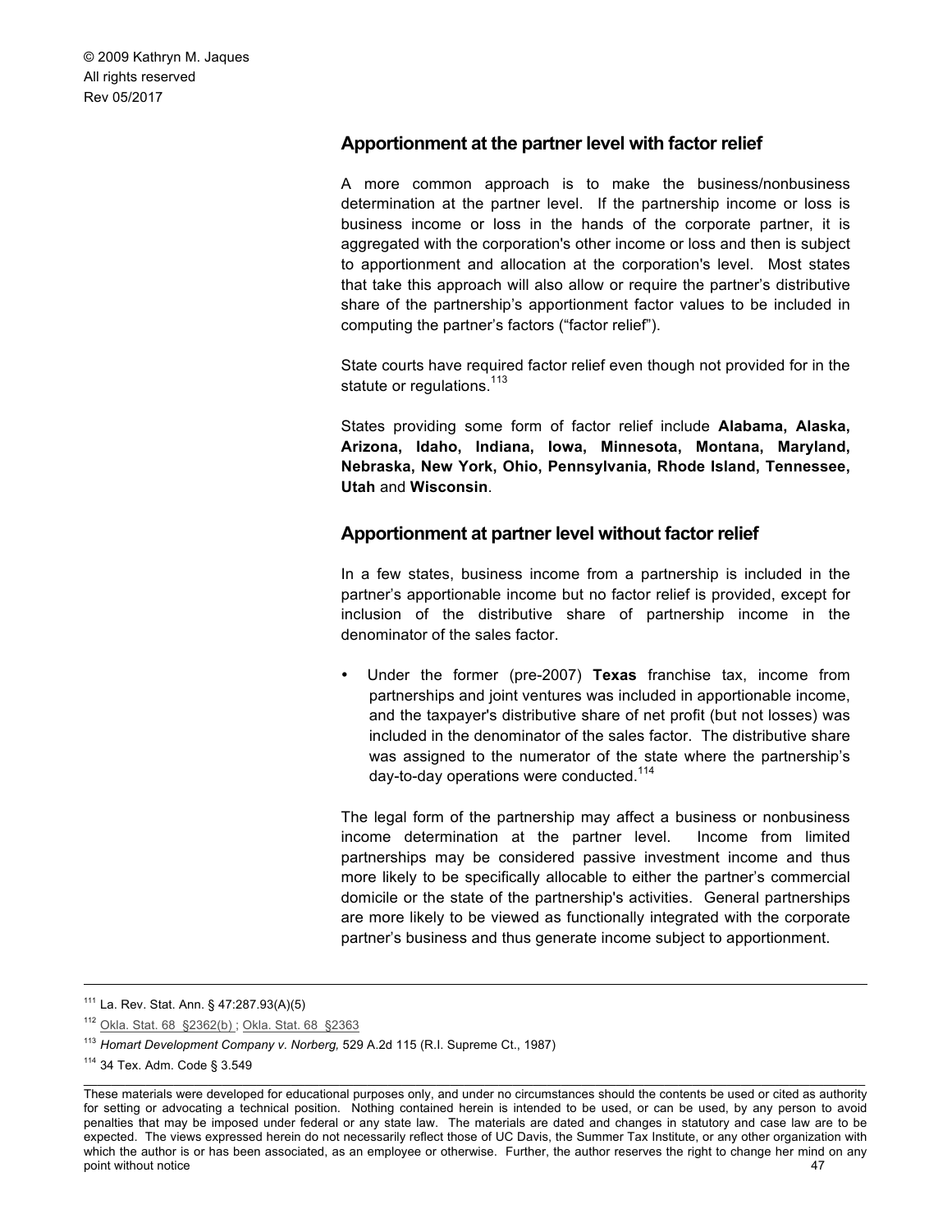## Apportionment at the partner level with factor relief

A more common approach is to make the business/nonbusiness determination at the partner level. If the partnership income or loss is business income or loss in the hands of the corporate partner, it is aggregated with the corporation's other income or loss and then is subject to apportionment and allocation at the corporation's level. Most states that take this approach will also allow or require the partner's distributive share of the partnership's apportionment factor values to be included in computing the partner's factors ("factor relief").

State courts have required factor relief even though not provided for in the statute or regulations.[113]

States providing some form of factor relief include **Alabama, Alaska, Arizona, Idaho, Indiana, Iowa, Minnesota, Montana, Maryland, Nebraska, New York, Ohio, Pennsylvania, Rhode Island, Tennessee, Utah** and **Wisconsin**.

## Apportionment at partner level without factor relief

In a few states, business income from a partnership is included in the partner's apportionable income but no factor relief is provided, except for inclusion of the distributive share of partnership income in the denominator of the sales factor.

- Under the former (pre-2007) **Texas** franchise tax, income from partnerships and joint ventures was included in apportionable income, and the taxpayer's distributive share of net profit (but not losses) was included in the denominator of the sales factor. The distributive share was assigned to the numerator of the state where the partnership's day-to-day operations were conducted.[114]

The legal form of the partnership may affect a business or nonbusiness income determination at the partner level. Income from limited partnerships may be considered passive investment income and thus more likely to be specifically allocable to either the partner's commercial domicile or the state of the partnership's activities. General partnerships are more likely to be viewed as functionally integrated with the corporate partner's business and thus generate income subject to apportionment.

---

[111] La. Rev. Stat. Ann. § 47:287.93(A)(5)

[112] Okla. Stat. 68 §2362(b) ; Okla. Stat. 68 §2363

[113] *Homart Development Company v. Norberg,* 529 A.2d 115 (R.I. Supreme Ct., 1987)

[114] 34 Tex. Adm. Code § 3.549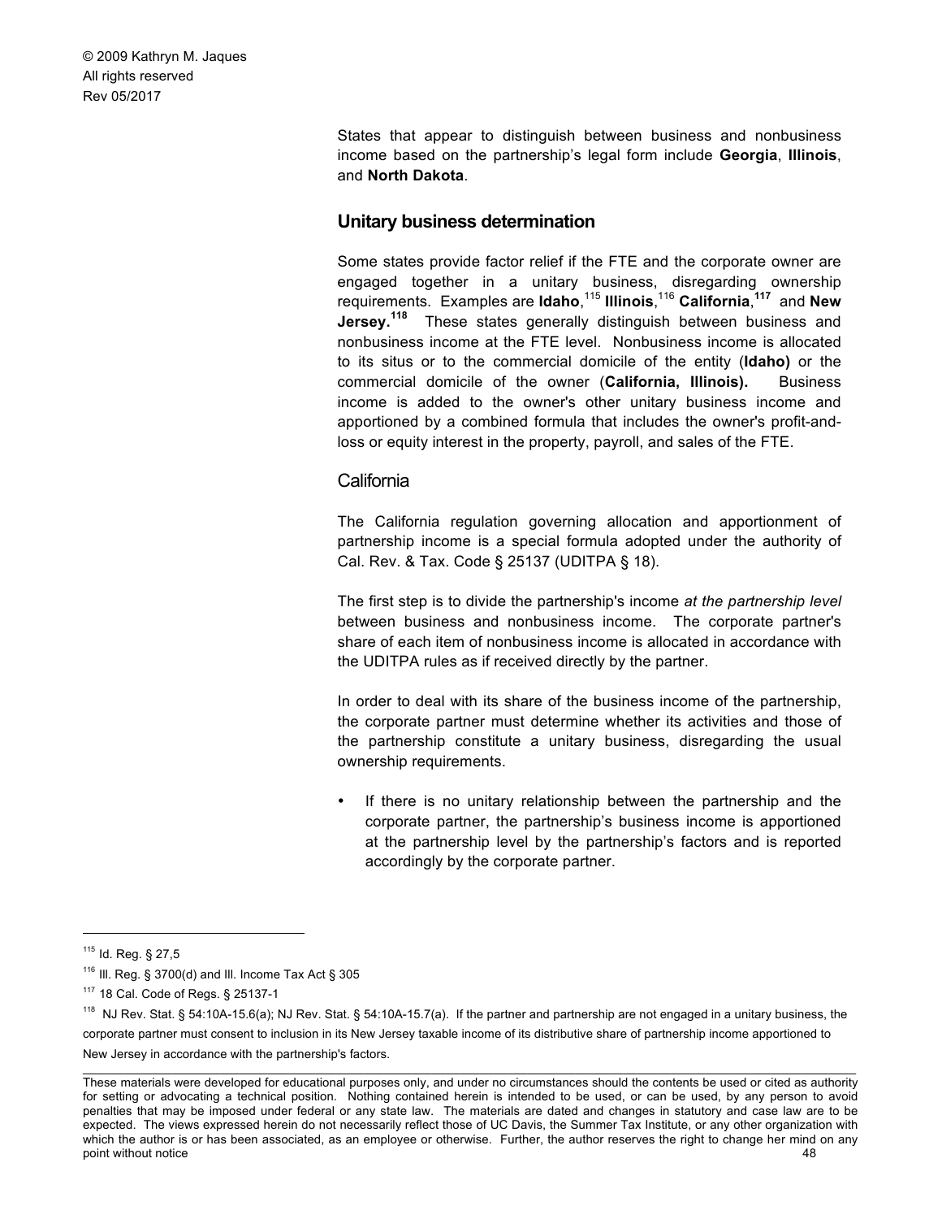States that appear to distinguish between business and nonbusiness income based on the partnership's legal form include **Georgia**, **Illinois**, and **North Dakota**.

## Unitary business determination

Some states provide factor relief if the FTE and the corporate owner are engaged together in a unitary business, disregarding ownership requirements. Examples are **Idaho**,[115] **Illinois**,[116] **California**,[117] and **New Jersey.**[118] These states generally distinguish between business and nonbusiness income at the FTE level. Nonbusiness income is allocated to its situs or to the commercial domicile of the entity (**Idaho)** or the commercial domicile of the owner (**California, Illinois).** Business income is added to the owner's other unitary business income and apportioned by a combined formula that includes the owner's profit-and-loss or equity interest in the property, payroll, and sales of the FTE.

### California

The California regulation governing allocation and apportionment of partnership income is a special formula adopted under the authority of Cal. Rev. & Tax. Code § 25137 (UDITPA § 18).

The first step is to divide the partnership's income *at the partnership level* between business and nonbusiness income. The corporate partner's share of each item of nonbusiness income is allocated in accordance with the UDITPA rules as if received directly by the partner.

In order to deal with its share of the business income of the partnership, the corporate partner must determine whether its activities and those of the partnership constitute a unitary business, disregarding the usual ownership requirements.

- If there is no unitary relationship between the partnership and the corporate partner, the partnership's business income is apportioned at the partnership level by the partnership's factors and is reported accordingly by the corporate partner.

---

[115] Id. Reg. § 27,5

[116] Ill. Reg. § 3700(d) and Ill. Income Tax Act § 305

[117] 18 Cal. Code of Regs. § 25137-1

[118] NJ Rev. Stat. § 54:10A-15.6(a); NJ Rev. Stat. § 54:10A-15.7(a). If the partner and partnership are not engaged in a unitary business, the corporate partner must consent to inclusion in its New Jersey taxable income of its distributive share of partnership income apportioned to New Jersey in accordance with the partnership's factors.

These materials were developed for educational purposes only, and under no circumstances should the contents be used or cited as authority for setting or advocating a technical position. Nothing contained herein is intended to be used, or can be used, by any person to avoid penalties that may be imposed under federal or any state law. The materials are dated and changes in statutory and case law are to be expected. The views expressed herein do not necessarily reflect those of UC Davis, the Summer Tax Institute, or any other organization with which the author is or has been associated, as an employee or otherwise. Further, the author reserves the right to change her mind on any point without notice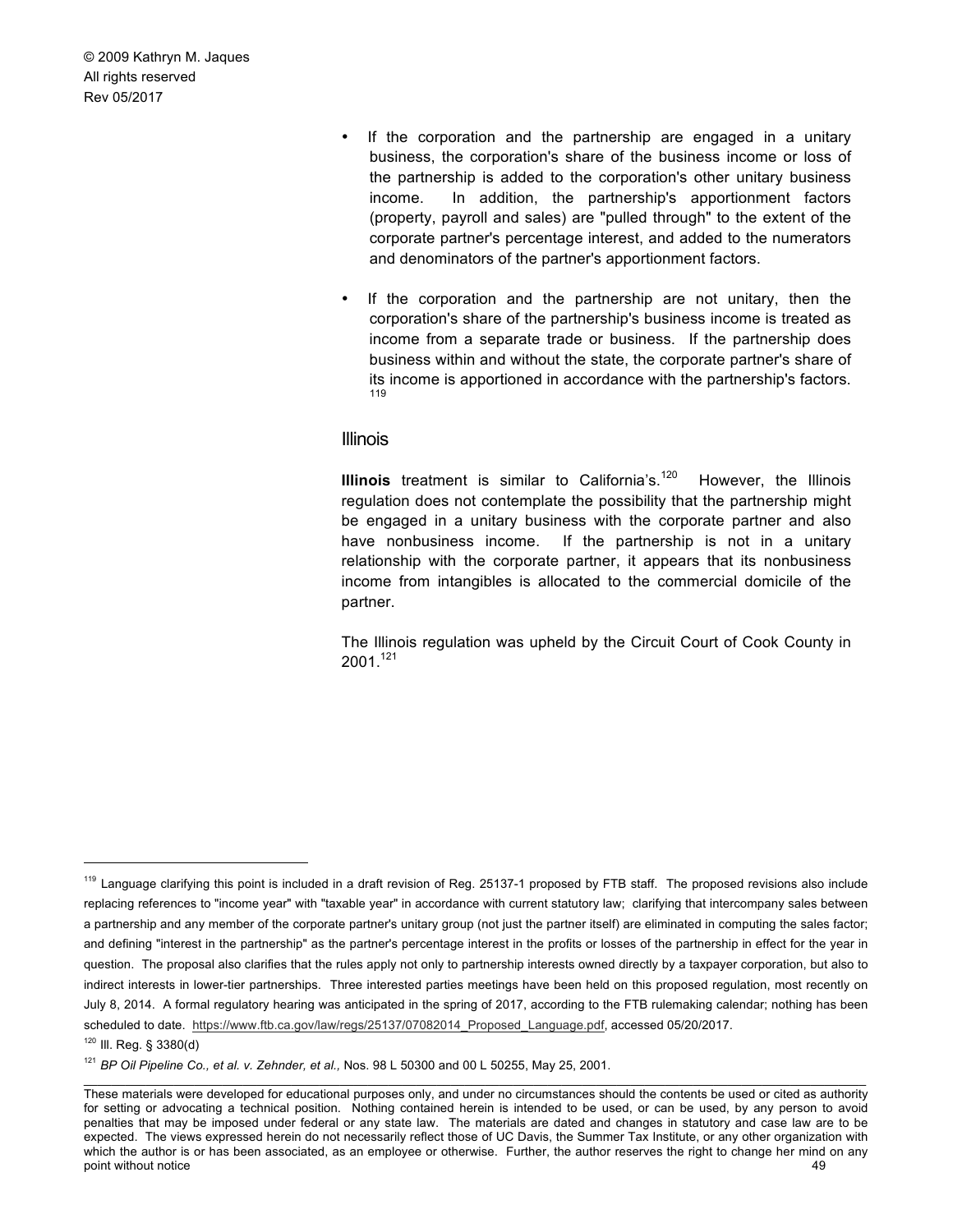- If the corporation and the partnership are engaged in a unitary business, the corporation's share of the business income or loss of the partnership is added to the corporation's other unitary business income. In addition, the partnership's apportionment factors (property, payroll and sales) are "pulled through" to the extent of the corporate partner's percentage interest, and added to the numerators and denominators of the partner's apportionment factors.

- If the corporation and the partnership are not unitary, then the corporation's share of the partnership's business income is treated as income from a separate trade or business. If the partnership does business within and without the state, the corporate partner's share of its income is apportioned in accordance with the partnership's factors.[119]

## Illinois

**Illinois** treatment is similar to California's.[120] However, the Illinois regulation does not contemplate the possibility that the partnership might be engaged in a unitary business with the corporate partner and also have nonbusiness income. If the partnership is not in a unitary relationship with the corporate partner, it appears that its nonbusiness income from intangibles is allocated to the commercial domicile of the partner.

The Illinois regulation was upheld by the Circuit Court of Cook County in 2001.[121]

---

[119] Language clarifying this point is included in a draft revision of Reg. 25137-1 proposed by FTB staff. The proposed revisions also include replacing references to "income year" with "taxable year" in accordance with current statutory law; clarifying that intercompany sales between a partnership and any member of the corporate partner's unitary group (not just the partner itself) are eliminated in computing the sales factor; and defining "interest in the partnership" as the partner's percentage interest in the profits or losses of the partnership in effect for the year in question. The proposal also clarifies that the rules apply not only to partnership interests owned directly by a taxpayer corporation, but also to indirect interests in lower-tier partnerships. Three interested parties meetings have been held on this proposed regulation, most recently on July 8, 2014. A formal regulatory hearing was anticipated in the spring of 2017, according to the FTB rulemaking calendar; nothing has been scheduled to date. https://www.ftb.ca.gov/law/regs/25137/07082014_Proposed_Language.pdf, accessed 05/20/2017.

[120] Ill. Reg. § 3380(d)

[121] *BP Oil Pipeline Co., et al. v. Zehnder, et al.,* Nos. 98 L 50300 and 00 L 50255, May 25, 2001.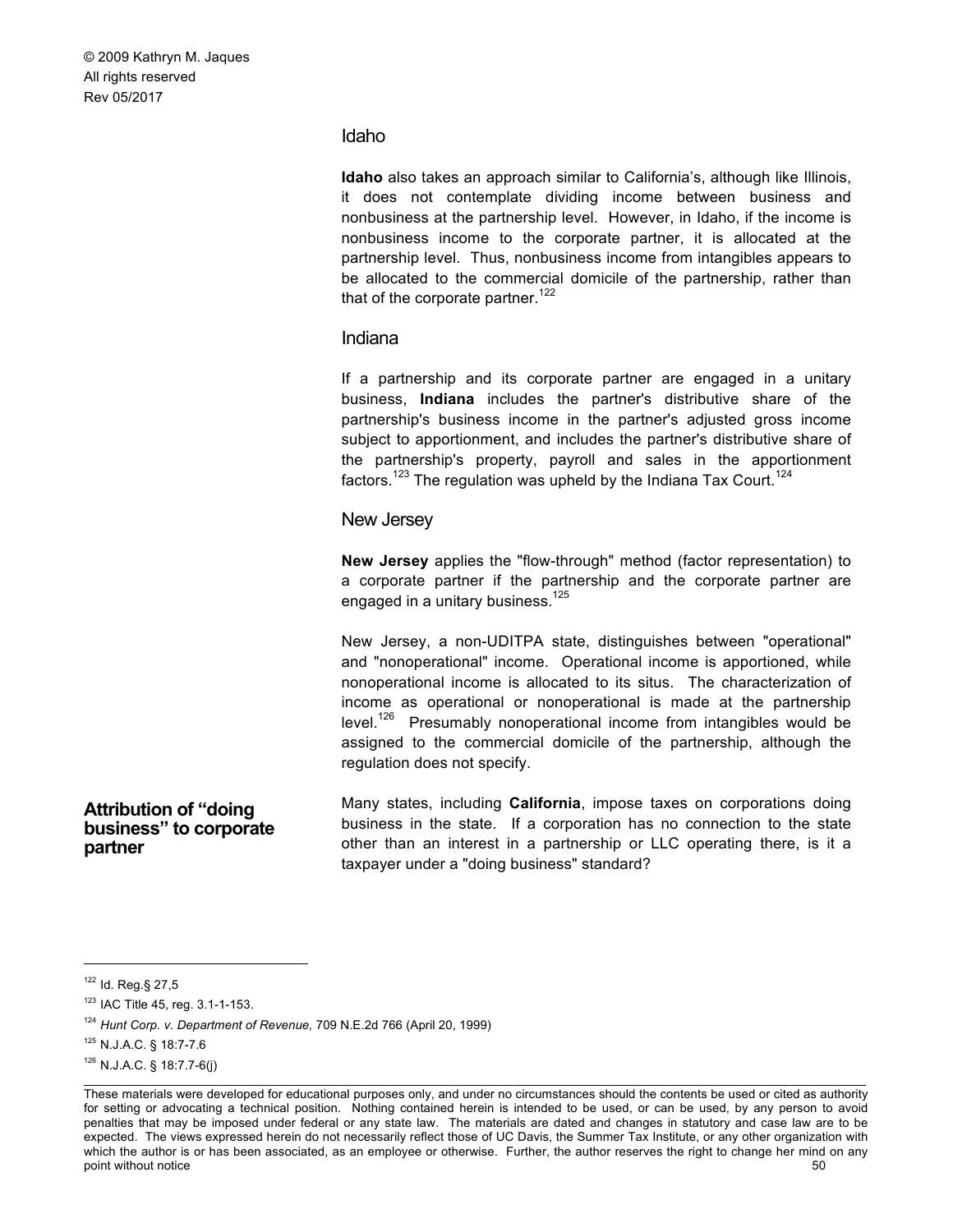## Idaho

**Idaho** also takes an approach similar to California's, although like Illinois, it does not contemplate dividing income between business and nonbusiness at the partnership level. However, in Idaho, if the income is nonbusiness income to the corporate partner, it is allocated at the partnership level. Thus, nonbusiness income from intangibles appears to be allocated to the commercial domicile of the partnership, rather than that of the corporate partner.[122]

## Indiana

If a partnership and its corporate partner are engaged in a unitary business, **Indiana** includes the partner's distributive share of the partnership's business income in the partner's adjusted gross income subject to apportionment, and includes the partner's distributive share of the partnership's property, payroll and sales in the apportionment factors.[123] The regulation was upheld by the Indiana Tax Court.[124]

## New Jersey

**New Jersey** applies the "flow-through" method (factor representation) to a corporate partner if the partnership and the corporate partner are engaged in a unitary business.[125]

New Jersey, a non-UDITPA state, distinguishes between "operational" and "nonoperational" income. Operational income is apportioned, while nonoperational income is allocated to its situs. The characterization of income as operational or nonoperational is made at the partnership level.[126] Presumably nonoperational income from intangibles would be assigned to the commercial domicile of the partnership, although the regulation does not specify.

**Attribution of "doing business" to corporate partner**

Many states, including **California**, impose taxes on corporations doing business in the state. If a corporation has no connection to the state other than an interest in a partnership or LLC operating there, is it a taxpayer under a "doing business" standard?

---

[122] Id. Reg.§ 27,5

[123] IAC Title 45, reg. 3.1-1-153.

[124] *Hunt Corp. v. Department of Revenue,* 709 N.E.2d 766 (April 20, 1999)

[125] N.J.A.C. § 18:7-7.6

[126] N.J.A.C. § 18:7.7-6(j)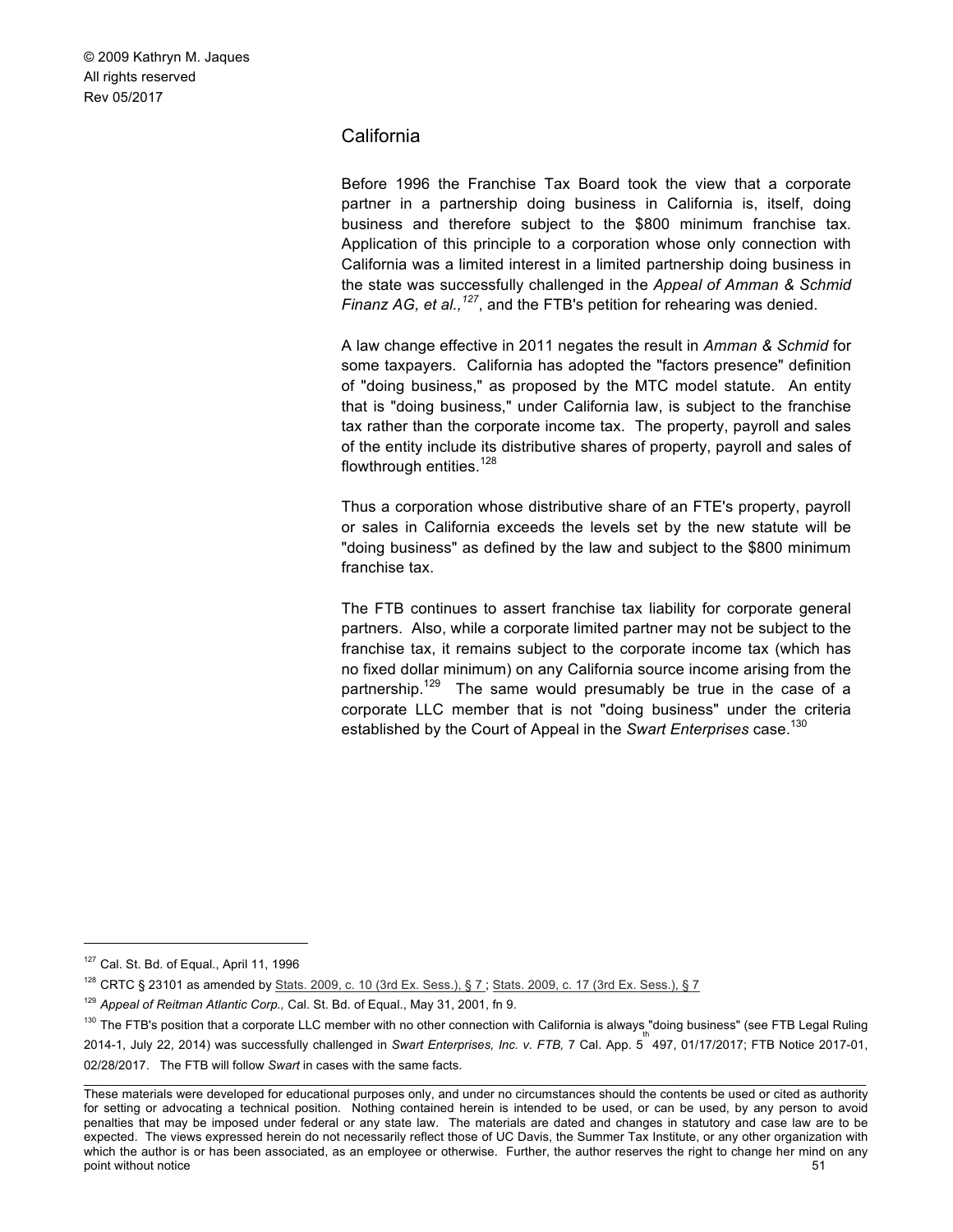## California

Before 1996 the Franchise Tax Board took the view that a corporate partner in a partnership doing business in California is, itself, doing business and therefore subject to the $800 minimum franchise tax. Application of this principle to a corporation whose only connection with California was a limited interest in a limited partnership doing business in the state was successfully challenged in the *Appeal of Amman & Schmid Finanz AG, et al.,*[127], and the FTB's petition for rehearing was denied.

A law change effective in 2011 negates the result in *Amman & Schmid* for some taxpayers. California has adopted the "factors presence" definition of "doing business," as proposed by the MTC model statute. An entity that is "doing business," under California law, is subject to the franchise tax rather than the corporate income tax. The property, payroll and sales of the entity include its distributive shares of property, payroll and sales of flowthrough entities.[128]

Thus a corporation whose distributive share of an FTE's property, payroll or sales in California exceeds the levels set by the new statute will be "doing business" as defined by the law and subject to the $800 minimum franchise tax.

The FTB continues to assert franchise tax liability for corporate general partners. Also, while a corporate limited partner may not be subject to the franchise tax, it remains subject to the corporate income tax (which has no fixed dollar minimum) on any California source income arising from the partnership.[129] The same would presumably be true in the case of a corporate LLC member that is not "doing business" under the criteria established by the Court of Appeal in the *Swart Enterprises* case.[130]

---

[127] Cal. St. Bd. of Equal., April 11, 1996

[128] CRTC § 23101 as amended by Stats. 2009, c. 10 (3rd Ex. Sess.), § 7 ; Stats. 2009, c. 17 (3rd Ex. Sess.), § 7

[129] *Appeal of Reitman Atlantic Corp.,* Cal. St. Bd. of Equal., May 31, 2001, fn 9.

[130] The FTB's position that a corporate LLC member with no other connection with California is always "doing business" (see FTB Legal Ruling 2014-1, July 22, 2014) was successfully challenged in *Swart Enterprises, Inc. v. FTB,* 7 Cal. App. 5th 497, 01/17/2017; FTB Notice 2017-01, 02/28/2017. The FTB will follow *Swart* in cases with the same facts.

These materials were developed for educational purposes only, and under no circumstances should the contents be used or cited as authority for setting or advocating a technical position. Nothing contained herein is intended to be used, or can be used, by any person to avoid penalties that may be imposed under federal or any state law. The materials are dated and changes in statutory and case law are to be expected. The views expressed herein do not necessarily reflect those of UC Davis, the Summer Tax Institute, or any other organization with which the author is or has been associated, as an employee or otherwise. Further, the author reserves the right to change her mind on any point without notice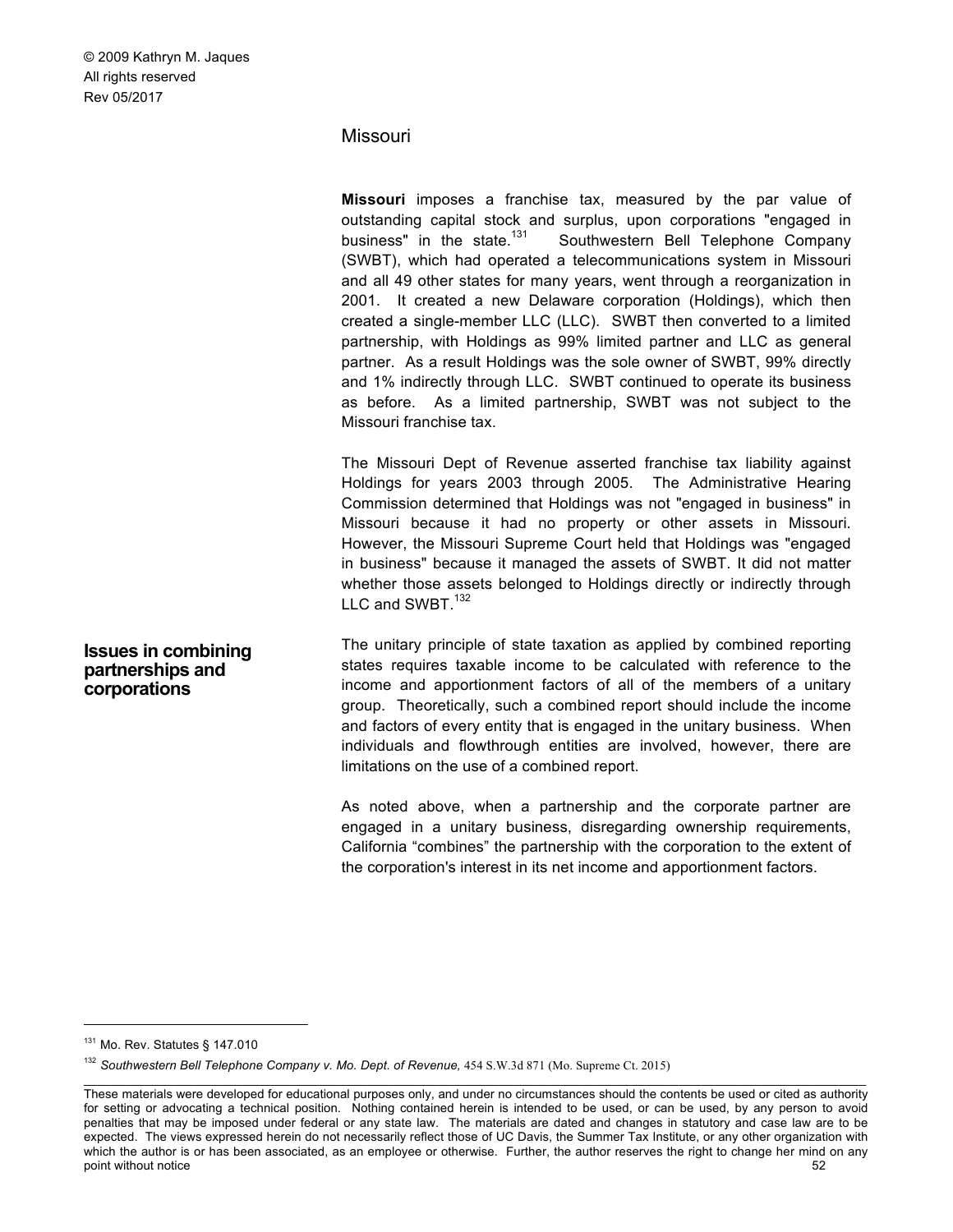## Missouri

**Missouri** imposes a franchise tax, measured by the par value of outstanding capital stock and surplus, upon corporations "engaged in business" in the state.[131] Southwestern Bell Telephone Company (SWBT), which had operated a telecommunications system in Missouri and all 49 other states for many years, went through a reorganization in 2001. It created a new Delaware corporation (Holdings), which then created a single-member LLC (LLC). SWBT then converted to a limited partnership, with Holdings as 99% limited partner and LLC as general partner. As a result Holdings was the sole owner of SWBT, 99% directly and 1% indirectly through LLC. SWBT continued to operate its business as before. As a limited partnership, SWBT was not subject to the Missouri franchise tax.

The Missouri Dept of Revenue asserted franchise tax liability against Holdings for years 2003 through 2005. The Administrative Hearing Commission determined that Holdings was not "engaged in business" in Missouri because it had no property or other assets in Missouri. However, the Missouri Supreme Court held that Holdings was "engaged in business" because it managed the assets of SWBT. It did not matter whether those assets belonged to Holdings directly or indirectly through LLC and SWBT.[132]

### Issues in combining partnerships and corporations

The unitary principle of state taxation as applied by combined reporting states requires taxable income to be calculated with reference to the income and apportionment factors of all of the members of a unitary group. Theoretically, such a combined report should include the income and factors of every entity that is engaged in the unitary business. When individuals and flowthrough entities are involved, however, there are limitations on the use of a combined report.

As noted above, when a partnership and the corporate partner are engaged in a unitary business, disregarding ownership requirements, California "combines" the partnership with the corporation to the extent of the corporation's interest in its net income and apportionment factors.

---

[131] Mo. Rev. Statutes § 147.010

[132] *Southwestern Bell Telephone Company v. Mo. Dept. of Revenue,* 454 S.W.3d 871 (Mo. Supreme Ct. 2015)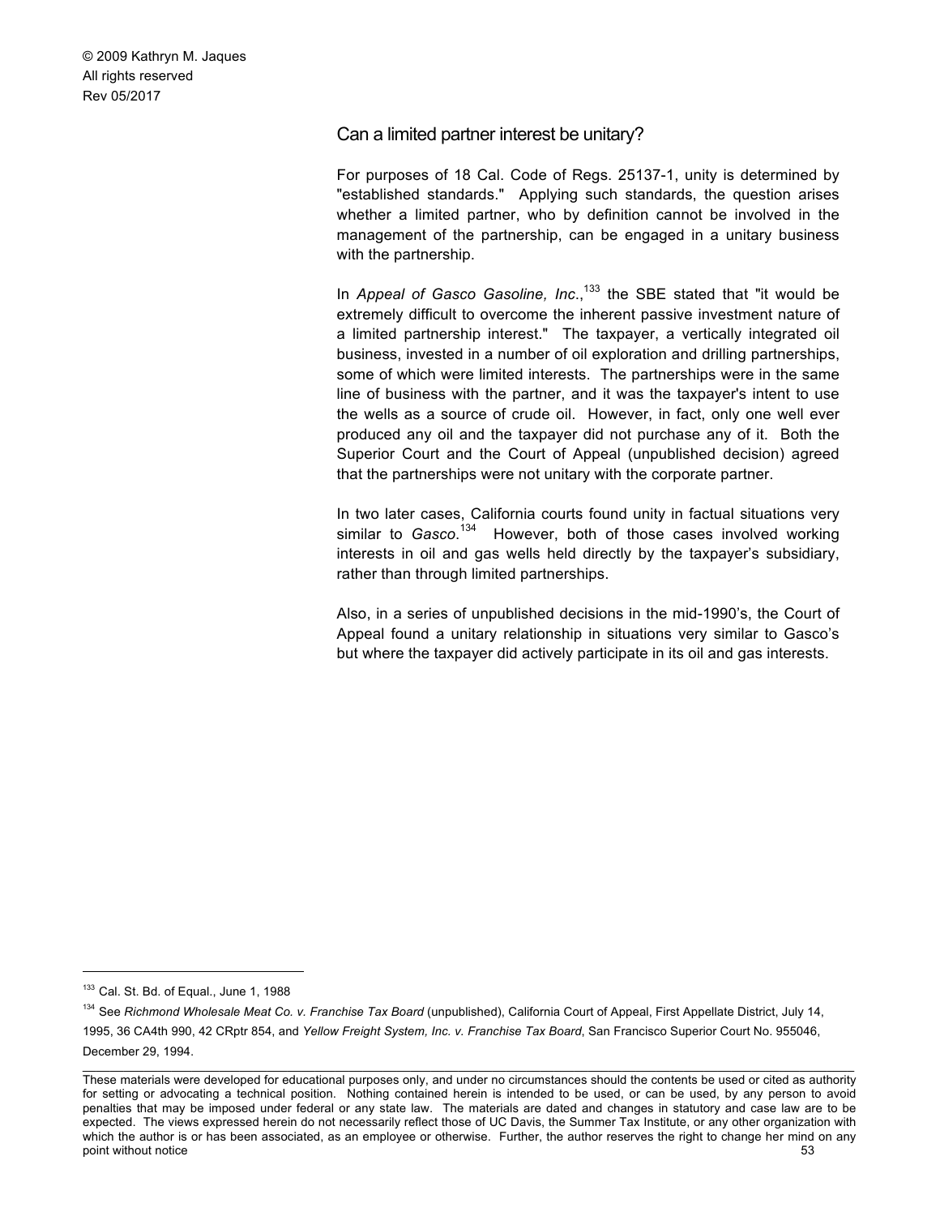## Can a limited partner interest be unitary?

For purposes of 18 Cal. Code of Regs. 25137-1, unity is determined by "established standards." Applying such standards, the question arises whether a limited partner, who by definition cannot be involved in the management of the partnership, can be engaged in a unitary business with the partnership.

In *Appeal of Gasco Gasoline, Inc.*,[133] the SBE stated that "it would be extremely difficult to overcome the inherent passive investment nature of a limited partnership interest." The taxpayer, a vertically integrated oil business, invested in a number of oil exploration and drilling partnerships, some of which were limited interests. The partnerships were in the same line of business with the partner, and it was the taxpayer's intent to use the wells as a source of crude oil. However, in fact, only one well ever produced any oil and the taxpayer did not purchase any of it. Both the Superior Court and the Court of Appeal (unpublished decision) agreed that the partnerships were not unitary with the corporate partner.

In two later cases, California courts found unity in factual situations very similar to *Gasco*.[134] However, both of those cases involved working interests in oil and gas wells held directly by the taxpayer's subsidiary, rather than through limited partnerships.

Also, in a series of unpublished decisions in the mid-1990's, the Court of Appeal found a unitary relationship in situations very similar to Gasco's but where the taxpayer did actively participate in its oil and gas interests.

---

[133] Cal. St. Bd. of Equal., June 1, 1988

[134] See *Richmond Wholesale Meat Co. v. Franchise Tax Board* (unpublished), California Court of Appeal, First Appellate District, July 14, 1995, 36 CA4th 990, 42 CRptr 854, and *Yellow Freight System, Inc. v. Franchise Tax Board*, San Francisco Superior Court No. 955046, December 29, 1994.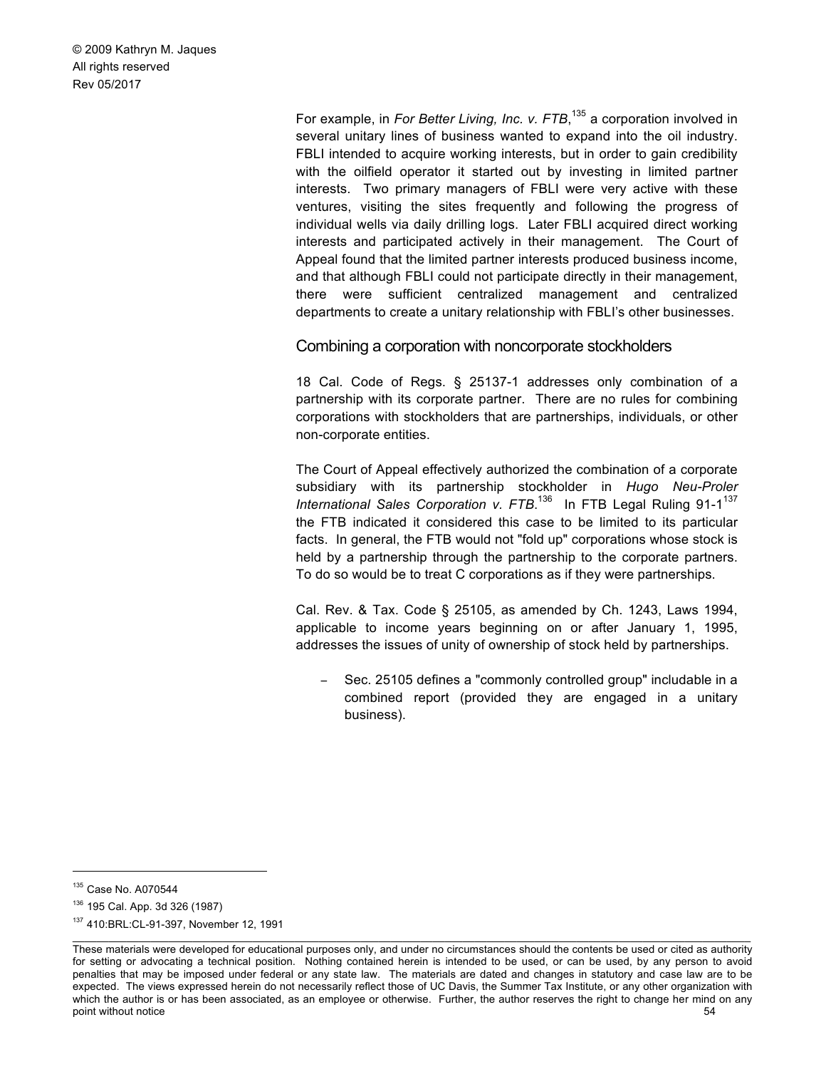For example, in *For Better Living, Inc. v. FTB*,[135] a corporation involved in several unitary lines of business wanted to expand into the oil industry. FBLI intended to acquire working interests, but in order to gain credibility with the oilfield operator it started out by investing in limited partner interests. Two primary managers of FBLI were very active with these ventures, visiting the sites frequently and following the progress of individual wells via daily drilling logs. Later FBLI acquired direct working interests and participated actively in their management. The Court of Appeal found that the limited partner interests produced business income, and that although FBLI could not participate directly in their management, there were sufficient centralized management and centralized departments to create a unitary relationship with FBLI's other businesses.

## Combining a corporation with noncorporate stockholders

18 Cal. Code of Regs. § 25137-1 addresses only combination of a partnership with its corporate partner. There are no rules for combining corporations with stockholders that are partnerships, individuals, or other non-corporate entities.

The Court of Appeal effectively authorized the combination of a corporate subsidiary with its partnership stockholder in *Hugo Neu-Proler International Sales Corporation v. FTB*.[136] In FTB Legal Ruling 91-1[137] the FTB indicated it considered this case to be limited to its particular facts. In general, the FTB would not "fold up" corporations whose stock is held by a partnership through the partnership to the corporate partners. To do so would be to treat C corporations as if they were partnerships.

Cal. Rev. & Tax. Code § 25105, as amended by Ch. 1243, Laws 1994, applicable to income years beginning on or after January 1, 1995, addresses the issues of unity of ownership of stock held by partnerships.

- Sec. 25105 defines a "commonly controlled group" includable in a combined report (provided they are engaged in a unitary business).

---

[135] Case No. A070544

[136] 195 Cal. App. 3d 326 (1987)

[137] 410:BRL:CL-91-397, November 12, 1991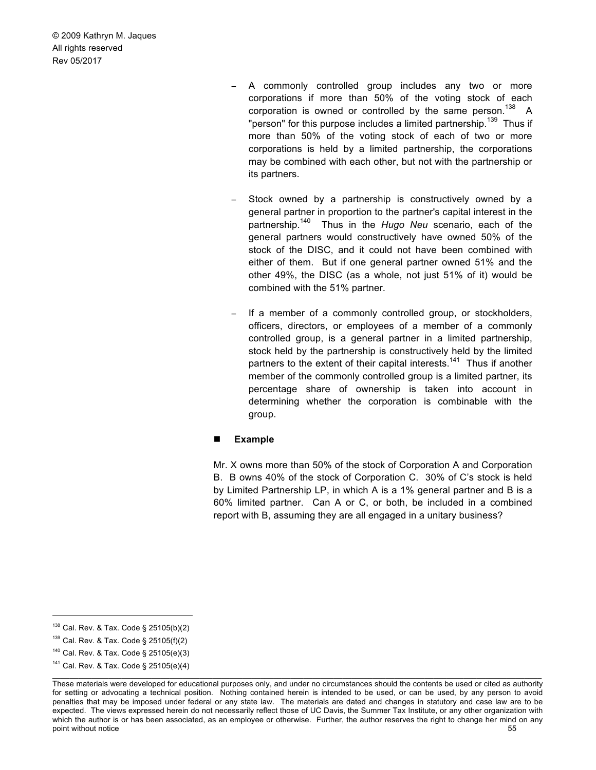- A commonly controlled group includes any two or more corporations if more than 50% of the voting stock of each corporation is owned or controlled by the same person.[138] A "person" for this purpose includes a limited partnership.[139] Thus if more than 50% of the voting stock of each of two or more corporations is held by a limited partnership, the corporations may be combined with each other, but not with the partnership or its partners.

- Stock owned by a partnership is constructively owned by a general partner in proportion to the partner's capital interest in the partnership.[140] Thus in the *Hugo Neu* scenario, each of the general partners would constructively have owned 50% of the stock of the DISC, and it could not have been combined with either of them. But if one general partner owned 51% and the other 49%, the DISC (as a whole, not just 51% of it) would be combined with the 51% partner.

- If a member of a commonly controlled group, or stockholders, officers, directors, or employees of a member of a commonly controlled group, is a general partner in a limited partnership, stock held by the partnership is constructively held by the limited partners to the extent of their capital interests.[141] Thus if another member of the commonly controlled group is a limited partner, its percentage share of ownership is taken into account in determining whether the corporation is combinable with the group.

■ **Example**

Mr. X owns more than 50% of the stock of Corporation A and Corporation B. B owns 40% of the stock of Corporation C. 30% of C's stock is held by Limited Partnership LP, in which A is a 1% general partner and B is a 60% limited partner. Can A or C, or both, be included in a combined report with B, assuming they are all engaged in a unitary business?

---

[138] Cal. Rev. & Tax. Code § 25105(b)(2)

[139] Cal. Rev. & Tax. Code § 25105(f)(2)

[140] Cal. Rev. & Tax. Code § 25105(e)(3)

[141] Cal. Rev. & Tax. Code § 25105(e)(4)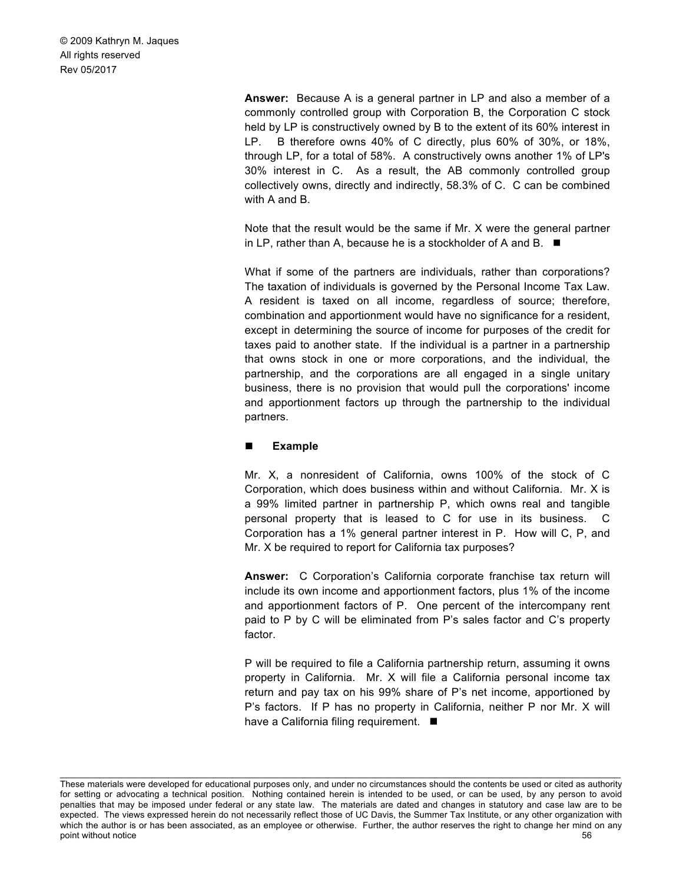**Answer:** Because A is a general partner in LP and also a member of a commonly controlled group with Corporation B, the Corporation C stock held by LP is constructively owned by B to the extent of its 60% interest in LP. B therefore owns 40% of C directly, plus 60% of 30%, or 18%, through LP, for a total of 58%. A constructively owns another 1% of LP's 30% interest in C. As a result, the AB commonly controlled group collectively owns, directly and indirectly, 58.3% of C. C can be combined with A and B.

Note that the result would be the same if Mr. X were the general partner in LP, rather than A, because he is a stockholder of A and B. ■

What if some of the partners are individuals, rather than corporations? The taxation of individuals is governed by the Personal Income Tax Law. A resident is taxed on all income, regardless of source; therefore, combination and apportionment would have no significance for a resident, except in determining the source of income for purposes of the credit for taxes paid to another state. If the individual is a partner in a partnership that owns stock in one or more corporations, and the individual, the partnership, and the corporations are all engaged in a single unitary business, there is no provision that would pull the corporations' income and apportionment factors up through the partnership to the individual partners.

■ **Example**

Mr. X, a nonresident of California, owns 100% of the stock of C Corporation, which does business within and without California. Mr. X is a 99% limited partner in partnership P, which owns real and tangible personal property that is leased to C for use in its business. C Corporation has a 1% general partner interest in P. How will C, P, and Mr. X be required to report for California tax purposes?

**Answer:** C Corporation's California corporate franchise tax return will include its own income and apportionment factors, plus 1% of the income and apportionment factors of P. One percent of the intercompany rent paid to P by C will be eliminated from P's sales factor and C's property factor.

P will be required to file a California partnership return, assuming it owns property in California. Mr. X will file a California personal income tax return and pay tax on his 99% share of P's net income, apportioned by P's factors. If P has no property in California, neither P nor Mr. X will have a California filing requirement. ■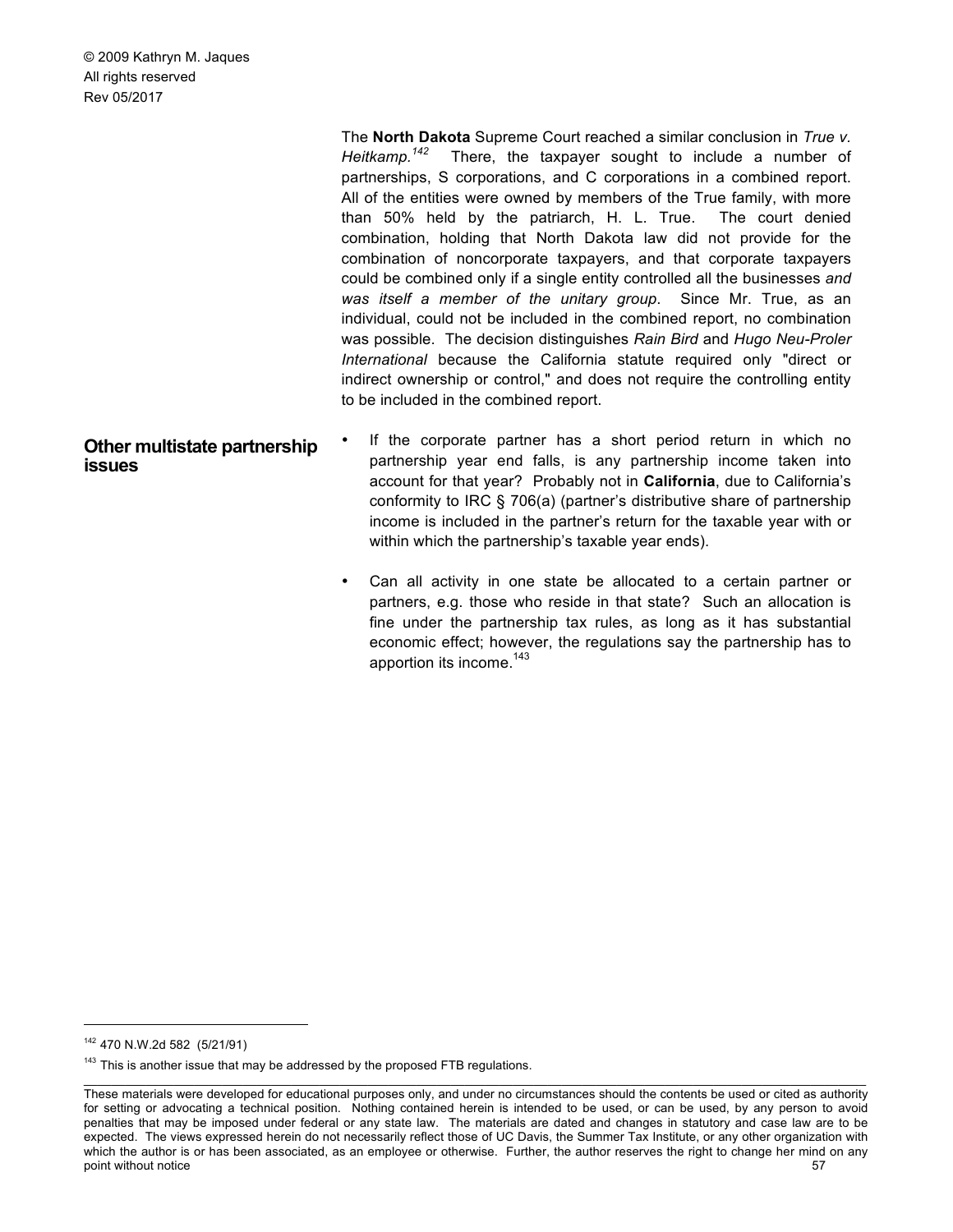The **North Dakota** Supreme Court reached a similar conclusion in *True v. Heitkamp.*[142] There, the taxpayer sought to include a number of partnerships, S corporations, and C corporations in a combined report. All of the entities were owned by members of the True family, with more than 50% held by the patriarch, H. L. True. The court denied combination, holding that North Dakota law did not provide for the combination of noncorporate taxpayers, and that corporate taxpayers could be combined only if a single entity controlled all the businesses *and was itself a member of the unitary group*. Since Mr. True, as an individual, could not be included in the combined report, no combination was possible. The decision distinguishes *Rain Bird* and *Hugo Neu-Proler International* because the California statute required only "direct or indirect ownership or control," and does not require the controlling entity to be included in the combined report.

## Other multistate partnership issues

- If the corporate partner has a short period return in which no partnership year end falls, is any partnership income taken into account for that year? Probably not in **California**, due to California's conformity to IRC § 706(a) (partner's distributive share of partnership income is included in the partner's return for the taxable year with or within which the partnership's taxable year ends).
- Can all activity in one state be allocated to a certain partner or partners, e.g. those who reside in that state? Such an allocation is fine under the partnership tax rules, as long as it has substantial economic effect; however, the regulations say the partnership has to apportion its income.[143]

[142] 470 N.W.2d 582 (5/21/91)

[143] This is another issue that may be addressed by the proposed FTB regulations.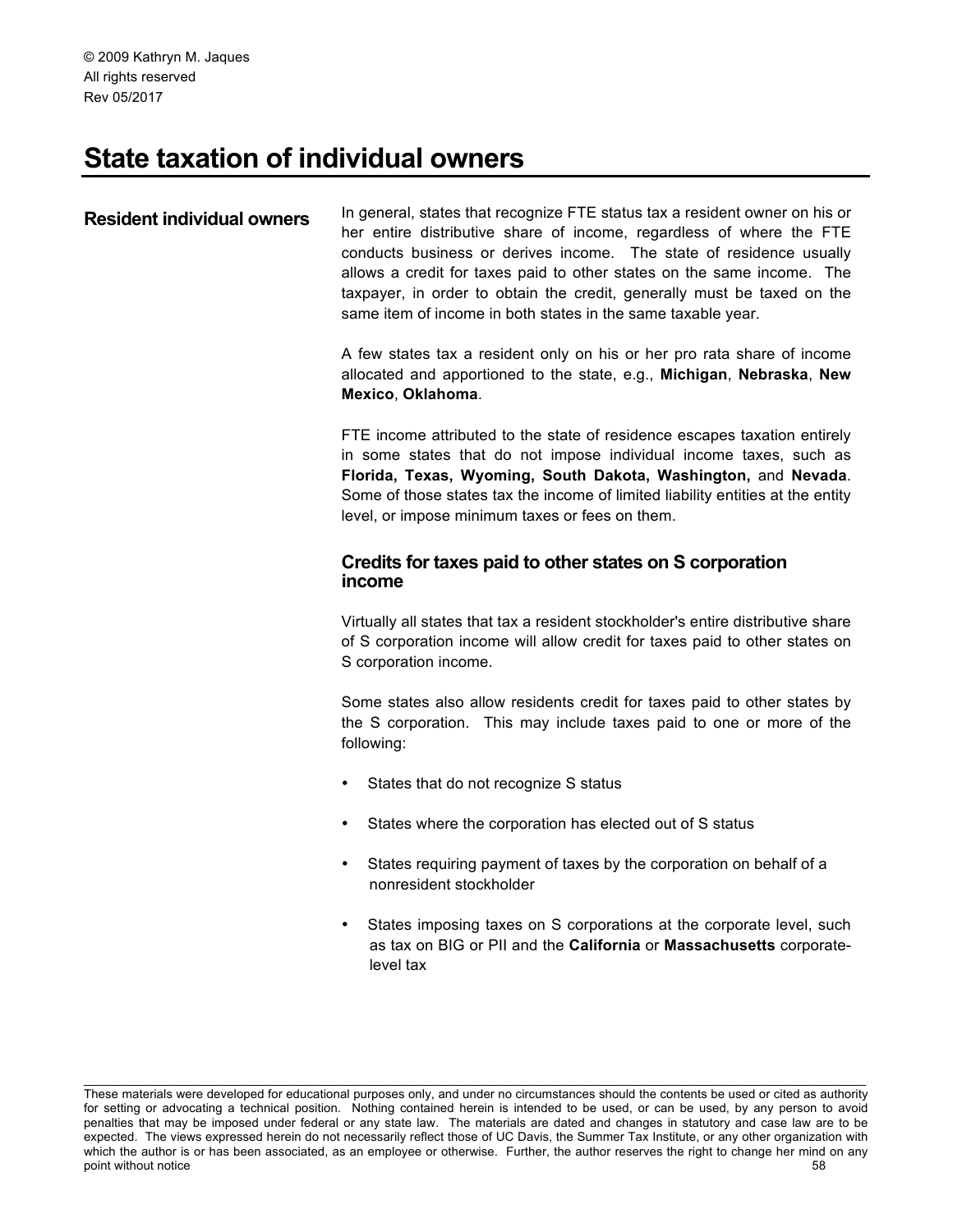# State taxation of individual owners

## Resident individual owners

In general, states that recognize FTE status tax a resident owner on his or her entire distributive share of income, regardless of where the FTE conducts business or derives income. The state of residence usually allows a credit for taxes paid to other states on the same income. The taxpayer, in order to obtain the credit, generally must be taxed on the same item of income in both states in the same taxable year.

A few states tax a resident only on his or her pro rata share of income allocated and apportioned to the state, e.g., **Michigan**, **Nebraska**, **New Mexico**, **Oklahoma**.

FTE income attributed to the state of residence escapes taxation entirely in some states that do not impose individual income taxes, such as **Florida, Texas, Wyoming, South Dakota, Washington,** and **Nevada**. Some of those states tax the income of limited liability entities at the entity level, or impose minimum taxes or fees on them.

### Credits for taxes paid to other states on S corporation income

Virtually all states that tax a resident stockholder's entire distributive share of S corporation income will allow credit for taxes paid to other states on S corporation income.

Some states also allow residents credit for taxes paid to other states by the S corporation. This may include taxes paid to one or more of the following:

- States that do not recognize S status
- States where the corporation has elected out of S status
- States requiring payment of taxes by the corporation on behalf of a nonresident stockholder
- States imposing taxes on S corporations at the corporate level, such as tax on BIG or PII and the **California** or **Massachusetts** corporate-level tax

These materials were developed for educational purposes only, and under no circumstances should the contents be used or cited as authority for setting or advocating a technical position. Nothing contained herein is intended to be used, or can be used, by any person to avoid penalties that may be imposed under federal or any state law. The materials are dated and changes in statutory and case law are to be expected. The views expressed herein do not necessarily reflect those of UC Davis, the Summer Tax Institute, or any other organization with which the author is or has been associated, as an employee or otherwise. Further, the author reserves the right to change her mind on any point without notice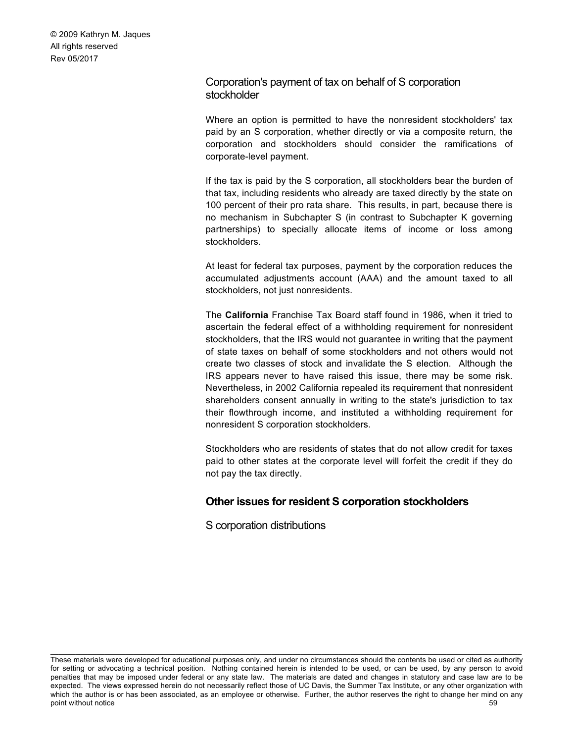### Corporation's payment of tax on behalf of S corporation stockholder

Where an option is permitted to have the nonresident stockholders' tax paid by an S corporation, whether directly or via a composite return, the corporation and stockholders should consider the ramifications of corporate-level payment.

If the tax is paid by the S corporation, all stockholders bear the burden of that tax, including residents who already are taxed directly by the state on 100 percent of their pro rata share. This results, in part, because there is no mechanism in Subchapter S (in contrast to Subchapter K governing partnerships) to specially allocate items of income or loss among stockholders.

At least for federal tax purposes, payment by the corporation reduces the accumulated adjustments account (AAA) and the amount taxed to all stockholders, not just nonresidents.

The **California** Franchise Tax Board staff found in 1986, when it tried to ascertain the federal effect of a withholding requirement for nonresident stockholders, that the IRS would not guarantee in writing that the payment of state taxes on behalf of some stockholders and not others would not create two classes of stock and invalidate the S election. Although the IRS appears never to have raised this issue, there may be some risk. Nevertheless, in 2002 California repealed its requirement that nonresident shareholders consent annually in writing to the state's jurisdiction to tax their flowthrough income, and instituted a withholding requirement for nonresident S corporation stockholders.

Stockholders who are residents of states that do not allow credit for taxes paid to other states at the corporate level will forfeit the credit if they do not pay the tax directly.

## Other issues for resident S corporation stockholders

### S corporation distributions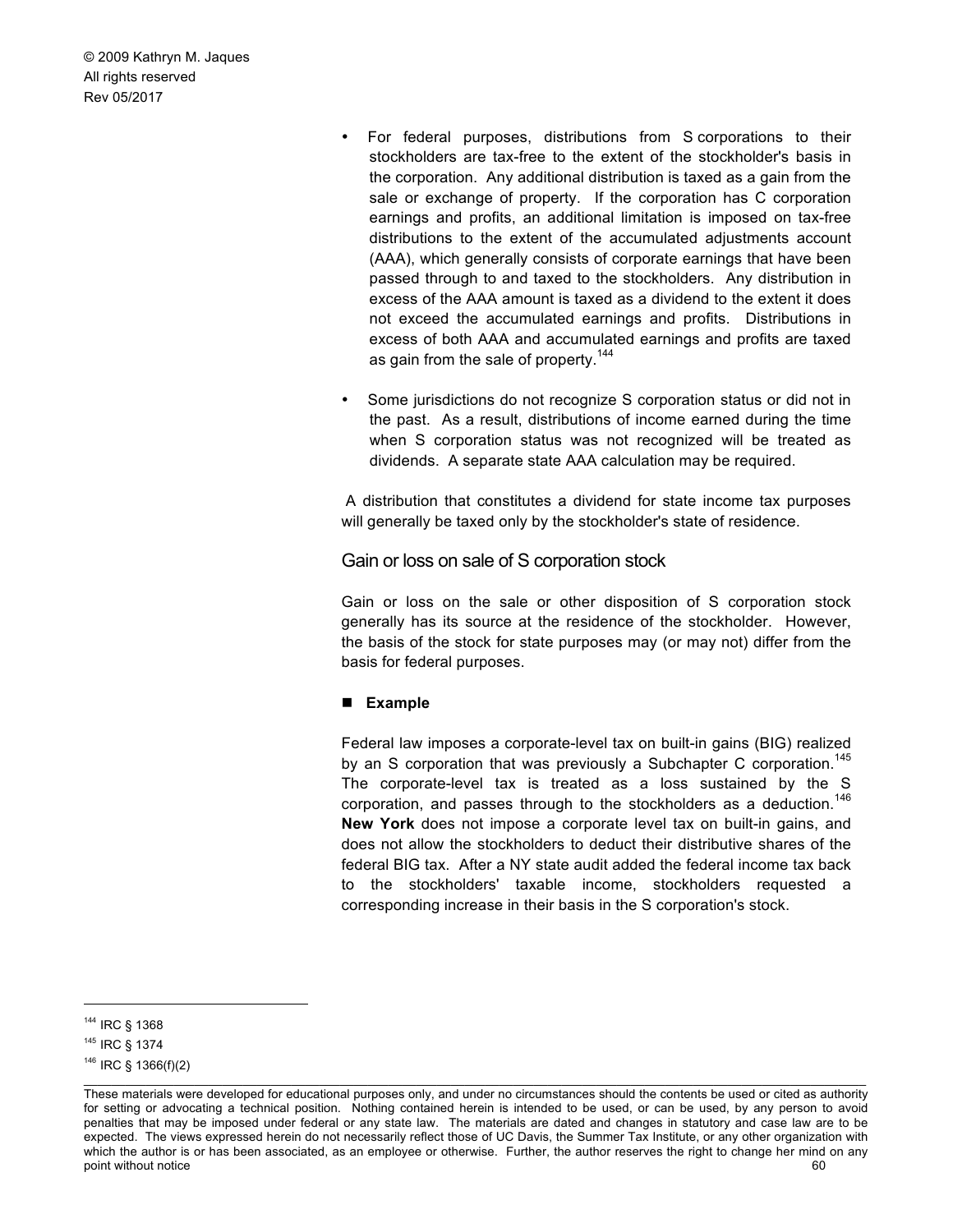- For federal purposes, distributions from S corporations to their stockholders are tax-free to the extent of the stockholder's basis in the corporation. Any additional distribution is taxed as a gain from the sale or exchange of property. If the corporation has C corporation earnings and profits, an additional limitation is imposed on tax-free distributions to the extent of the accumulated adjustments account (AAA), which generally consists of corporate earnings that have been passed through to and taxed to the stockholders. Any distribution in excess of the AAA amount is taxed as a dividend to the extent it does not exceed the accumulated earnings and profits. Distributions in excess of both AAA and accumulated earnings and profits are taxed as gain from the sale of property.[144]

- Some jurisdictions do not recognize S corporation status or did not in the past. As a result, distributions of income earned during the time when S corporation status was not recognized will be treated as dividends. A separate state AAA calculation may be required.

A distribution that constitutes a dividend for state income tax purposes will generally be taxed only by the stockholder's state of residence.

## Gain or loss on sale of S corporation stock

Gain or loss on the sale or other disposition of S corporation stock generally has its source at the residence of the stockholder. However, the basis of the stock for state purposes may (or may not) differ from the basis for federal purposes.

- **Example**

Federal law imposes a corporate-level tax on built-in gains (BIG) realized by an S corporation that was previously a Subchapter C corporation.[145] The corporate-level tax is treated as a loss sustained by the S corporation, and passes through to the stockholders as a deduction.[146] **New York** does not impose a corporate level tax on built-in gains, and does not allow the stockholders to deduct their distributive shares of the federal BIG tax. After a NY state audit added the federal income tax back to the stockholders' taxable income, stockholders requested a corresponding increase in their basis in the S corporation's stock.

---

[144] IRC § 1368

[145] IRC § 1374

[146] IRC § 1366(f)(2)

These materials were developed for educational purposes only, and under no circumstances should the contents be used or cited as authority for setting or advocating a technical position. Nothing contained herein is intended to be used, or can be used, by any person to avoid penalties that may be imposed under federal or any state law. The materials are dated and changes in statutory and case law are to be expected. The views expressed herein do not necessarily reflect those of UC Davis, the Summer Tax Institute, or any other organization with which the author is or has been associated, as an employee or otherwise. Further, the author reserves the right to change her mind on any point without notice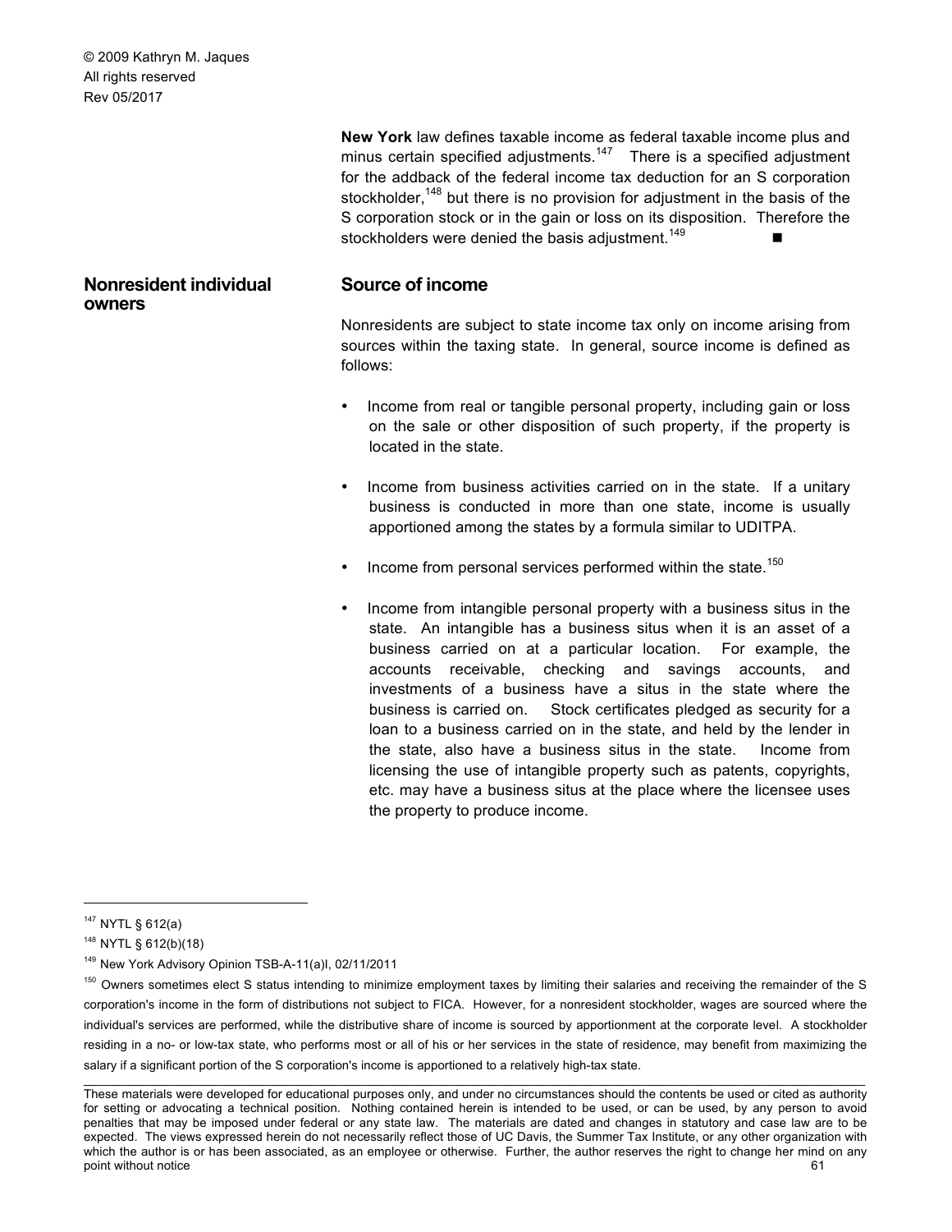**New York** law defines taxable income as federal taxable income plus and minus certain specified adjustments.[147] There is a specified adjustment for the addback of the federal income tax deduction for an S corporation stockholder,[148] but there is no provision for adjustment in the basis of the S corporation stock or in the gain or loss on its disposition. Therefore the stockholders were denied the basis adjustment.[149] ■

## Nonresident individual owners

### Source of income

Nonresidents are subject to state income tax only on income arising from sources within the taxing state. In general, source income is defined as follows:

- Income from real or tangible personal property, including gain or loss on the sale or other disposition of such property, if the property is located in the state.
- Income from business activities carried on in the state. If a unitary business is conducted in more than one state, income is usually apportioned among the states by a formula similar to UDITPA.
- Income from personal services performed within the state.[150]
- Income from intangible personal property with a business situs in the state. An intangible has a business situs when it is an asset of a business carried on at a particular location. For example, the accounts receivable, checking and savings accounts, and investments of a business have a situs in the state where the business is carried on. Stock certificates pledged as security for a loan to a business carried on in the state, and held by the lender in the state, also have a business situs in the state. Income from licensing the use of intangible property such as patents, copyrights, etc. may have a business situs at the place where the licensee uses the property to produce income.

---

[147] NYTL § 612(a)

[148] NYTL § 612(b)(18)

[149] New York Advisory Opinion TSB-A-11(a)I, 02/11/2011

[150] Owners sometimes elect S status intending to minimize employment taxes by limiting their salaries and receiving the remainder of the S corporation's income in the form of distributions not subject to FICA. However, for a nonresident stockholder, wages are sourced where the individual's services are performed, while the distributive share of income is sourced by apportionment at the corporate level. A stockholder residing in a no- or low-tax state, who performs most or all of his or her services in the state of residence, may benefit from maximizing the salary if a significant portion of the S corporation's income is apportioned to a relatively high-tax state.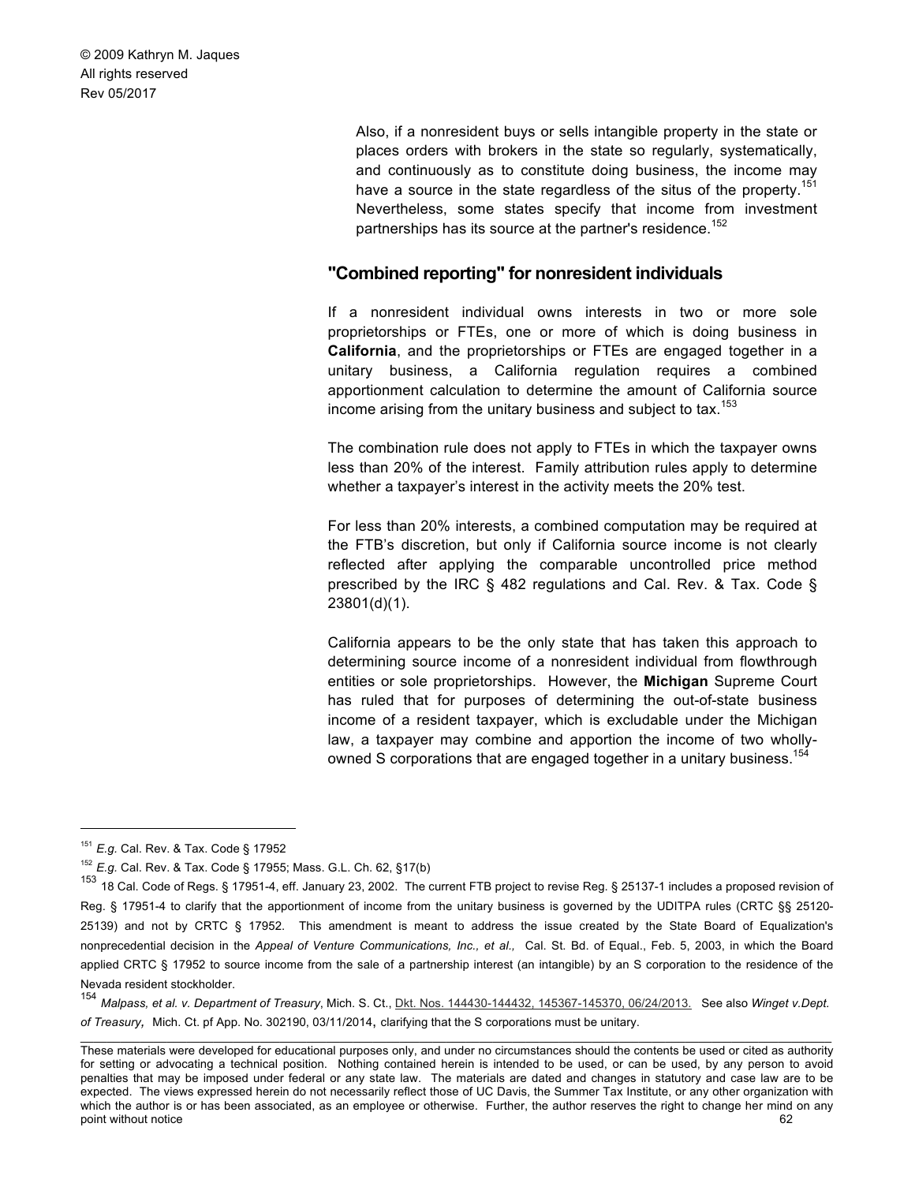Also, if a nonresident buys or sells intangible property in the state or places orders with brokers in the state so regularly, systematically, and continuously as to constitute doing business, the income may have a source in the state regardless of the situs of the property.[151] Nevertheless, some states specify that income from investment partnerships has its source at the partner's residence.[152]

## "Combined reporting" for nonresident individuals

If a nonresident individual owns interests in two or more sole proprietorships or FTEs, one or more of which is doing business in **California**, and the proprietorships or FTEs are engaged together in a unitary business, a California regulation requires a combined apportionment calculation to determine the amount of California source income arising from the unitary business and subject to tax.[153]

The combination rule does not apply to FTEs in which the taxpayer owns less than 20% of the interest. Family attribution rules apply to determine whether a taxpayer's interest in the activity meets the 20% test.

For less than 20% interests, a combined computation may be required at the FTB's discretion, but only if California source income is not clearly reflected after applying the comparable uncontrolled price method prescribed by the IRC § 482 regulations and Cal. Rev. & Tax. Code § 23801(d)(1).

California appears to be the only state that has taken this approach to determining source income of a nonresident individual from flowthrough entities or sole proprietorships. However, the **Michigan** Supreme Court has ruled that for purposes of determining the out-of-state business income of a resident taxpayer, which is excludable under the Michigan law, a taxpayer may combine and apportion the income of two wholly-owned S corporations that are engaged together in a unitary business.[154]

---

[151] *E.g.* Cal. Rev. & Tax. Code § 17952

[152] *E.g.* Cal. Rev. & Tax. Code § 17955; Mass. G.L. Ch. 62, §17(b)

[153] 18 Cal. Code of Regs. § 17951-4, eff. January 23, 2002. The current FTB project to revise Reg. § 25137-1 includes a proposed revision of Reg. § 17951-4 to clarify that the apportionment of income from the unitary business is governed by the UDITPA rules (CRTC §§ 25120-25139) and not by CRTC § 17952. This amendment is meant to address the issue created by the State Board of Equalization's nonprecedential decision in the *Appeal of Venture Communications, Inc., et al.,* Cal. St. Bd. of Equal., Feb. 5, 2003, in which the Board applied CRTC § 17952 to source income from the sale of a partnership interest (an intangible) by an S corporation to the residence of the Nevada resident stockholder.

[154] *Malpass, et al. v. Department of Treasury*, Mich. S. Ct., Dkt. Nos. 144430-144432, 145367-145370, 06/24/2013. See also *Winget v.Dept. of Treasury,* Mich. Ct. pf App. No. 302190, 03/11/2014, clarifying that the S corporations must be unitary.

---

These materials were developed for educational purposes only, and under no circumstances should the contents be used or cited as authority for setting or advocating a technical position. Nothing contained herein is intended to be used, or can be used, by any person to avoid penalties that may be imposed under federal or any state law. The materials are dated and changes in statutory and case law are to be expected. The views expressed herein do not necessarily reflect those of UC Davis, the Summer Tax Institute, or any other organization with which the author is or has been associated, as an employee or otherwise. Further, the author reserves the right to change her mind on any point without notice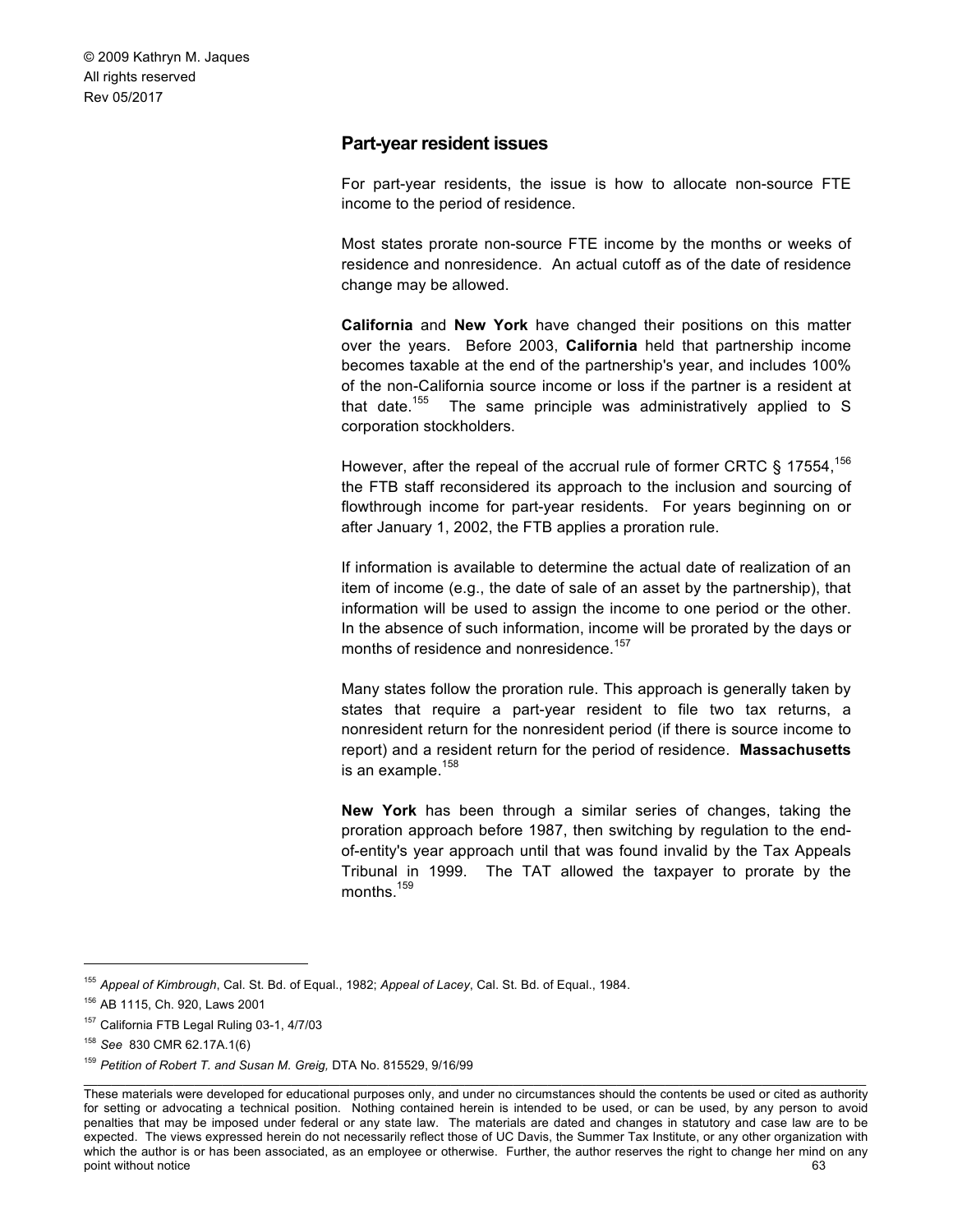## Part-year resident issues

For part-year residents, the issue is how to allocate non-source FTE income to the period of residence.

Most states prorate non-source FTE income by the months or weeks of residence and nonresidence. An actual cutoff as of the date of residence change may be allowed.

**California** and **New York** have changed their positions on this matter over the years. Before 2003, **California** held that partnership income becomes taxable at the end of the partnership's year, and includes 100% of the non-California source income or loss if the partner is a resident at that date.[155] The same principle was administratively applied to S corporation stockholders.

However, after the repeal of the accrual rule of former CRTC § 17554,[156] the FTB staff reconsidered its approach to the inclusion and sourcing of flowthrough income for part-year residents. For years beginning on or after January 1, 2002, the FTB applies a proration rule.

If information is available to determine the actual date of realization of an item of income (e.g., the date of sale of an asset by the partnership), that information will be used to assign the income to one period or the other. In the absence of such information, income will be prorated by the days or months of residence and nonresidence.[157]

Many states follow the proration rule. This approach is generally taken by states that require a part-year resident to file two tax returns, a nonresident return for the nonresident period (if there is source income to report) and a resident return for the period of residence. **Massachusetts** is an example.[158]

**New York** has been through a similar series of changes, taking the proration approach before 1987, then switching by regulation to the end-of-entity's year approach until that was found invalid by the Tax Appeals Tribunal in 1999. The TAT allowed the taxpayer to prorate by the months.[159]

---

[155] *Appeal of Kimbrough*, Cal. St. Bd. of Equal., 1982; *Appeal of Lacey*, Cal. St. Bd. of Equal., 1984.

[156] AB 1115, Ch. 920, Laws 2001

[157] California FTB Legal Ruling 03-1, 4/7/03

[158] *See* 830 CMR 62.17A.1(6)

[159] *Petition of Robert T. and Susan M. Greig,* DTA No. 815529, 9/16/99

These materials were developed for educational purposes only, and under no circumstances should the contents be used or cited as authority for setting or advocating a technical position. Nothing contained herein is intended to be used, or can be used, by any person to avoid penalties that may be imposed under federal or any state law. The materials are dated and changes in statutory and case law are to be expected. The views expressed herein do not necessarily reflect those of UC Davis, the Summer Tax Institute, or any other organization with which the author is or has been associated, as an employee or otherwise. Further, the author reserves the right to change her mind on any point without notice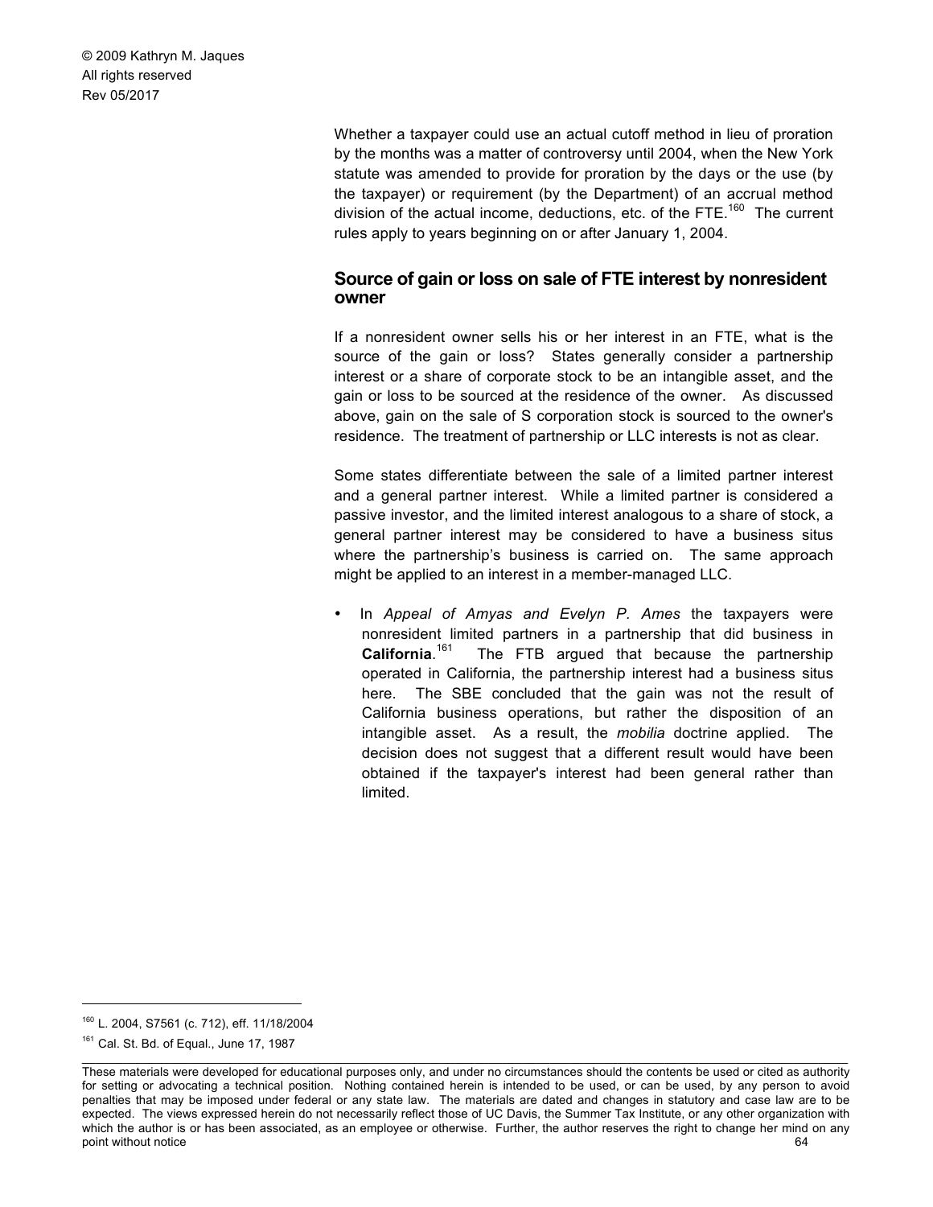Whether a taxpayer could use an actual cutoff method in lieu of proration by the months was a matter of controversy until 2004, when the New York statute was amended to provide for proration by the days or the use (by the taxpayer) or requirement (by the Department) of an accrual method division of the actual income, deductions, etc. of the FTE.[160] The current rules apply to years beginning on or after January 1, 2004.

## Source of gain or loss on sale of FTE interest by nonresident owner

If a nonresident owner sells his or her interest in an FTE, what is the source of the gain or loss? States generally consider a partnership interest or a share of corporate stock to be an intangible asset, and the gain or loss to be sourced at the residence of the owner. As discussed above, gain on the sale of S corporation stock is sourced to the owner's residence. The treatment of partnership or LLC interests is not as clear.

Some states differentiate between the sale of a limited partner interest and a general partner interest. While a limited partner is considered a passive investor, and the limited interest analogous to a share of stock, a general partner interest may be considered to have a business situs where the partnership's business is carried on. The same approach might be applied to an interest in a member-managed LLC.

- In *Appeal of Amyas and Evelyn P. Ames* the taxpayers were nonresident limited partners in a partnership that did business in **California**.[161] The FTB argued that because the partnership operated in California, the partnership interest had a business situs here. The SBE concluded that the gain was not the result of California business operations, but rather the disposition of an intangible asset. As a result, the *mobilia* doctrine applied. The decision does not suggest that a different result would have been obtained if the taxpayer's interest had been general rather than limited.

[160] L. 2004, S7561 (c. 712), eff. 11/18/2004

[161] Cal. St. Bd. of Equal., June 17, 1987

These materials were developed for educational purposes only, and under no circumstances should the contents be used or cited as authority for setting or advocating a technical position. Nothing contained herein is intended to be used, or can be used, by any person to avoid penalties that may be imposed under federal or any state law. The materials are dated and changes in statutory and case law are to be expected. The views expressed herein do not necessarily reflect those of UC Davis, the Summer Tax Institute, or any other organization with which the author is or has been associated, as an employee or otherwise. Further, the author reserves the right to change her mind on any point without notice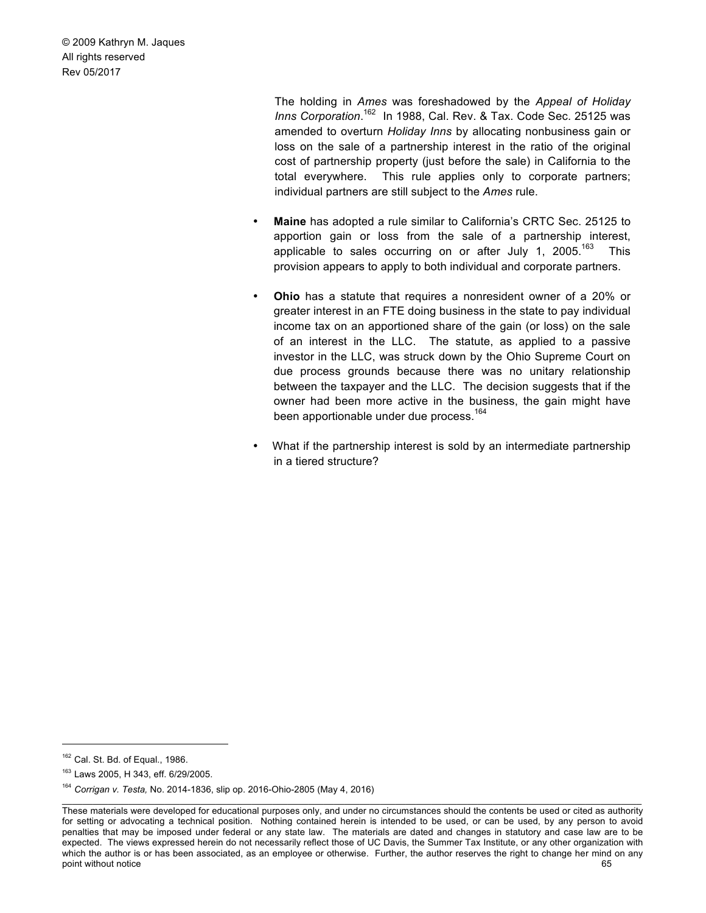The holding in *Ames* was foreshadowed by the *Appeal of Holiday Inns Corporation*.[162] In 1988, Cal. Rev. & Tax. Code Sec. 25125 was amended to overturn *Holiday Inns* by allocating nonbusiness gain or loss on the sale of a partnership interest in the ratio of the original cost of partnership property (just before the sale) in California to the total everywhere. This rule applies only to corporate partners; individual partners are still subject to the *Ames* rule.

- **Maine** has adopted a rule similar to California's CRTC Sec. 25125 to apportion gain or loss from the sale of a partnership interest, applicable to sales occurring on or after July 1, 2005.[163] This provision appears to apply to both individual and corporate partners.

- **Ohio** has a statute that requires a nonresident owner of a 20% or greater interest in an FTE doing business in the state to pay individual income tax on an apportioned share of the gain (or loss) on the sale of an interest in the LLC. The statute, as applied to a passive investor in the LLC, was struck down by the Ohio Supreme Court on due process grounds because there was no unitary relationship between the taxpayer and the LLC. The decision suggests that if the owner had been more active in the business, the gain might have been apportionable under due process.[164]

- What if the partnership interest is sold by an intermediate partnership in a tiered structure?

---

[162] Cal. St. Bd. of Equal., 1986.

[163] Laws 2005, H 343, eff. 6/29/2005.

[164] *Corrigan v. Testa,* No. 2014-1836, slip op. 2016-Ohio-2805 (May 4, 2016)

These materials were developed for educational purposes only, and under no circumstances should the contents be used or cited as authority for setting or advocating a technical position. Nothing contained herein is intended to be used, or can be used, by any person to avoid penalties that may be imposed under federal or any state law. The materials are dated and changes in statutory and case law are to be expected. The views expressed herein do not necessarily reflect those of UC Davis, the Summer Tax Institute, or any other organization with which the author is or has been associated, as an employee or otherwise. Further, the author reserves the right to change her mind on any point without notice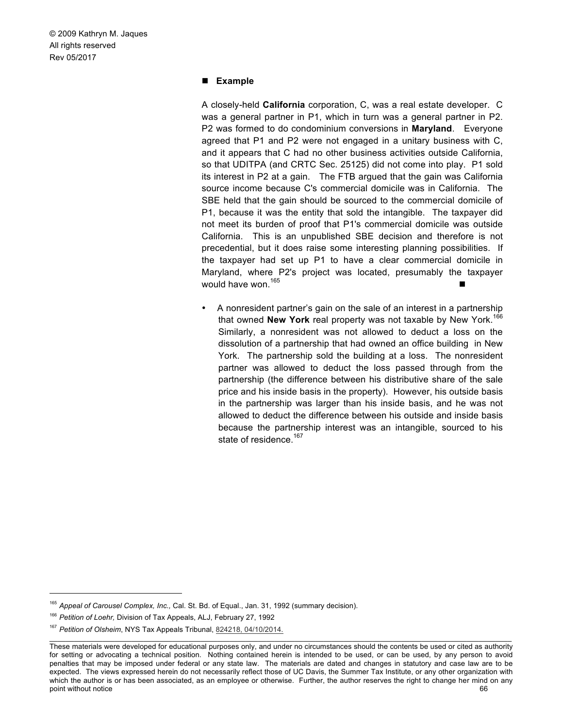■ **Example**

A closely-held **California** corporation, C, was a real estate developer. C was a general partner in P1, which in turn was a general partner in P2. P2 was formed to do condominium conversions in **Maryland**. Everyone agreed that P1 and P2 were not engaged in a unitary business with C, and it appears that C had no other business activities outside California, so that UDITPA (and CRTC Sec. 25125) did not come into play. P1 sold its interest in P2 at a gain. The FTB argued that the gain was California source income because C's commercial domicile was in California. The SBE held that the gain should be sourced to the commercial domicile of P1, because it was the entity that sold the intangible. The taxpayer did not meet its burden of proof that P1's commercial domicile was outside California. This is an unpublished SBE decision and therefore is not precedential, but it does raise some interesting planning possibilities. If the taxpayer had set up P1 to have a clear commercial domicile in Maryland, where P2's project was located, presumably the taxpayer would have won.[165] ■

- A nonresident partner's gain on the sale of an interest in a partnership that owned **New York** real property was not taxable by New York.[166] Similarly, a nonresident was not allowed to deduct a loss on the dissolution of a partnership that had owned an office building in New York. The partnership sold the building at a loss. The nonresident partner was allowed to deduct the loss passed through from the partnership (the difference between his distributive share of the sale price and his inside basis in the property). However, his outside basis in the partnership was larger than his inside basis, and he was not allowed to deduct the difference between his outside and inside basis because the partnership interest was an intangible, sourced to his state of residence.[167]

---

[165] *Appeal of Carousel Complex, Inc.,* Cal. St. Bd. of Equal., Jan. 31, 1992 (summary decision).

[166] *Petition of Loehr,* Division of Tax Appeals, ALJ, February 27, 1992

[167] *Petition of Olsheim*, NYS Tax Appeals Tribunal, 824218, 04/10/2014.

These materials were developed for educational purposes only, and under no circumstances should the contents be used or cited as authority for setting or advocating a technical position. Nothing contained herein is intended to be used, or can be used, by any person to avoid penalties that may be imposed under federal or any state law. The materials are dated and changes in statutory and case law are to be expected. The views expressed herein do not necessarily reflect those of UC Davis, the Summer Tax Institute, or any other organization with which the author is or has been associated, as an employee or otherwise. Further, the author reserves the right to change her mind on any point without notice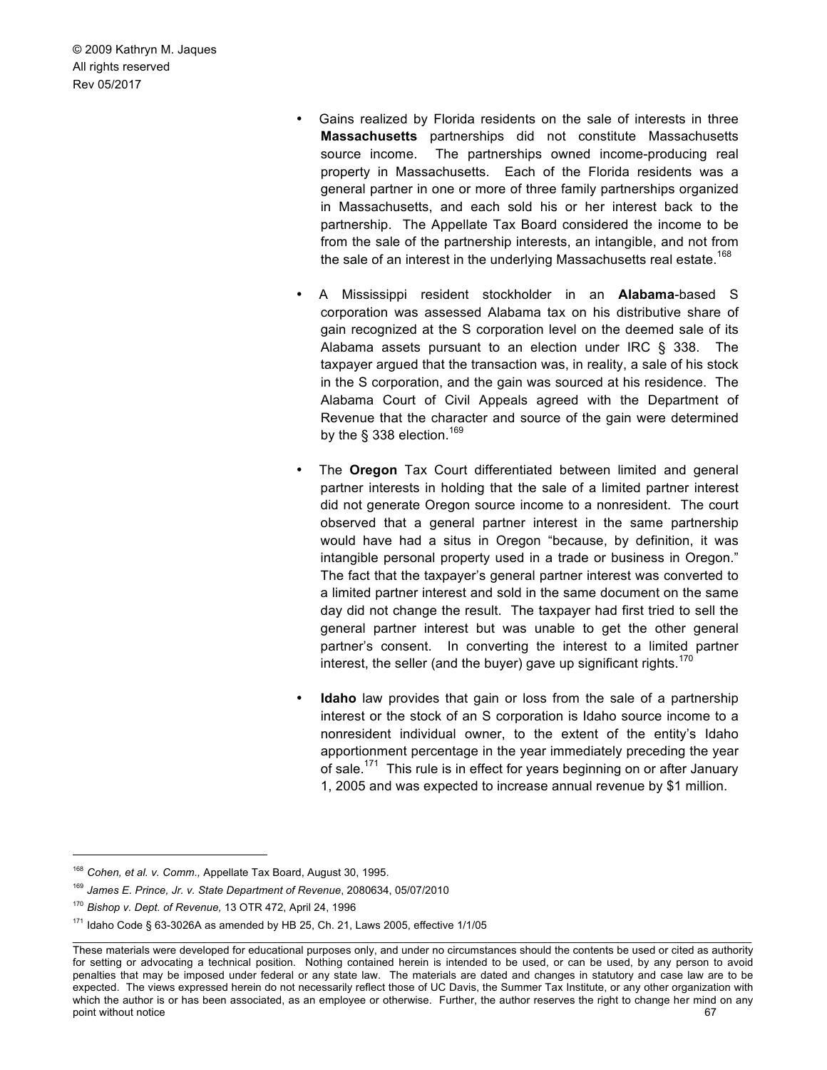- Gains realized by Florida residents on the sale of interests in three **Massachusetts** partnerships did not constitute Massachusetts source income. The partnerships owned income-producing real property in Massachusetts. Each of the Florida residents was a general partner in one or more of three family partnerships organized in Massachusetts, and each sold his or her interest back to the partnership. The Appellate Tax Board considered the income to be from the sale of the partnership interests, an intangible, and not from the sale of an interest in the underlying Massachusetts real estate.[168]

- A Mississippi resident stockholder in an **Alabama**-based S corporation was assessed Alabama tax on his distributive share of gain recognized at the S corporation level on the deemed sale of its Alabama assets pursuant to an election under IRC § 338. The taxpayer argued that the transaction was, in reality, a sale of his stock in the S corporation, and the gain was sourced at his residence. The Alabama Court of Civil Appeals agreed with the Department of Revenue that the character and source of the gain were determined by the § 338 election.[169]

- The **Oregon** Tax Court differentiated between limited and general partner interests in holding that the sale of a limited partner interest did not generate Oregon source income to a nonresident. The court observed that a general partner interest in the same partnership would have had a situs in Oregon "because, by definition, it was intangible personal property used in a trade or business in Oregon." The fact that the taxpayer's general partner interest was converted to a limited partner interest and sold in the same document on the same day did not change the result. The taxpayer had first tried to sell the general partner interest but was unable to get the other general partner's consent. In converting the interest to a limited partner interest, the seller (and the buyer) gave up significant rights.[170]

- **Idaho** law provides that gain or loss from the sale of a partnership interest or the stock of an S corporation is Idaho source income to a nonresident individual owner, to the extent of the entity's Idaho apportionment percentage in the year immediately preceding the year of sale.[171] This rule is in effect for years beginning on or after January 1, 2005 and was expected to increase annual revenue by $1 million.

---

[168] *Cohen, et al. v. Comm.,* Appellate Tax Board, August 30, 1995.

[169] *James E. Prince, Jr. v. State Department of Revenue*, 2080634, 05/07/2010

[170] *Bishop v. Dept. of Revenue,* 13 OTR 472, April 24, 1996

[171] Idaho Code § 63-3026A as amended by HB 25, Ch. 21, Laws 2005, effective 1/1/05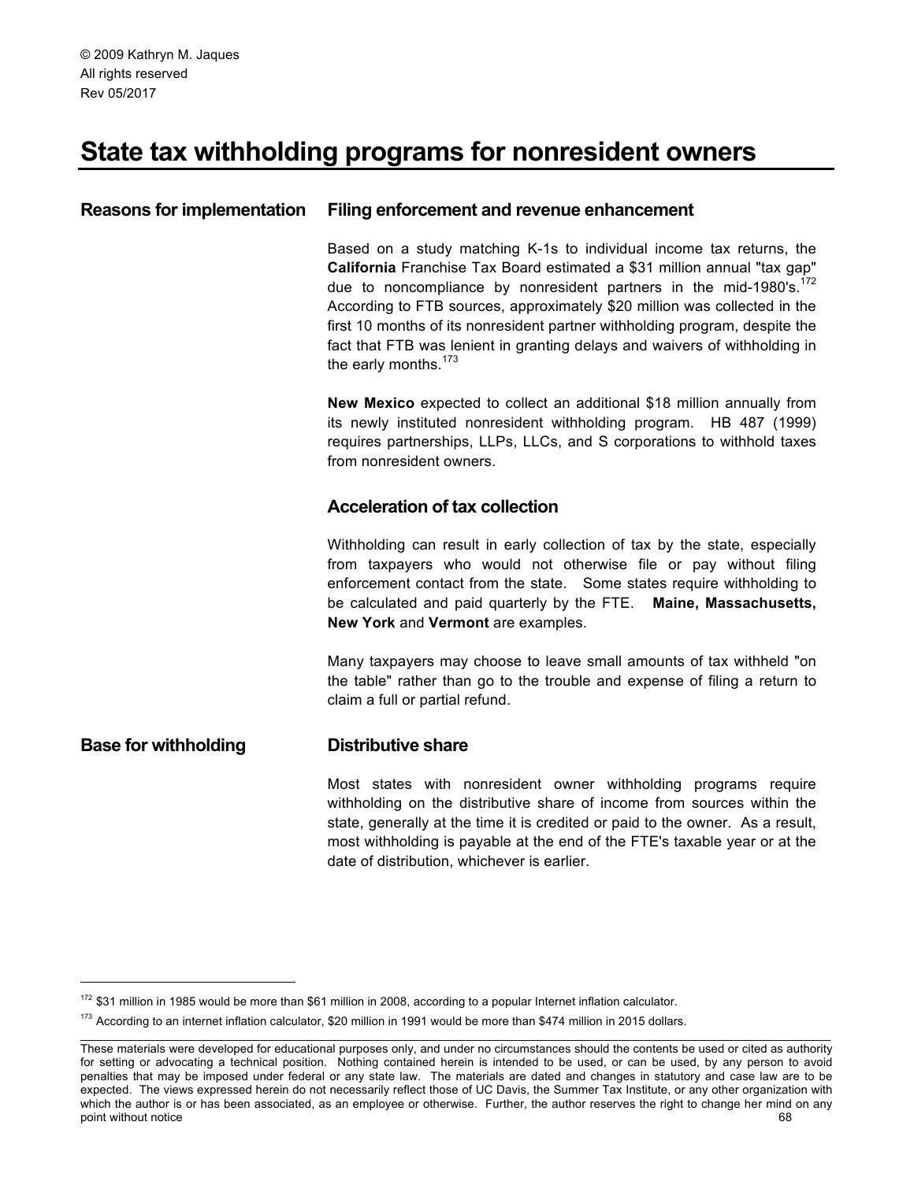# State tax withholding programs for nonresident owners

## Reasons for implementation

### Filing enforcement and revenue enhancement

Based on a study matching K-1s to individual income tax returns, the **California** Franchise Tax Board estimated a $31 million annual "tax gap" due to noncompliance by nonresident partners in the mid-1980's.[172] According to FTB sources, approximately $20 million was collected in the first 10 months of its nonresident partner withholding program, despite the fact that FTB was lenient in granting delays and waivers of withholding in the early months.[173]

**New Mexico** expected to collect an additional $18 million annually from its newly instituted nonresident withholding program. HB 487 (1999) requires partnerships, LLPs, LLCs, and S corporations to withhold taxes from nonresident owners.

### Acceleration of tax collection

Withholding can result in early collection of tax by the state, especially from taxpayers who would not otherwise file or pay without filing enforcement contact from the state. Some states require withholding to be calculated and paid quarterly by the FTE. **Maine, Massachusetts, New York** and **Vermont** are examples.

Many taxpayers may choose to leave small amounts of tax withheld "on the table" rather than go to the trouble and expense of filing a return to claim a full or partial refund.

## Base for withholding

### Distributive share

Most states with nonresident owner withholding programs require withholding on the distributive share of income from sources within the state, generally at the time it is credited or paid to the owner. As a result, most withholding is payable at the end of the FTE's taxable year or at the date of distribution, whichever is earlier.

---

[172] $31 million in 1985 would be more than $61 million in 2008, according to a popular Internet inflation calculator.

[173] According to an internet inflation calculator, $20 million in 1991 would be more than $474 million in 2015 dollars.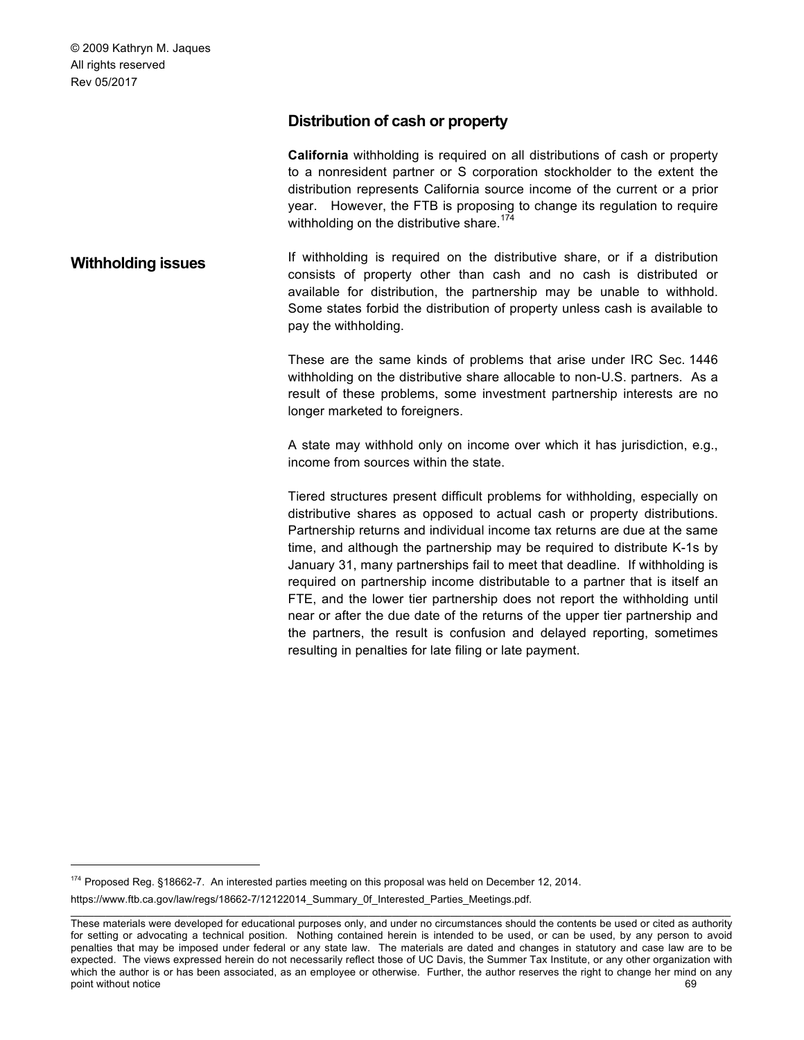## Distribution of cash or property

**California** withholding is required on all distributions of cash or property to a nonresident partner or S corporation stockholder to the extent the distribution represents California source income of the current or a prior year. However, the FTB is proposing to change its regulation to require withholding on the distributive share.[174]

### Withholding issues

If withholding is required on the distributive share, or if a distribution consists of property other than cash and no cash is distributed or available for distribution, the partnership may be unable to withhold. Some states forbid the distribution of property unless cash is available to pay the withholding.

These are the same kinds of problems that arise under IRC Sec. 1446 withholding on the distributive share allocable to non-U.S. partners. As a result of these problems, some investment partnership interests are no longer marketed to foreigners.

A state may withhold only on income over which it has jurisdiction, e.g., income from sources within the state.

Tiered structures present difficult problems for withholding, especially on distributive shares as opposed to actual cash or property distributions. Partnership returns and individual income tax returns are due at the same time, and although the partnership may be required to distribute K-1s by January 31, many partnerships fail to meet that deadline. If withholding is required on partnership income distributable to a partner that is itself an FTE, and the lower tier partnership does not report the withholding until near or after the due date of the returns of the upper tier partnership and the partners, the result is confusion and delayed reporting, sometimes resulting in penalties for late filing or late payment.

---

[174] Proposed Reg. §18662-7. An interested parties meeting on this proposal was held on December 12, 2014. https://www.ftb.ca.gov/law/regs/18662-7/12122014_Summary_0f_Interested_Parties_Meetings.pdf.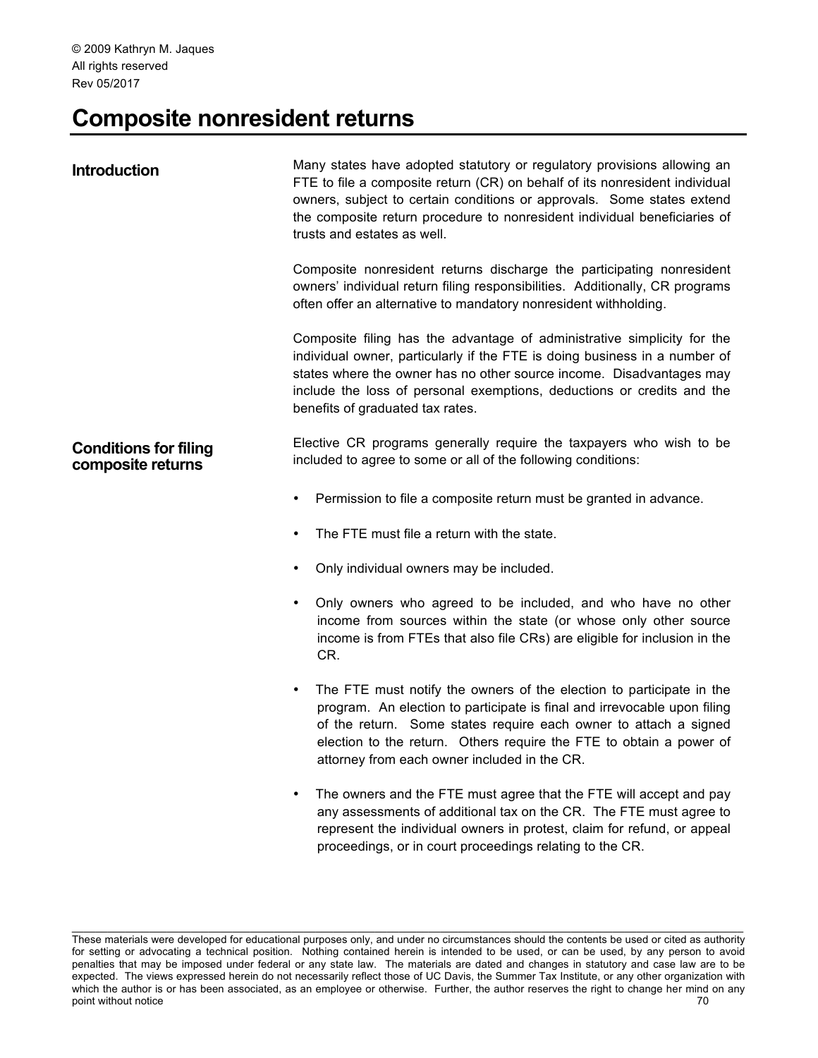# Composite nonresident returns

## Introduction

Many states have adopted statutory or regulatory provisions allowing an FTE to file a composite return (CR) on behalf of its nonresident individual owners, subject to certain conditions or approvals. Some states extend the composite return procedure to nonresident individual beneficiaries of trusts and estates as well.

Composite nonresident returns discharge the participating nonresident owners' individual return filing responsibilities. Additionally, CR programs often offer an alternative to mandatory nonresident withholding.

Composite filing has the advantage of administrative simplicity for the individual owner, particularly if the FTE is doing business in a number of states where the owner has no other source income. Disadvantages may include the loss of personal exemptions, deductions or credits and the benefits of graduated tax rates.

## Conditions for filing composite returns

Elective CR programs generally require the taxpayers who wish to be included to agree to some or all of the following conditions:

- Permission to file a composite return must be granted in advance.
- The FTE must file a return with the state.
- Only individual owners may be included.
- Only owners who agreed to be included, and who have no other income from sources within the state (or whose only other source income is from FTEs that also file CRs) are eligible for inclusion in the CR.
- The FTE must notify the owners of the election to participate in the program. An election to participate is final and irrevocable upon filing of the return. Some states require each owner to attach a signed election to the return. Others require the FTE to obtain a power of attorney from each owner included in the CR.
- The owners and the FTE must agree that the FTE will accept and pay any assessments of additional tax on the CR. The FTE must agree to represent the individual owners in protest, claim for refund, or appeal proceedings, or in court proceedings relating to the CR.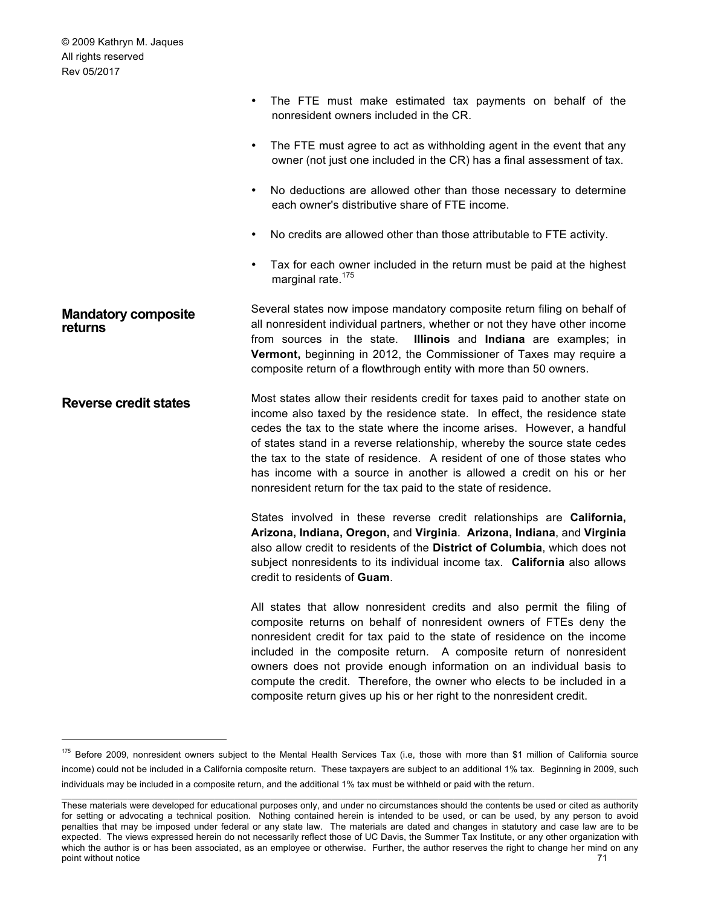- The FTE must make estimated tax payments on behalf of the nonresident owners included in the CR.
- The FTE must agree to act as withholding agent in the event that any owner (not just one included in the CR) has a final assessment of tax.
- No deductions are allowed other than those necessary to determine each owner's distributive share of FTE income.
- No credits are allowed other than those attributable to FTE activity.
- Tax for each owner included in the return must be paid at the highest marginal rate.[175]

### Mandatory composite returns

Several states now impose mandatory composite return filing on behalf of all nonresident individual partners, whether or not they have other income from sources in the state. **Illinois** and **Indiana** are examples; in **Vermont,** beginning in 2012, the Commissioner of Taxes may require a composite return of a flowthrough entity with more than 50 owners.

### Reverse credit states

Most states allow their residents credit for taxes paid to another state on income also taxed by the residence state. In effect, the residence state cedes the tax to the state where the income arises. However, a handful of states stand in a reverse relationship, whereby the source state cedes the tax to the state of residence. A resident of one of those states who has income with a source in another is allowed a credit on his or her nonresident return for the tax paid to the state of residence.

States involved in these reverse credit relationships are **California, Arizona, Indiana, Oregon,** and **Virginia**. **Arizona, Indiana**, and **Virginia** also allow credit to residents of the **District of Columbia**, which does not subject nonresidents to its individual income tax. **California** also allows credit to residents of **Guam**.

All states that allow nonresident credits and also permit the filing of composite returns on behalf of nonresident owners of FTEs deny the nonresident credit for tax paid to the state of residence on the income included in the composite return. A composite return of nonresident owners does not provide enough information on an individual basis to compute the credit. Therefore, the owner who elects to be included in a composite return gives up his or her right to the nonresident credit.

---

[175] Before 2009, nonresident owners subject to the Mental Health Services Tax (i.e, those with more than $1 million of California source income) could not be included in a California composite return. These taxpayers are subject to an additional 1% tax. Beginning in 2009, such individuals may be included in a composite return, and the additional 1% tax must be withheld or paid with the return.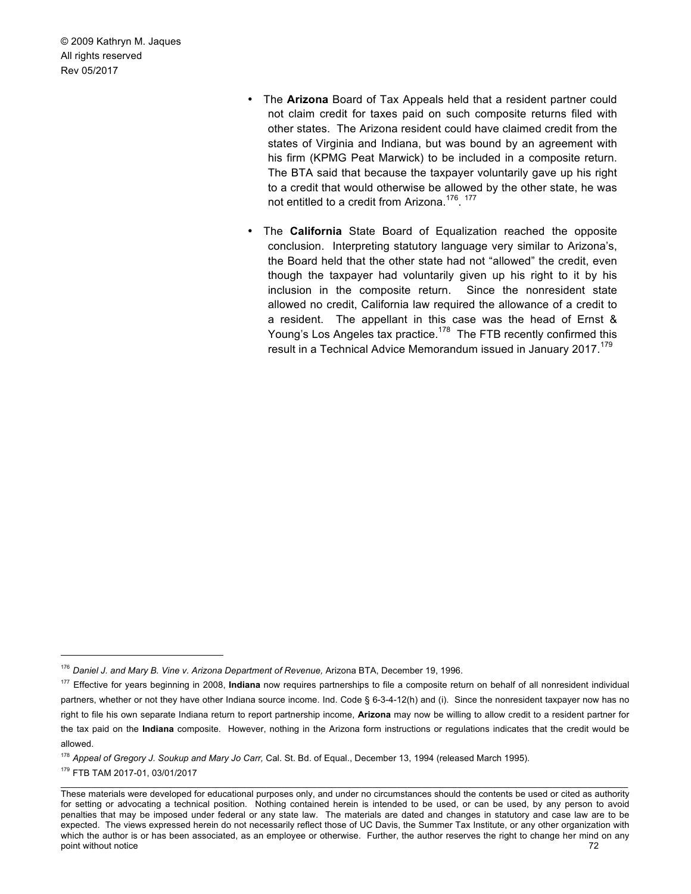- The **Arizona** Board of Tax Appeals held that a resident partner could not claim credit for taxes paid on such composite returns filed with other states. The Arizona resident could have claimed credit from the states of Virginia and Indiana, but was bound by an agreement with his firm (KPMG Peat Marwick) to be included in a composite return. The BTA said that because the taxpayer voluntarily gave up his right to a credit that would otherwise be allowed by the other state, he was not entitled to a credit from Arizona.[176]. [177]

- The **California** State Board of Equalization reached the opposite conclusion. Interpreting statutory language very similar to Arizona's, the Board held that the other state had not "allowed" the credit, even though the taxpayer had voluntarily given up his right to it by his inclusion in the composite return. Since the nonresident state allowed no credit, California law required the allowance of a credit to a resident. The appellant in this case was the head of Ernst & Young's Los Angeles tax practice.[178] The FTB recently confirmed this result in a Technical Advice Memorandum issued in January 2017.[179]

---

[176] *Daniel J. and Mary B. Vine v. Arizona Department of Revenue,* Arizona BTA, December 19, 1996.

[177] Effective for years beginning in 2008, **Indiana** now requires partnerships to file a composite return on behalf of all nonresident individual partners, whether or not they have other Indiana source income. Ind. Code § 6-3-4-12(h) and (i). Since the nonresident taxpayer now has no right to file his own separate Indiana return to report partnership income, **Arizona** may now be willing to allow credit to a resident partner for the tax paid on the **Indiana** composite. However, nothing in the Arizona form instructions or regulations indicates that the credit would be allowed.

[178] *Appeal of Gregory J. Soukup and Mary Jo Carr,* Cal. St. Bd. of Equal., December 13, 1994 (released March 1995).

[179] FTB TAM 2017-01, 03/01/2017